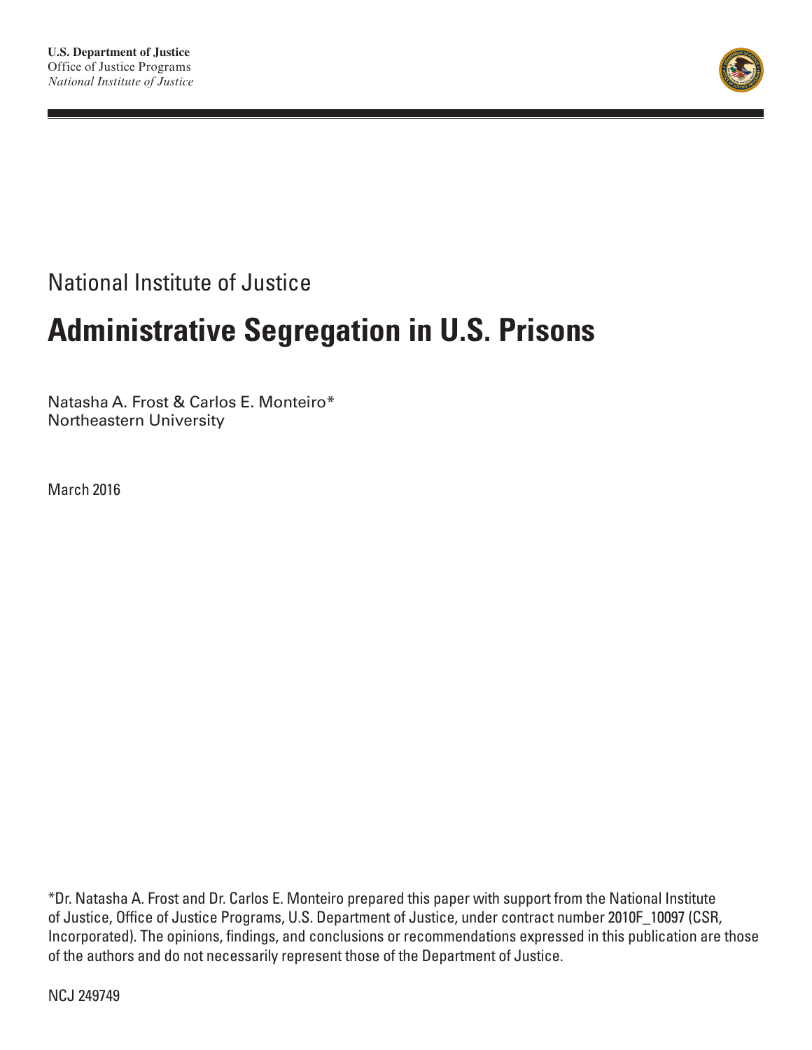**U.S. Department of Justice**
Office of Justice Programs
*National Institute of Justice*

National Institute of Justice

# Administrative Segregation in U.S. Prisons

Natasha A. Frost & Carlos E. Monteiro*
Northeastern University

March 2016

*Dr. Natasha A. Frost and Dr. Carlos E. Monteiro prepared this paper with support from the National Institute of Justice, Office of Justice Programs, U.S. Department of Justice, under contract number 2010F_10097 (CSR, Incorporated). The opinions, findings, and conclusions or recommendations expressed in this publication are those of the authors and do not necessarily represent those of the Department of Justice.

NCJ 249749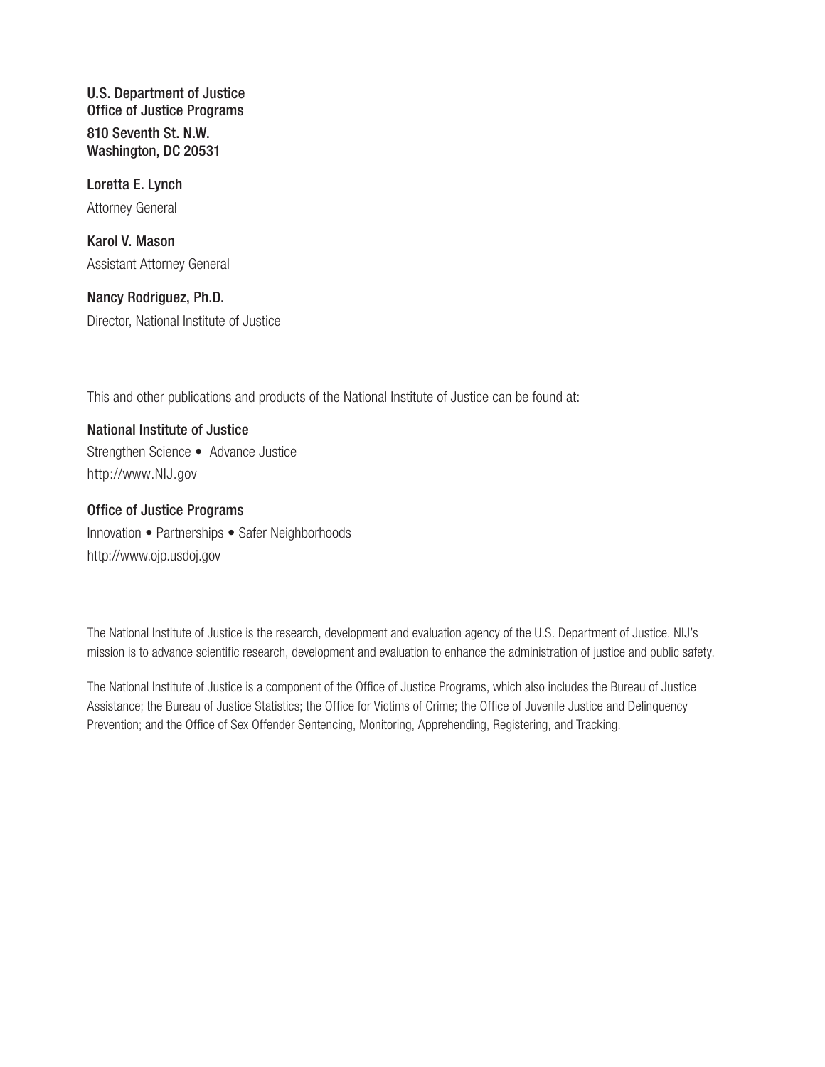**U.S. Department of Justice**
**Office of Justice Programs**
**810 Seventh St. N.W.**
**Washington, DC 20531**

**Loretta E. Lynch**
Attorney General

**Karol V. Mason**
Assistant Attorney General

**Nancy Rodriguez, Ph.D.**
Director, National Institute of Justice

This and other publications and products of the National Institute of Justice can be found at:

**National Institute of Justice**
Strengthen Science • Advance Justice
http://www.NIJ.gov

**Office of Justice Programs**
Innovation • Partnerships • Safer Neighborhoods
http://www.ojp.usdoj.gov

The National Institute of Justice is the research, development and evaluation agency of the U.S. Department of Justice. NIJ's mission is to advance scientific research, development and evaluation to enhance the administration of justice and public safety.

The National Institute of Justice is a component of the Office of Justice Programs, which also includes the Bureau of Justice Assistance; the Bureau of Justice Statistics; the Office for Victims of Crime; the Office of Juvenile Justice and Delinquency Prevention; and the Office of Sex Offender Sentencing, Monitoring, Apprehending, Registering, and Tracking.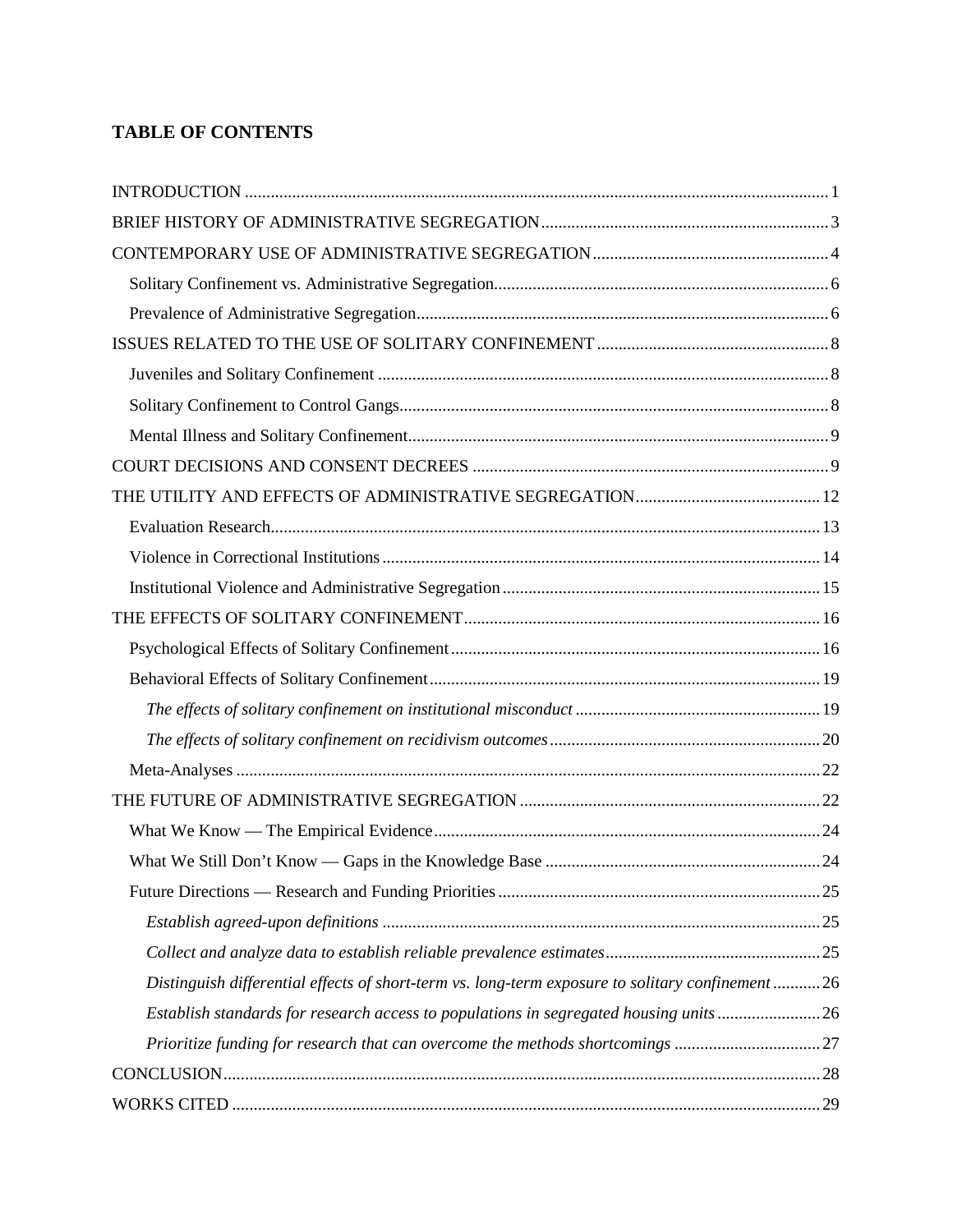**TABLE OF CONTENTS**

INTRODUCTION ........ 1
BRIEF HISTORY OF ADMINISTRATIVE SEGREGATION ........ 3
CONTEMPORARY USE OF ADMINISTRATIVE SEGREGATION ........ 4
- Solitary Confinement vs. Administrative Segregation ........ 6
- Prevalence of Administrative Segregation ........ 6

ISSUES RELATED TO THE USE OF SOLITARY CONFINEMENT ........ 8
- Juveniles and Solitary Confinement ........ 8
- Solitary Confinement to Control Gangs ........ 8
- Mental Illness and Solitary Confinement ........ 9

COURT DECISIONS AND CONSENT DECREES ........ 9
THE UTILITY AND EFFECTS OF ADMINISTRATIVE SEGREGATION ........ 12
- Evaluation Research ........ 13
- Violence in Correctional Institutions ........ 14
- Institutional Violence and Administrative Segregation ........ 15

THE EFFECTS OF SOLITARY CONFINEMENT ........ 16
- Psychological Effects of Solitary Confinement ........ 16
- Behavioral Effects of Solitary Confinement ........ 19
  - *The effects of solitary confinement on institutional misconduct* ........ 19
  - *The effects of solitary confinement on recidivism outcomes* ........ 20
- Meta-Analyses ........ 22

THE FUTURE OF ADMINISTRATIVE SEGREGATION ........ 22
- What We Know — The Empirical Evidence ........ 24
- What We Still Don't Know — Gaps in the Knowledge Base ........ 24
- Future Directions — Research and Funding Priorities ........ 25
  - *Establish agreed-upon definitions* ........ 25
  - *Collect and analyze data to establish reliable prevalence estimates* ........ 25
  - *Distinguish differential effects of short-term vs. long-term exposure to solitary confinement* ........ 26
  - *Establish standards for research access to populations in segregated housing units* ........ 26
  - *Prioritize funding for research that can overcome the methods shortcomings* ........ 27

CONCLUSION ........ 28
WORKS CITED ........ 29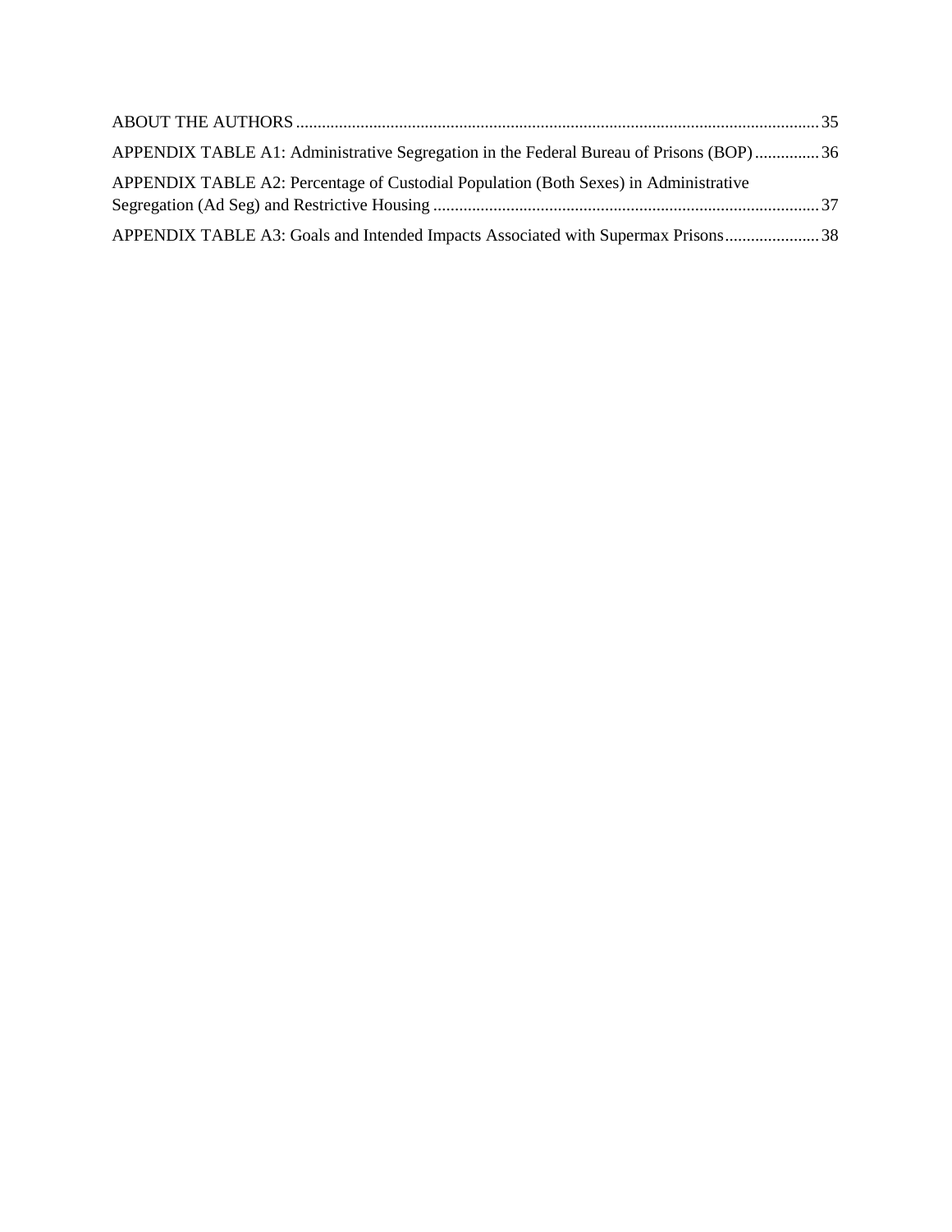ABOUT THE AUTHORS ........................................................................................................................ 35

APPENDIX TABLE A1: Administrative Segregation in the Federal Bureau of Prisons (BOP) ............... 36

APPENDIX TABLE A2: Percentage of Custodial Population (Both Sexes) in Administrative Segregation (Ad Seg) and Restrictive Housing ........................................................................................ 37

APPENDIX TABLE A3: Goals and Intended Impacts Associated with Supermax Prisons...................... 38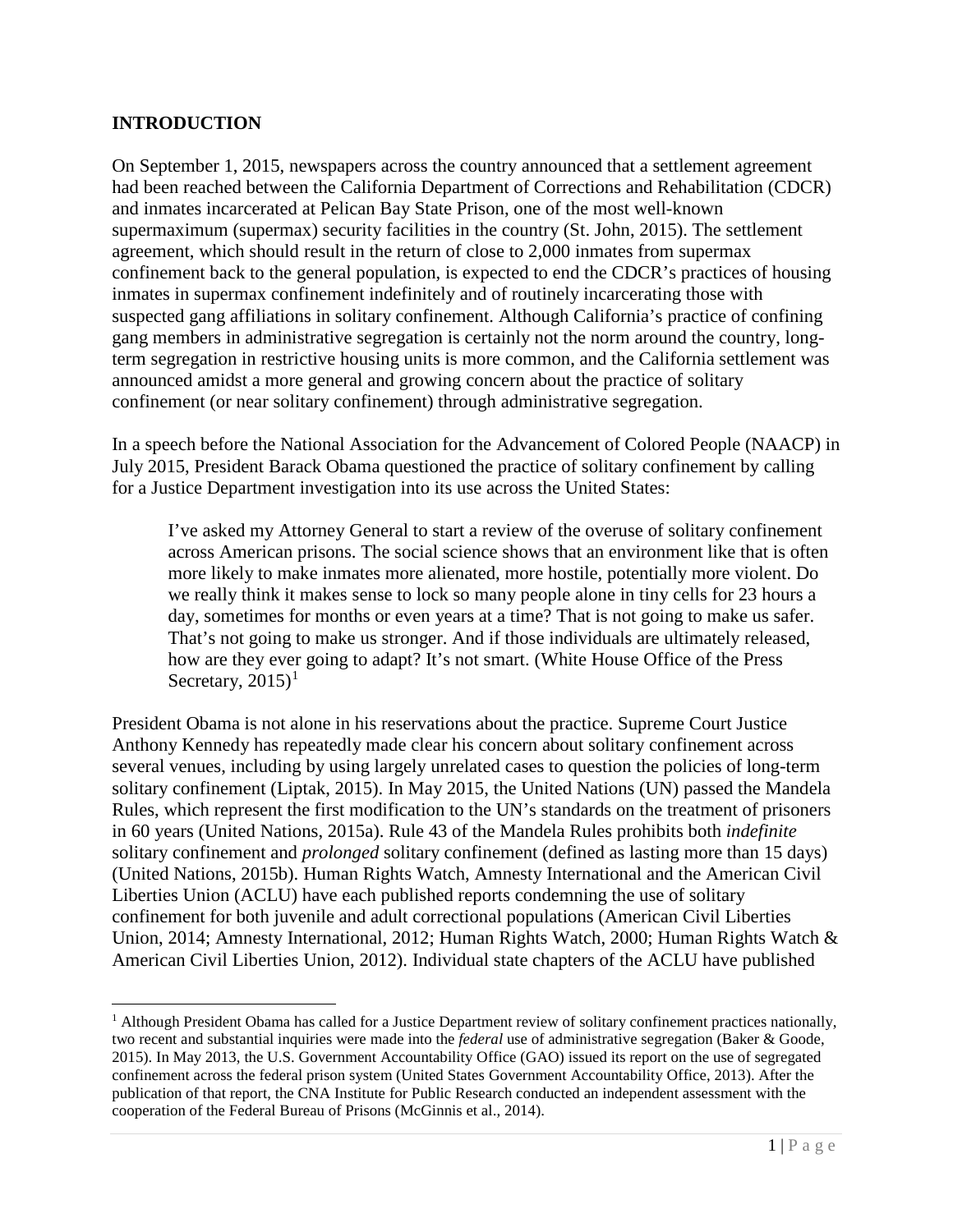**INTRODUCTION**

On September 1, 2015, newspapers across the country announced that a settlement agreement had been reached between the California Department of Corrections and Rehabilitation (CDCR) and inmates incarcerated at Pelican Bay State Prison, one of the most well-known supermaximum (supermax) security facilities in the country (St. John, 2015). The settlement agreement, which should result in the return of close to 2,000 inmates from supermax confinement back to the general population, is expected to end the CDCR's practices of housing inmates in supermax confinement indefinitely and of routinely incarcerating those with suspected gang affiliations in solitary confinement. Although California's practice of confining gang members in administrative segregation is certainly not the norm around the country, long-term segregation in restrictive housing units is more common, and the California settlement was announced amidst a more general and growing concern about the practice of solitary confinement (or near solitary confinement) through administrative segregation.

In a speech before the National Association for the Advancement of Colored People (NAACP) in July 2015, President Barack Obama questioned the practice of solitary confinement by calling for a Justice Department investigation into its use across the United States:

> I've asked my Attorney General to start a review of the overuse of solitary confinement across American prisons. The social science shows that an environment like that is often more likely to make inmates more alienated, more hostile, potentially more violent. Do we really think it makes sense to lock so many people alone in tiny cells for 23 hours a day, sometimes for months or even years at a time? That is not going to make us safer. That's not going to make us stronger. And if those individuals are ultimately released, how are they ever going to adapt? It's not smart. (White House Office of the Press Secretary, 2015)[1]

President Obama is not alone in his reservations about the practice. Supreme Court Justice Anthony Kennedy has repeatedly made clear his concern about solitary confinement across several venues, including by using largely unrelated cases to question the policies of long-term solitary confinement (Liptak, 2015). In May 2015, the United Nations (UN) passed the Mandela Rules, which represent the first modification to the UN's standards on the treatment of prisoners in 60 years (United Nations, 2015a). Rule 43 of the Mandela Rules prohibits both *indefinite* solitary confinement and *prolonged* solitary confinement (defined as lasting more than 15 days) (United Nations, 2015b). Human Rights Watch, Amnesty International and the American Civil Liberties Union (ACLU) have each published reports condemning the use of solitary confinement for both juvenile and adult correctional populations (American Civil Liberties Union, 2014; Amnesty International, 2012; Human Rights Watch, 2000; Human Rights Watch & American Civil Liberties Union, 2012). Individual state chapters of the ACLU have published

[1] Although President Obama has called for a Justice Department review of solitary confinement practices nationally, two recent and substantial inquiries were made into the *federal* use of administrative segregation (Baker & Goode, 2015). In May 2013, the U.S. Government Accountability Office (GAO) issued its report on the use of segregated confinement across the federal prison system (United States Government Accountability Office, 2013). After the publication of that report, the CNA Institute for Public Research conducted an independent assessment with the cooperation of the Federal Bureau of Prisons (McGinnis et al., 2014).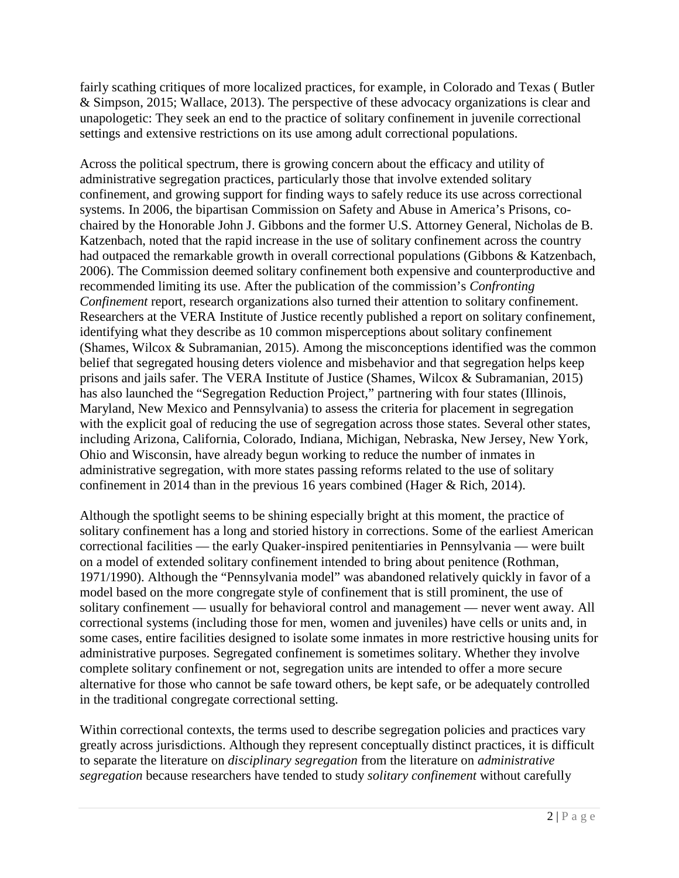fairly scathing critiques of more localized practices, for example, in Colorado and Texas ( Butler & Simpson, 2015; Wallace, 2013). The perspective of these advocacy organizations is clear and unapologetic: They seek an end to the practice of solitary confinement in juvenile correctional settings and extensive restrictions on its use among adult correctional populations.

Across the political spectrum, there is growing concern about the efficacy and utility of administrative segregation practices, particularly those that involve extended solitary confinement, and growing support for finding ways to safely reduce its use across correctional systems. In 2006, the bipartisan Commission on Safety and Abuse in America's Prisons, co-chaired by the Honorable John J. Gibbons and the former U.S. Attorney General, Nicholas de B. Katzenbach, noted that the rapid increase in the use of solitary confinement across the country had outpaced the remarkable growth in overall correctional populations (Gibbons & Katzenbach, 2006). The Commission deemed solitary confinement both expensive and counterproductive and recommended limiting its use. After the publication of the commission's *Confronting Confinement* report, research organizations also turned their attention to solitary confinement. Researchers at the VERA Institute of Justice recently published a report on solitary confinement, identifying what they describe as 10 common misperceptions about solitary confinement (Shames, Wilcox & Subramanian, 2015). Among the misconceptions identified was the common belief that segregated housing deters violence and misbehavior and that segregation helps keep prisons and jails safer. The VERA Institute of Justice (Shames, Wilcox & Subramanian, 2015) has also launched the "Segregation Reduction Project," partnering with four states (Illinois, Maryland, New Mexico and Pennsylvania) to assess the criteria for placement in segregation with the explicit goal of reducing the use of segregation across those states. Several other states, including Arizona, California, Colorado, Indiana, Michigan, Nebraska, New Jersey, New York, Ohio and Wisconsin, have already begun working to reduce the number of inmates in administrative segregation, with more states passing reforms related to the use of solitary confinement in 2014 than in the previous 16 years combined (Hager & Rich, 2014).

Although the spotlight seems to be shining especially bright at this moment, the practice of solitary confinement has a long and storied history in corrections. Some of the earliest American correctional facilities — the early Quaker-inspired penitentiaries in Pennsylvania — were built on a model of extended solitary confinement intended to bring about penitence (Rothman, 1971/1990). Although the "Pennsylvania model" was abandoned relatively quickly in favor of a model based on the more congregate style of confinement that is still prominent, the use of solitary confinement — usually for behavioral control and management — never went away. All correctional systems (including those for men, women and juveniles) have cells or units and, in some cases, entire facilities designed to isolate some inmates in more restrictive housing units for administrative purposes. Segregated confinement is sometimes solitary. Whether they involve complete solitary confinement or not, segregation units are intended to offer a more secure alternative for those who cannot be safe toward others, be kept safe, or be adequately controlled in the traditional congregate correctional setting.

Within correctional contexts, the terms used to describe segregation policies and practices vary greatly across jurisdictions. Although they represent conceptually distinct practices, it is difficult to separate the literature on *disciplinary segregation* from the literature on *administrative segregation* because researchers have tended to study *solitary confinement* without carefully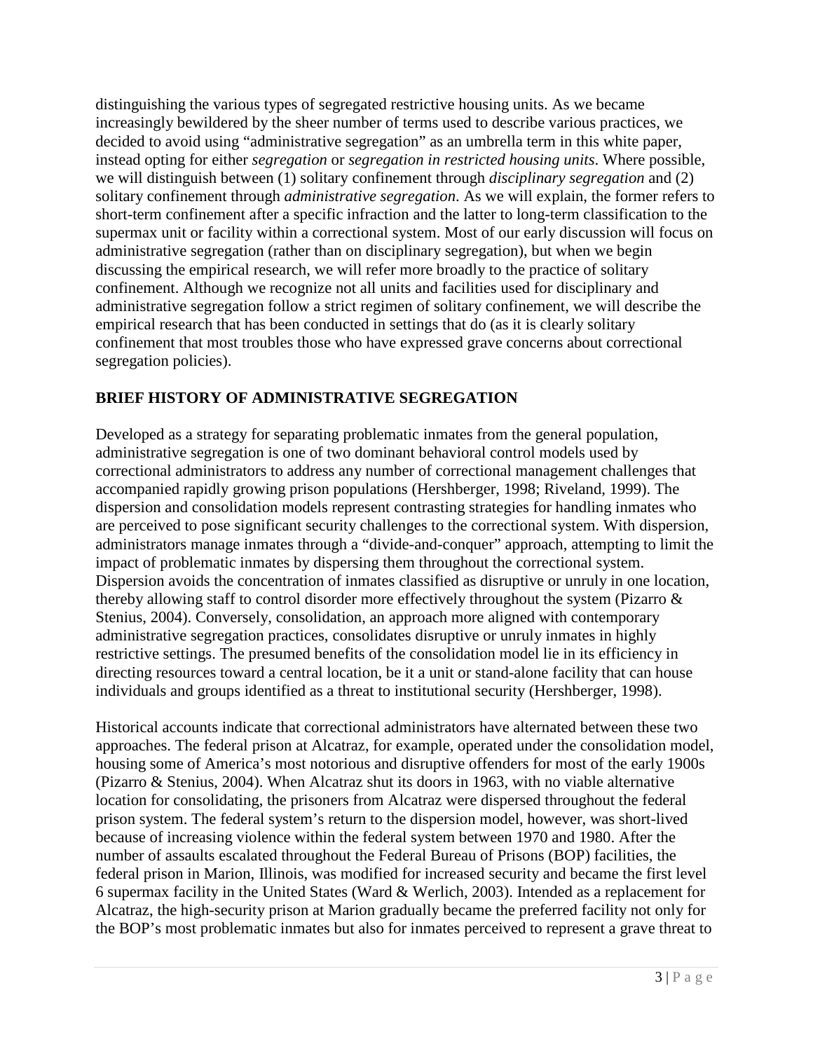distinguishing the various types of segregated restrictive housing units. As we became increasingly bewildered by the sheer number of terms used to describe various practices, we decided to avoid using "administrative segregation" as an umbrella term in this white paper, instead opting for either *segregation* or *segregation in restricted housing units*. Where possible, we will distinguish between (1) solitary confinement through *disciplinary segregation* and (2) solitary confinement through *administrative segregation*. As we will explain, the former refers to short-term confinement after a specific infraction and the latter to long-term classification to the supermax unit or facility within a correctional system. Most of our early discussion will focus on administrative segregation (rather than on disciplinary segregation), but when we begin discussing the empirical research, we will refer more broadly to the practice of solitary confinement. Although we recognize not all units and facilities used for disciplinary and administrative segregation follow a strict regimen of solitary confinement, we will describe the empirical research that has been conducted in settings that do (as it is clearly solitary confinement that most troubles those who have expressed grave concerns about correctional segregation policies).

## BRIEF HISTORY OF ADMINISTRATIVE SEGREGATION

Developed as a strategy for separating problematic inmates from the general population, administrative segregation is one of two dominant behavioral control models used by correctional administrators to address any number of correctional management challenges that accompanied rapidly growing prison populations (Hershberger, 1998; Riveland, 1999). The dispersion and consolidation models represent contrasting strategies for handling inmates who are perceived to pose significant security challenges to the correctional system. With dispersion, administrators manage inmates through a "divide-and-conquer" approach, attempting to limit the impact of problematic inmates by dispersing them throughout the correctional system. Dispersion avoids the concentration of inmates classified as disruptive or unruly in one location, thereby allowing staff to control disorder more effectively throughout the system (Pizarro & Stenius, 2004). Conversely, consolidation, an approach more aligned with contemporary administrative segregation practices, consolidates disruptive or unruly inmates in highly restrictive settings. The presumed benefits of the consolidation model lie in its efficiency in directing resources toward a central location, be it a unit or stand-alone facility that can house individuals and groups identified as a threat to institutional security (Hershberger, 1998).

Historical accounts indicate that correctional administrators have alternated between these two approaches. The federal prison at Alcatraz, for example, operated under the consolidation model, housing some of America's most notorious and disruptive offenders for most of the early 1900s (Pizarro & Stenius, 2004). When Alcatraz shut its doors in 1963, with no viable alternative location for consolidating, the prisoners from Alcatraz were dispersed throughout the federal prison system. The federal system's return to the dispersion model, however, was short-lived because of increasing violence within the federal system between 1970 and 1980. After the number of assaults escalated throughout the Federal Bureau of Prisons (BOP) facilities, the federal prison in Marion, Illinois, was modified for increased security and became the first level 6 supermax facility in the United States (Ward & Werlich, 2003). Intended as a replacement for Alcatraz, the high-security prison at Marion gradually became the preferred facility not only for the BOP's most problematic inmates but also for inmates perceived to represent a grave threat to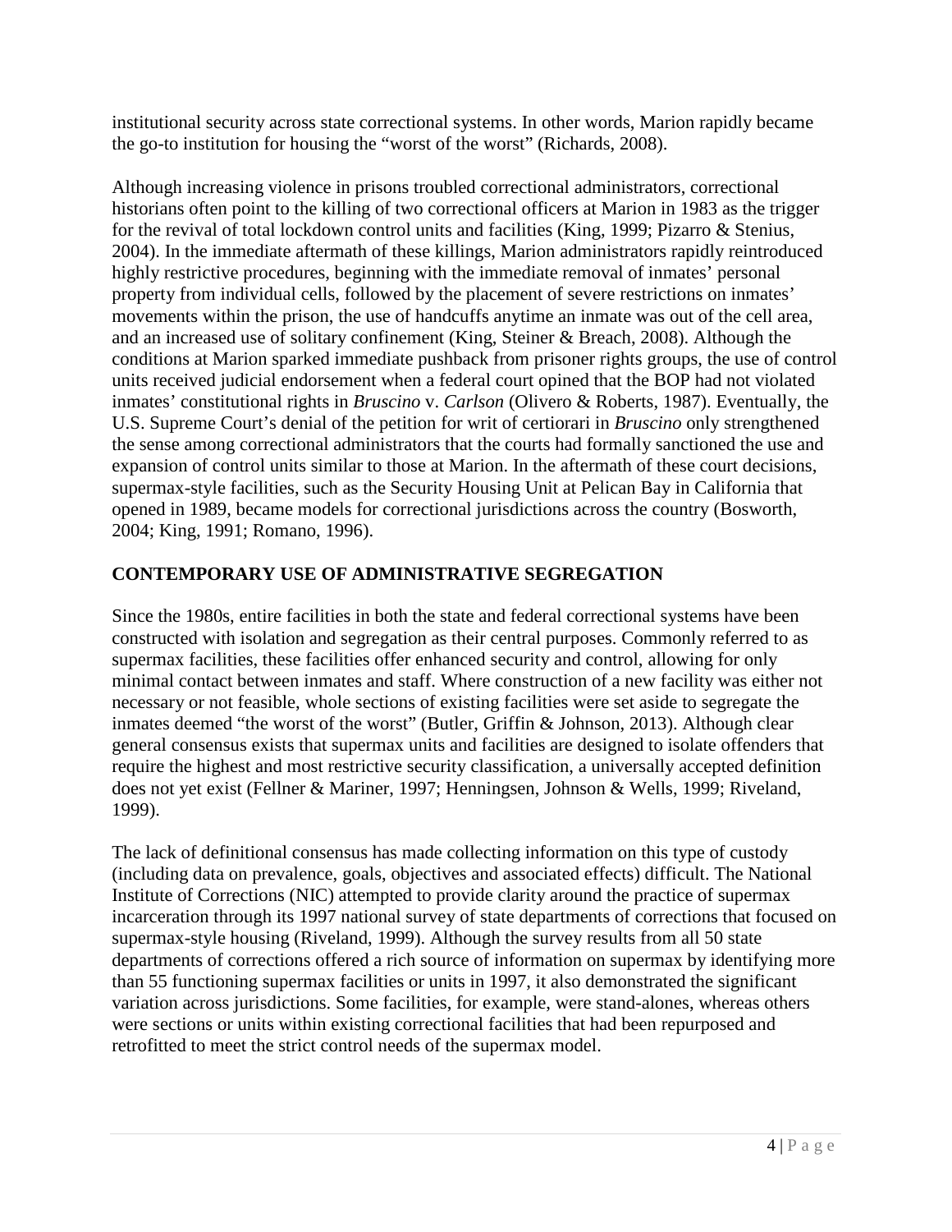institutional security across state correctional systems. In other words, Marion rapidly became the go-to institution for housing the "worst of the worst" (Richards, 2008).

Although increasing violence in prisons troubled correctional administrators, correctional historians often point to the killing of two correctional officers at Marion in 1983 as the trigger for the revival of total lockdown control units and facilities (King, 1999; Pizarro & Stenius, 2004). In the immediate aftermath of these killings, Marion administrators rapidly reintroduced highly restrictive procedures, beginning with the immediate removal of inmates' personal property from individual cells, followed by the placement of severe restrictions on inmates' movements within the prison, the use of handcuffs anytime an inmate was out of the cell area, and an increased use of solitary confinement (King, Steiner & Breach, 2008). Although the conditions at Marion sparked immediate pushback from prisoner rights groups, the use of control units received judicial endorsement when a federal court opined that the BOP had not violated inmates' constitutional rights in *Bruscino* v. *Carlson* (Olivero & Roberts, 1987). Eventually, the U.S. Supreme Court's denial of the petition for writ of certiorari in *Bruscino* only strengthened the sense among correctional administrators that the courts had formally sanctioned the use and expansion of control units similar to those at Marion. In the aftermath of these court decisions, supermax-style facilities, such as the Security Housing Unit at Pelican Bay in California that opened in 1989, became models for correctional jurisdictions across the country (Bosworth, 2004; King, 1991; Romano, 1996).

## CONTEMPORARY USE OF ADMINISTRATIVE SEGREGATION

Since the 1980s, entire facilities in both the state and federal correctional systems have been constructed with isolation and segregation as their central purposes. Commonly referred to as supermax facilities, these facilities offer enhanced security and control, allowing for only minimal contact between inmates and staff. Where construction of a new facility was either not necessary or not feasible, whole sections of existing facilities were set aside to segregate the inmates deemed "the worst of the worst" (Butler, Griffin & Johnson, 2013). Although clear general consensus exists that supermax units and facilities are designed to isolate offenders that require the highest and most restrictive security classification, a universally accepted definition does not yet exist (Fellner & Mariner, 1997; Henningsen, Johnson & Wells, 1999; Riveland, 1999).

The lack of definitional consensus has made collecting information on this type of custody (including data on prevalence, goals, objectives and associated effects) difficult. The National Institute of Corrections (NIC) attempted to provide clarity around the practice of supermax incarceration through its 1997 national survey of state departments of corrections that focused on supermax-style housing (Riveland, 1999). Although the survey results from all 50 state departments of corrections offered a rich source of information on supermax by identifying more than 55 functioning supermax facilities or units in 1997, it also demonstrated the significant variation across jurisdictions. Some facilities, for example, were stand-alones, whereas others were sections or units within existing correctional facilities that had been repurposed and retrofitted to meet the strict control needs of the supermax model.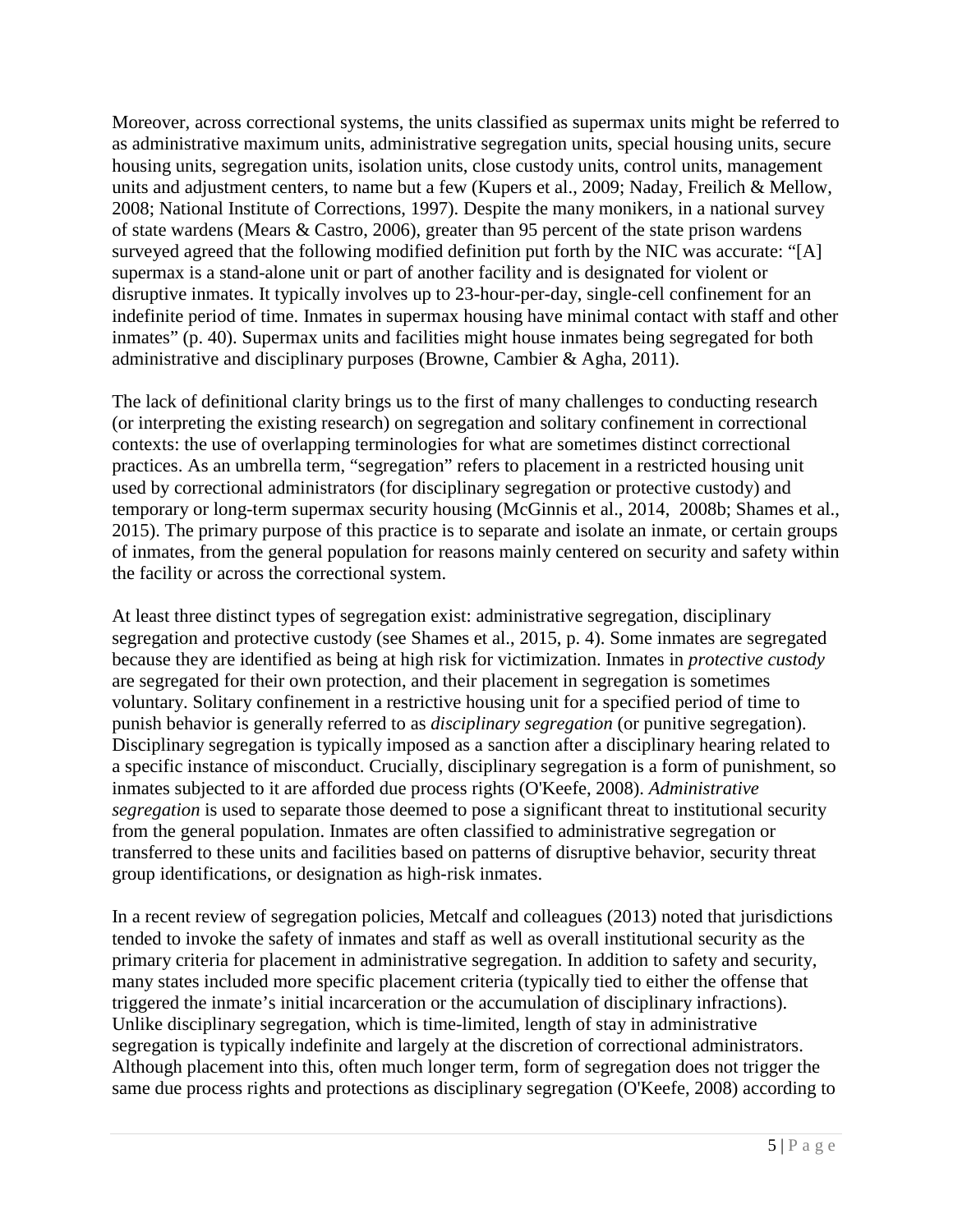Moreover, across correctional systems, the units classified as supermax units might be referred to as administrative maximum units, administrative segregation units, special housing units, secure housing units, segregation units, isolation units, close custody units, control units, management units and adjustment centers, to name but a few (Kupers et al., 2009; Naday, Freilich & Mellow, 2008; National Institute of Corrections, 1997). Despite the many monikers, in a national survey of state wardens (Mears & Castro, 2006), greater than 95 percent of the state prison wardens surveyed agreed that the following modified definition put forth by the NIC was accurate: "[A] supermax is a stand-alone unit or part of another facility and is designated for violent or disruptive inmates. It typically involves up to 23-hour-per-day, single-cell confinement for an indefinite period of time. Inmates in supermax housing have minimal contact with staff and other inmates" (p. 40). Supermax units and facilities might house inmates being segregated for both administrative and disciplinary purposes (Browne, Cambier & Agha, 2011).

The lack of definitional clarity brings us to the first of many challenges to conducting research (or interpreting the existing research) on segregation and solitary confinement in correctional contexts: the use of overlapping terminologies for what are sometimes distinct correctional practices. As an umbrella term, "segregation" refers to placement in a restricted housing unit used by correctional administrators (for disciplinary segregation or protective custody) and temporary or long-term supermax security housing (McGinnis et al., 2014, 2008b; Shames et al., 2015). The primary purpose of this practice is to separate and isolate an inmate, or certain groups of inmates, from the general population for reasons mainly centered on security and safety within the facility or across the correctional system.

At least three distinct types of segregation exist: administrative segregation, disciplinary segregation and protective custody (see Shames et al., 2015, p. 4). Some inmates are segregated because they are identified as being at high risk for victimization. Inmates in *protective custody* are segregated for their own protection, and their placement in segregation is sometimes voluntary. Solitary confinement in a restrictive housing unit for a specified period of time to punish behavior is generally referred to as *disciplinary segregation* (or punitive segregation). Disciplinary segregation is typically imposed as a sanction after a disciplinary hearing related to a specific instance of misconduct. Crucially, disciplinary segregation is a form of punishment, so inmates subjected to it are afforded due process rights (O'Keefe, 2008). *Administrative segregation* is used to separate those deemed to pose a significant threat to institutional security from the general population. Inmates are often classified to administrative segregation or transferred to these units and facilities based on patterns of disruptive behavior, security threat group identifications, or designation as high-risk inmates.

In a recent review of segregation policies, Metcalf and colleagues (2013) noted that jurisdictions tended to invoke the safety of inmates and staff as well as overall institutional security as the primary criteria for placement in administrative segregation. In addition to safety and security, many states included more specific placement criteria (typically tied to either the offense that triggered the inmate's initial incarceration or the accumulation of disciplinary infractions). Unlike disciplinary segregation, which is time-limited, length of stay in administrative segregation is typically indefinite and largely at the discretion of correctional administrators. Although placement into this, often much longer term, form of segregation does not trigger the same due process rights and protections as disciplinary segregation (O'Keefe, 2008) according to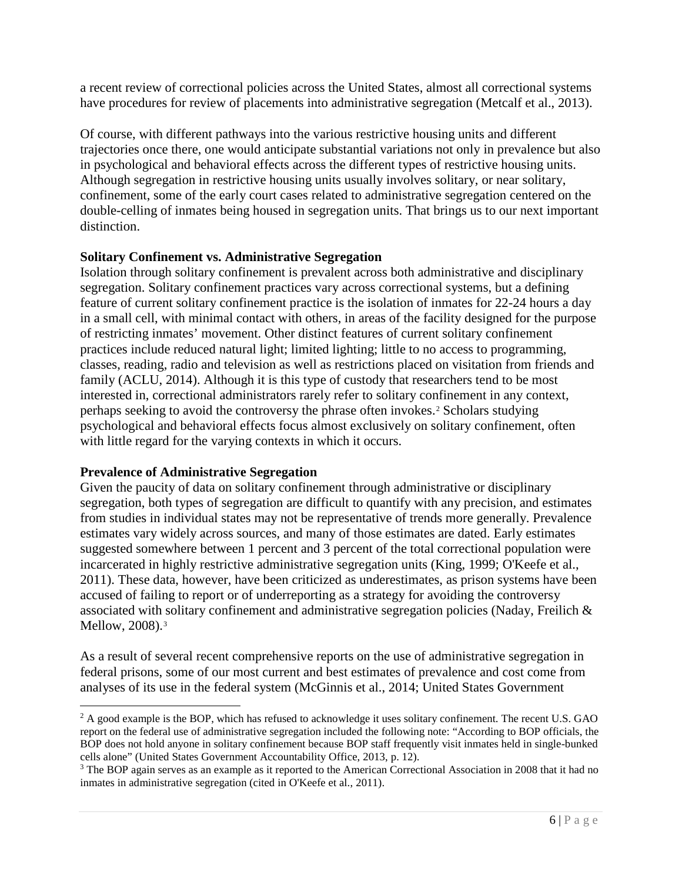a recent review of correctional policies across the United States, almost all correctional systems have procedures for review of placements into administrative segregation (Metcalf et al., 2013).

Of course, with different pathways into the various restrictive housing units and different trajectories once there, one would anticipate substantial variations not only in prevalence but also in psychological and behavioral effects across the different types of restrictive housing units. Although segregation in restrictive housing units usually involves solitary, or near solitary, confinement, some of the early court cases related to administrative segregation centered on the double-celling of inmates being housed in segregation units. That brings us to our next important distinction.

**Solitary Confinement vs. Administrative Segregation**

Isolation through solitary confinement is prevalent across both administrative and disciplinary segregation. Solitary confinement practices vary across correctional systems, but a defining feature of current solitary confinement practice is the isolation of inmates for 22-24 hours a day in a small cell, with minimal contact with others, in areas of the facility designed for the purpose of restricting inmates' movement. Other distinct features of current solitary confinement practices include reduced natural light; limited lighting; little to no access to programming, classes, reading, radio and television as well as restrictions placed on visitation from friends and family (ACLU, 2014). Although it is this type of custody that researchers tend to be most interested in, correctional administrators rarely refer to solitary confinement in any context, perhaps seeking to avoid the controversy the phrase often invokes.[2] Scholars studying psychological and behavioral effects focus almost exclusively on solitary confinement, often with little regard for the varying contexts in which it occurs.

**Prevalence of Administrative Segregation**

Given the paucity of data on solitary confinement through administrative or disciplinary segregation, both types of segregation are difficult to quantify with any precision, and estimates from studies in individual states may not be representative of trends more generally. Prevalence estimates vary widely across sources, and many of those estimates are dated. Early estimates suggested somewhere between 1 percent and 3 percent of the total correctional population were incarcerated in highly restrictive administrative segregation units (King, 1999; O'Keefe et al., 2011). These data, however, have been criticized as underestimates, as prison systems have been accused of failing to report or of underreporting as a strategy for avoiding the controversy associated with solitary confinement and administrative segregation policies (Naday, Freilich & Mellow, 2008).[3]

As a result of several recent comprehensive reports on the use of administrative segregation in federal prisons, some of our most current and best estimates of prevalence and cost come from analyses of its use in the federal system (McGinnis et al., 2014; United States Government

---

[2] A good example is the BOP, which has refused to acknowledge it uses solitary confinement. The recent U.S. GAO report on the federal use of administrative segregation included the following note: "According to BOP officials, the BOP does not hold anyone in solitary confinement because BOP staff frequently visit inmates held in single-bunked cells alone" (United States Government Accountability Office, 2013, p. 12).

[3] The BOP again serves as an example as it reported to the American Correctional Association in 2008 that it had no inmates in administrative segregation (cited in O'Keefe et al., 2011).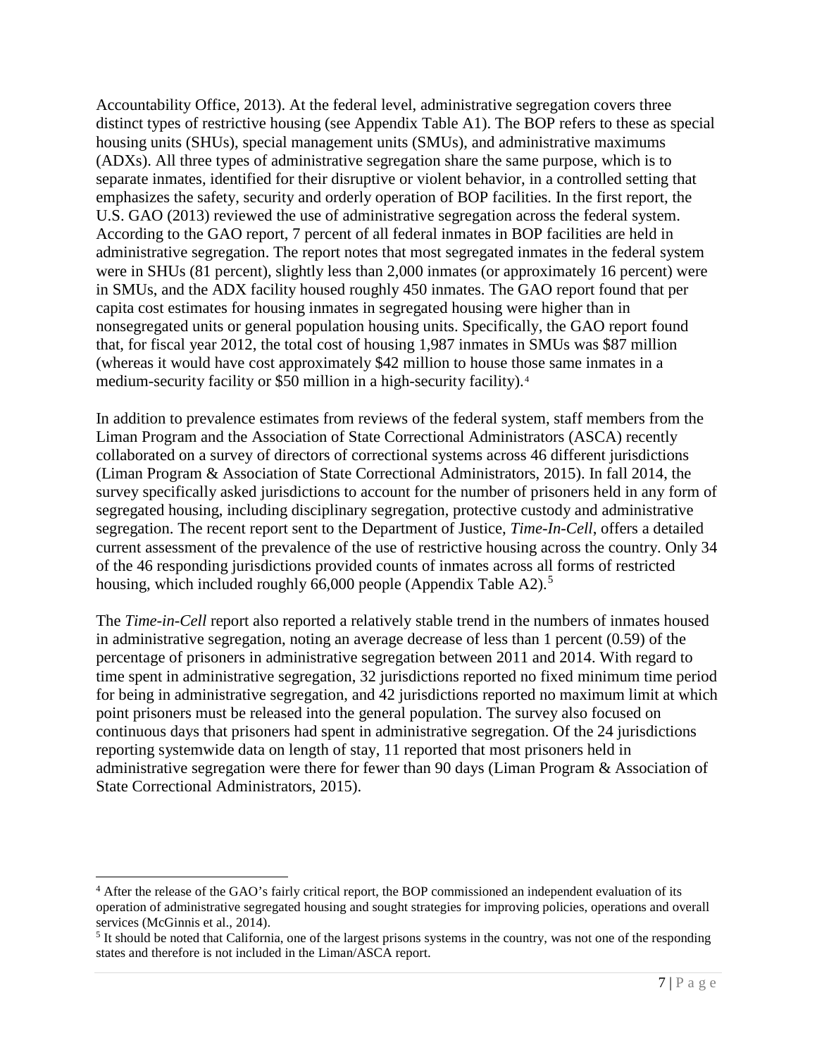Accountability Office, 2013). At the federal level, administrative segregation covers three distinct types of restrictive housing (see Appendix Table A1). The BOP refers to these as special housing units (SHUs), special management units (SMUs), and administrative maximums (ADXs). All three types of administrative segregation share the same purpose, which is to separate inmates, identified for their disruptive or violent behavior, in a controlled setting that emphasizes the safety, security and orderly operation of BOP facilities. In the first report, the U.S. GAO (2013) reviewed the use of administrative segregation across the federal system. According to the GAO report, 7 percent of all federal inmates in BOP facilities are held in administrative segregation. The report notes that most segregated inmates in the federal system were in SHUs (81 percent), slightly less than 2,000 inmates (or approximately 16 percent) were in SMUs, and the ADX facility housed roughly 450 inmates. The GAO report found that per capita cost estimates for housing inmates in segregated housing were higher than in nonsegregated units or general population housing units. Specifically, the GAO report found that, for fiscal year 2012, the total cost of housing 1,987 inmates in SMUs was $87 million (whereas it would have cost approximately $42 million to house those same inmates in a medium-security facility or $50 million in a high-security facility).[4]

In addition to prevalence estimates from reviews of the federal system, staff members from the Liman Program and the Association of State Correctional Administrators (ASCA) recently collaborated on a survey of directors of correctional systems across 46 different jurisdictions (Liman Program & Association of State Correctional Administrators, 2015). In fall 2014, the survey specifically asked jurisdictions to account for the number of prisoners held in any form of segregated housing, including disciplinary segregation, protective custody and administrative segregation. The recent report sent to the Department of Justice, *Time-In-Cell*, offers a detailed current assessment of the prevalence of the use of restrictive housing across the country. Only 34 of the 46 responding jurisdictions provided counts of inmates across all forms of restricted housing, which included roughly 66,000 people (Appendix Table A2).[5]

The *Time-in-Cell* report also reported a relatively stable trend in the numbers of inmates housed in administrative segregation, noting an average decrease of less than 1 percent (0.59) of the percentage of prisoners in administrative segregation between 2011 and 2014. With regard to time spent in administrative segregation, 32 jurisdictions reported no fixed minimum time period for being in administrative segregation, and 42 jurisdictions reported no maximum limit at which point prisoners must be released into the general population. The survey also focused on continuous days that prisoners had spent in administrative segregation. Of the 24 jurisdictions reporting systemwide data on length of stay, 11 reported that most prisoners held in administrative segregation were there for fewer than 90 days (Liman Program & Association of State Correctional Administrators, 2015).

[4] After the release of the GAO's fairly critical report, the BOP commissioned an independent evaluation of its operation of administrative segregated housing and sought strategies for improving policies, operations and overall services (McGinnis et al., 2014).

[5] It should be noted that California, one of the largest prisons systems in the country, was not one of the responding states and therefore is not included in the Liman/ASCA report.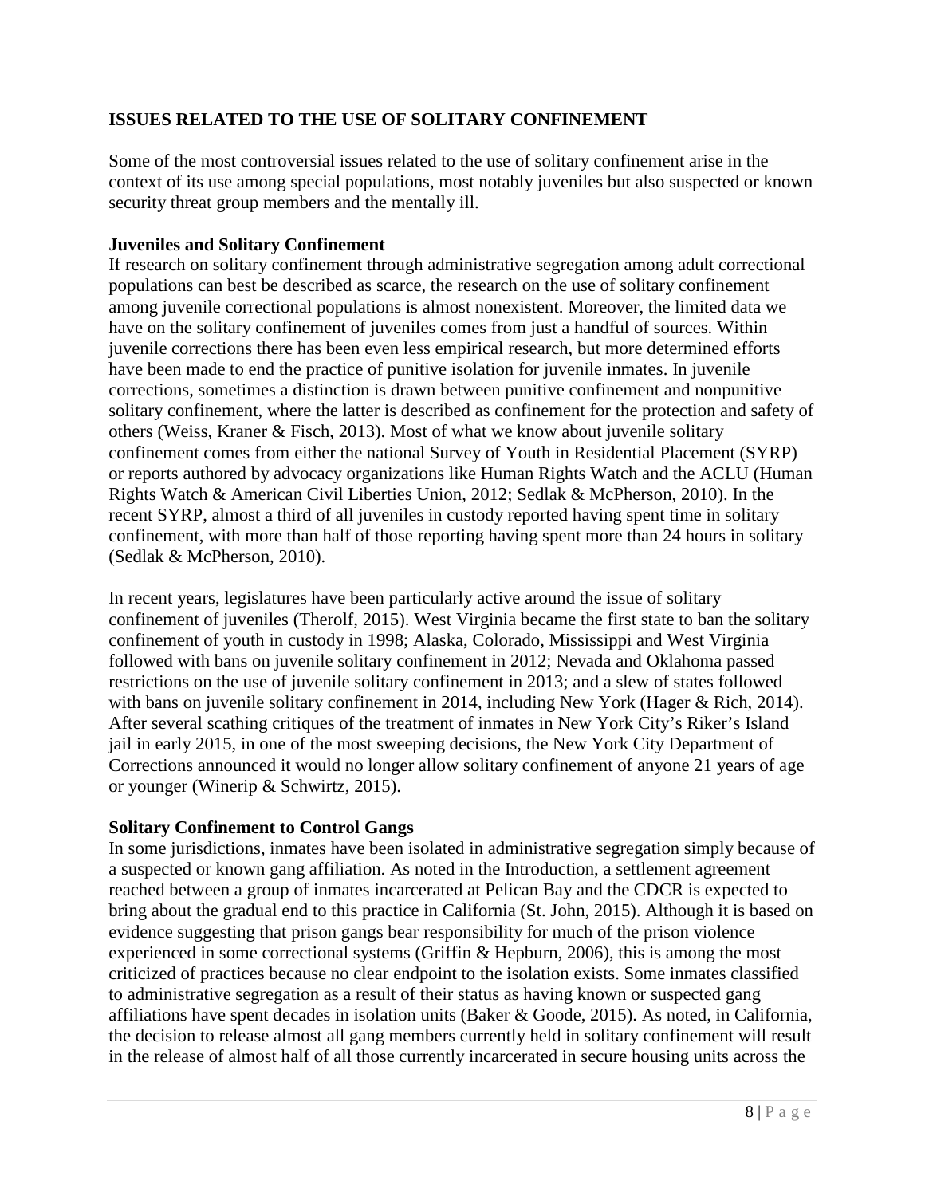## ISSUES RELATED TO THE USE OF SOLITARY CONFINEMENT

Some of the most controversial issues related to the use of solitary confinement arise in the context of its use among special populations, most notably juveniles but also suspected or known security threat group members and the mentally ill.

### Juveniles and Solitary Confinement

If research on solitary confinement through administrative segregation among adult correctional populations can best be described as scarce, the research on the use of solitary confinement among juvenile correctional populations is almost nonexistent. Moreover, the limited data we have on the solitary confinement of juveniles comes from just a handful of sources. Within juvenile corrections there has been even less empirical research, but more determined efforts have been made to end the practice of punitive isolation for juvenile inmates. In juvenile corrections, sometimes a distinction is drawn between punitive confinement and nonpunitive solitary confinement, where the latter is described as confinement for the protection and safety of others (Weiss, Kraner & Fisch, 2013). Most of what we know about juvenile solitary confinement comes from either the national Survey of Youth in Residential Placement (SYRP) or reports authored by advocacy organizations like Human Rights Watch and the ACLU (Human Rights Watch & American Civil Liberties Union, 2012; Sedlak & McPherson, 2010). In the recent SYRP, almost a third of all juveniles in custody reported having spent time in solitary confinement, with more than half of those reporting having spent more than 24 hours in solitary (Sedlak & McPherson, 2010).

In recent years, legislatures have been particularly active around the issue of solitary confinement of juveniles (Therolf, 2015). West Virginia became the first state to ban the solitary confinement of youth in custody in 1998; Alaska, Colorado, Mississippi and West Virginia followed with bans on juvenile solitary confinement in 2012; Nevada and Oklahoma passed restrictions on the use of juvenile solitary confinement in 2013; and a slew of states followed with bans on juvenile solitary confinement in 2014, including New York (Hager & Rich, 2014). After several scathing critiques of the treatment of inmates in New York City's Riker's Island jail in early 2015, in one of the most sweeping decisions, the New York City Department of Corrections announced it would no longer allow solitary confinement of anyone 21 years of age or younger (Winerip & Schwirtz, 2015).

### Solitary Confinement to Control Gangs

In some jurisdictions, inmates have been isolated in administrative segregation simply because of a suspected or known gang affiliation. As noted in the Introduction, a settlement agreement reached between a group of inmates incarcerated at Pelican Bay and the CDCR is expected to bring about the gradual end to this practice in California (St. John, 2015). Although it is based on evidence suggesting that prison gangs bear responsibility for much of the prison violence experienced in some correctional systems (Griffin & Hepburn, 2006), this is among the most criticized of practices because no clear endpoint to the isolation exists. Some inmates classified to administrative segregation as a result of their status as having known or suspected gang affiliations have spent decades in isolation units (Baker & Goode, 2015). As noted, in California, the decision to release almost all gang members currently held in solitary confinement will result in the release of almost half of all those currently incarcerated in secure housing units across the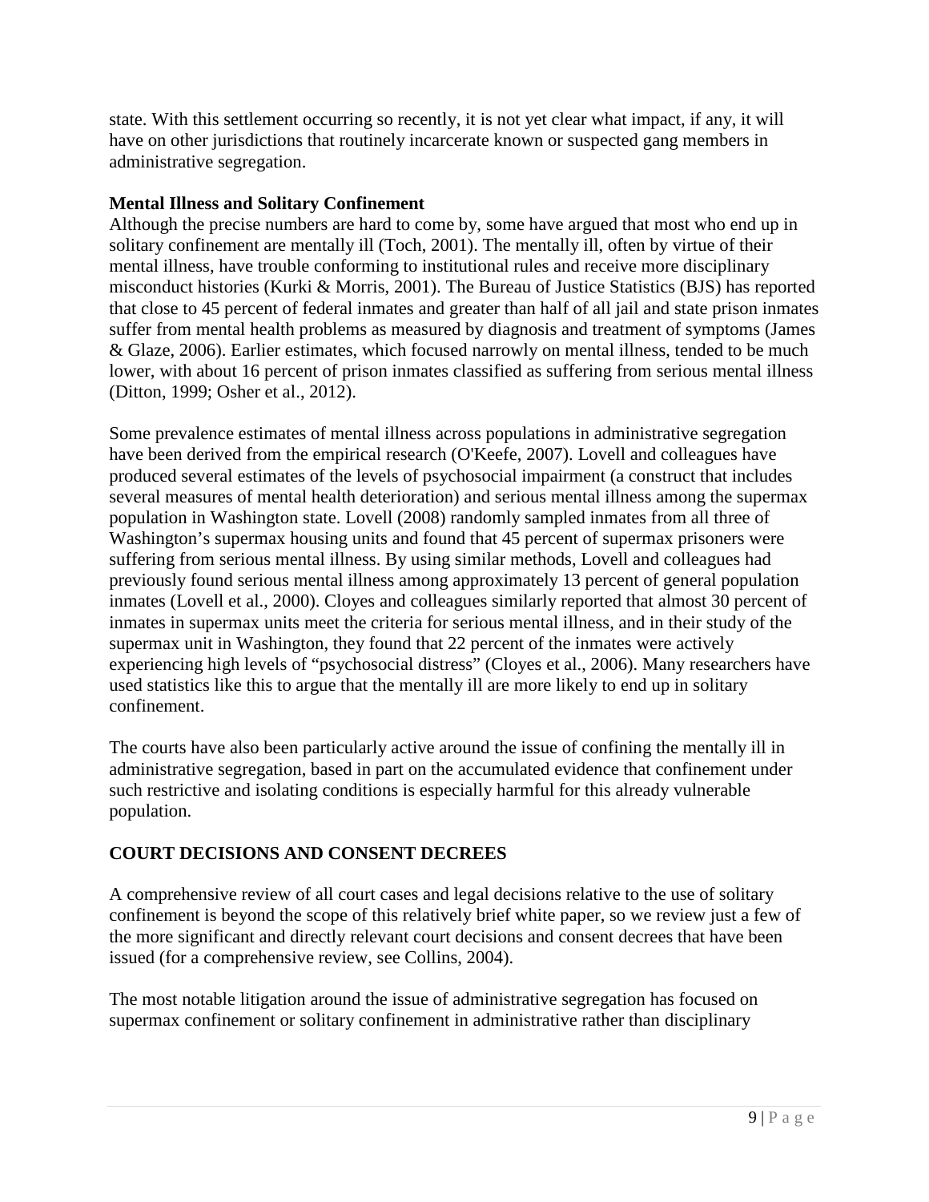state. With this settlement occurring so recently, it is not yet clear what impact, if any, it will have on other jurisdictions that routinely incarcerate known or suspected gang members in administrative segregation.

### Mental Illness and Solitary Confinement

Although the precise numbers are hard to come by, some have argued that most who end up in solitary confinement are mentally ill (Toch, 2001). The mentally ill, often by virtue of their mental illness, have trouble conforming to institutional rules and receive more disciplinary misconduct histories (Kurki & Morris, 2001). The Bureau of Justice Statistics (BJS) has reported that close to 45 percent of federal inmates and greater than half of all jail and state prison inmates suffer from mental health problems as measured by diagnosis and treatment of symptoms (James & Glaze, 2006). Earlier estimates, which focused narrowly on mental illness, tended to be much lower, with about 16 percent of prison inmates classified as suffering from serious mental illness (Ditton, 1999; Osher et al., 2012).

Some prevalence estimates of mental illness across populations in administrative segregation have been derived from the empirical research (O'Keefe, 2007). Lovell and colleagues have produced several estimates of the levels of psychosocial impairment (a construct that includes several measures of mental health deterioration) and serious mental illness among the supermax population in Washington state. Lovell (2008) randomly sampled inmates from all three of Washington's supermax housing units and found that 45 percent of supermax prisoners were suffering from serious mental illness. By using similar methods, Lovell and colleagues had previously found serious mental illness among approximately 13 percent of general population inmates (Lovell et al., 2000). Cloyes and colleagues similarly reported that almost 30 percent of inmates in supermax units meet the criteria for serious mental illness, and in their study of the supermax unit in Washington, they found that 22 percent of the inmates were actively experiencing high levels of "psychosocial distress" (Cloyes et al., 2006). Many researchers have used statistics like this to argue that the mentally ill are more likely to end up in solitary confinement.

The courts have also been particularly active around the issue of confining the mentally ill in administrative segregation, based in part on the accumulated evidence that confinement under such restrictive and isolating conditions is especially harmful for this already vulnerable population.

## COURT DECISIONS AND CONSENT DECREES

A comprehensive review of all court cases and legal decisions relative to the use of solitary confinement is beyond the scope of this relatively brief white paper, so we review just a few of the more significant and directly relevant court decisions and consent decrees that have been issued (for a comprehensive review, see Collins, 2004).

The most notable litigation around the issue of administrative segregation has focused on supermax confinement or solitary confinement in administrative rather than disciplinary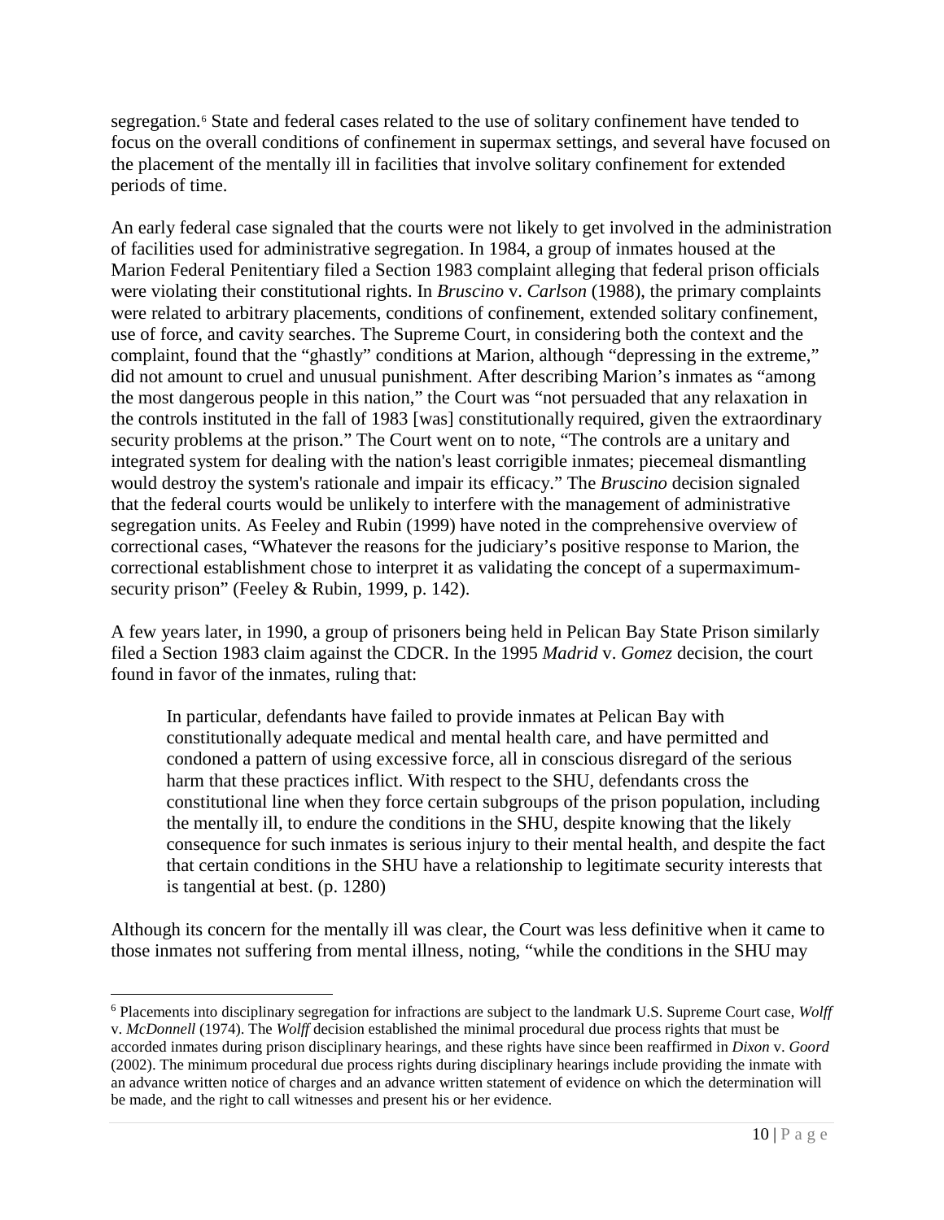segregation.[6] State and federal cases related to the use of solitary confinement have tended to focus on the overall conditions of confinement in supermax settings, and several have focused on the placement of the mentally ill in facilities that involve solitary confinement for extended periods of time.

An early federal case signaled that the courts were not likely to get involved in the administration of facilities used for administrative segregation. In 1984, a group of inmates housed at the Marion Federal Penitentiary filed a Section 1983 complaint alleging that federal prison officials were violating their constitutional rights. In *Bruscino* v. *Carlson* (1988), the primary complaints were related to arbitrary placements, conditions of confinement, extended solitary confinement, use of force, and cavity searches. The Supreme Court, in considering both the context and the complaint, found that the "ghastly" conditions at Marion, although "depressing in the extreme," did not amount to cruel and unusual punishment. After describing Marion's inmates as "among the most dangerous people in this nation," the Court was "not persuaded that any relaxation in the controls instituted in the fall of 1983 [was] constitutionally required, given the extraordinary security problems at the prison." The Court went on to note, "The controls are a unitary and integrated system for dealing with the nation's least corrigible inmates; piecemeal dismantling would destroy the system's rationale and impair its efficacy." The *Bruscino* decision signaled that the federal courts would be unlikely to interfere with the management of administrative segregation units. As Feeley and Rubin (1999) have noted in the comprehensive overview of correctional cases, "Whatever the reasons for the judiciary's positive response to Marion, the correctional establishment chose to interpret it as validating the concept of a supermaximum-security prison" (Feeley & Rubin, 1999, p. 142).

A few years later, in 1990, a group of prisoners being held in Pelican Bay State Prison similarly filed a Section 1983 claim against the CDCR. In the 1995 *Madrid* v. *Gomez* decision, the court found in favor of the inmates, ruling that:

> In particular, defendants have failed to provide inmates at Pelican Bay with constitutionally adequate medical and mental health care, and have permitted and condoned a pattern of using excessive force, all in conscious disregard of the serious harm that these practices inflict. With respect to the SHU, defendants cross the constitutional line when they force certain subgroups of the prison population, including the mentally ill, to endure the conditions in the SHU, despite knowing that the likely consequence for such inmates is serious injury to their mental health, and despite the fact that certain conditions in the SHU have a relationship to legitimate security interests that is tangential at best. (p. 1280)

Although its concern for the mentally ill was clear, the Court was less definitive when it came to those inmates not suffering from mental illness, noting, "while the conditions in the SHU may

---

[6] Placements into disciplinary segregation for infractions are subject to the landmark U.S. Supreme Court case, *Wolff* v. *McDonnell* (1974). The *Wolff* decision established the minimal procedural due process rights that must be accorded inmates during prison disciplinary hearings, and these rights have since been reaffirmed in *Dixon* v. *Goord* (2002). The minimum procedural due process rights during disciplinary hearings include providing the inmate with an advance written notice of charges and an advance written statement of evidence on which the determination will be made, and the right to call witnesses and present his or her evidence.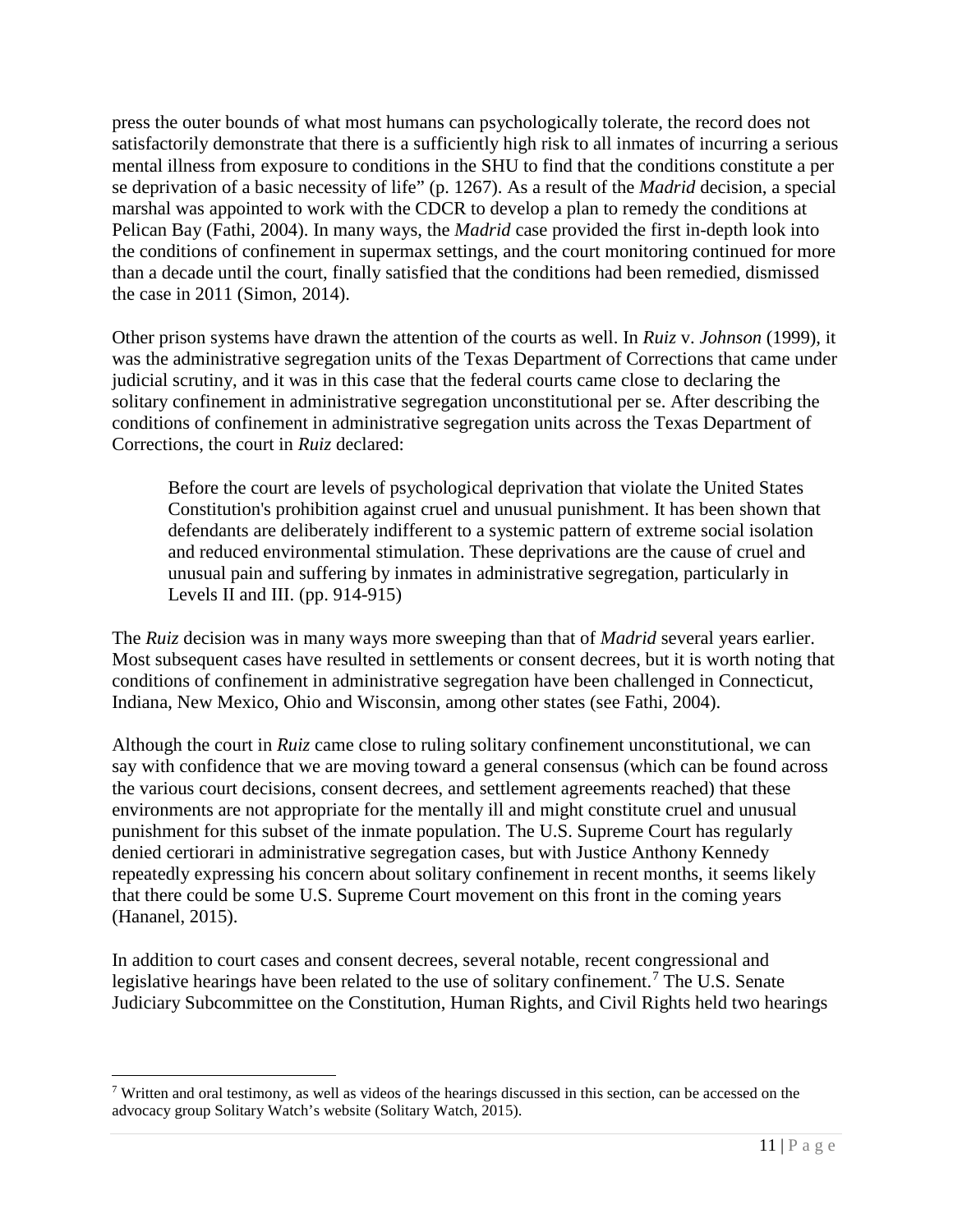press the outer bounds of what most humans can psychologically tolerate, the record does not satisfactorily demonstrate that there is a sufficiently high risk to all inmates of incurring a serious mental illness from exposure to conditions in the SHU to find that the conditions constitute a per se deprivation of a basic necessity of life" (p. 1267). As a result of the *Madrid* decision, a special marshal was appointed to work with the CDCR to develop a plan to remedy the conditions at Pelican Bay (Fathi, 2004). In many ways, the *Madrid* case provided the first in-depth look into the conditions of confinement in supermax settings, and the court monitoring continued for more than a decade until the court, finally satisfied that the conditions had been remedied, dismissed the case in 2011 (Simon, 2014).

Other prison systems have drawn the attention of the courts as well. In *Ruiz* v. *Johnson* (1999), it was the administrative segregation units of the Texas Department of Corrections that came under judicial scrutiny, and it was in this case that the federal courts came close to declaring the solitary confinement in administrative segregation unconstitutional per se. After describing the conditions of confinement in administrative segregation units across the Texas Department of Corrections, the court in *Ruiz* declared:

> Before the court are levels of psychological deprivation that violate the United States Constitution's prohibition against cruel and unusual punishment. It has been shown that defendants are deliberately indifferent to a systemic pattern of extreme social isolation and reduced environmental stimulation. These deprivations are the cause of cruel and unusual pain and suffering by inmates in administrative segregation, particularly in Levels II and III. (pp. 914-915)

The *Ruiz* decision was in many ways more sweeping than that of *Madrid* several years earlier. Most subsequent cases have resulted in settlements or consent decrees, but it is worth noting that conditions of confinement in administrative segregation have been challenged in Connecticut, Indiana, New Mexico, Ohio and Wisconsin, among other states (see Fathi, 2004).

Although the court in *Ruiz* came close to ruling solitary confinement unconstitutional, we can say with confidence that we are moving toward a general consensus (which can be found across the various court decisions, consent decrees, and settlement agreements reached) that these environments are not appropriate for the mentally ill and might constitute cruel and unusual punishment for this subset of the inmate population. The U.S. Supreme Court has regularly denied certiorari in administrative segregation cases, but with Justice Anthony Kennedy repeatedly expressing his concern about solitary confinement in recent months, it seems likely that there could be some U.S. Supreme Court movement on this front in the coming years (Hananel, 2015).

In addition to court cases and consent decrees, several notable, recent congressional and legislative hearings have been related to the use of solitary confinement.[7] The U.S. Senate Judiciary Subcommittee on the Constitution, Human Rights, and Civil Rights held two hearings

[7] Written and oral testimony, as well as videos of the hearings discussed in this section, can be accessed on the advocacy group Solitary Watch's website (Solitary Watch, 2015).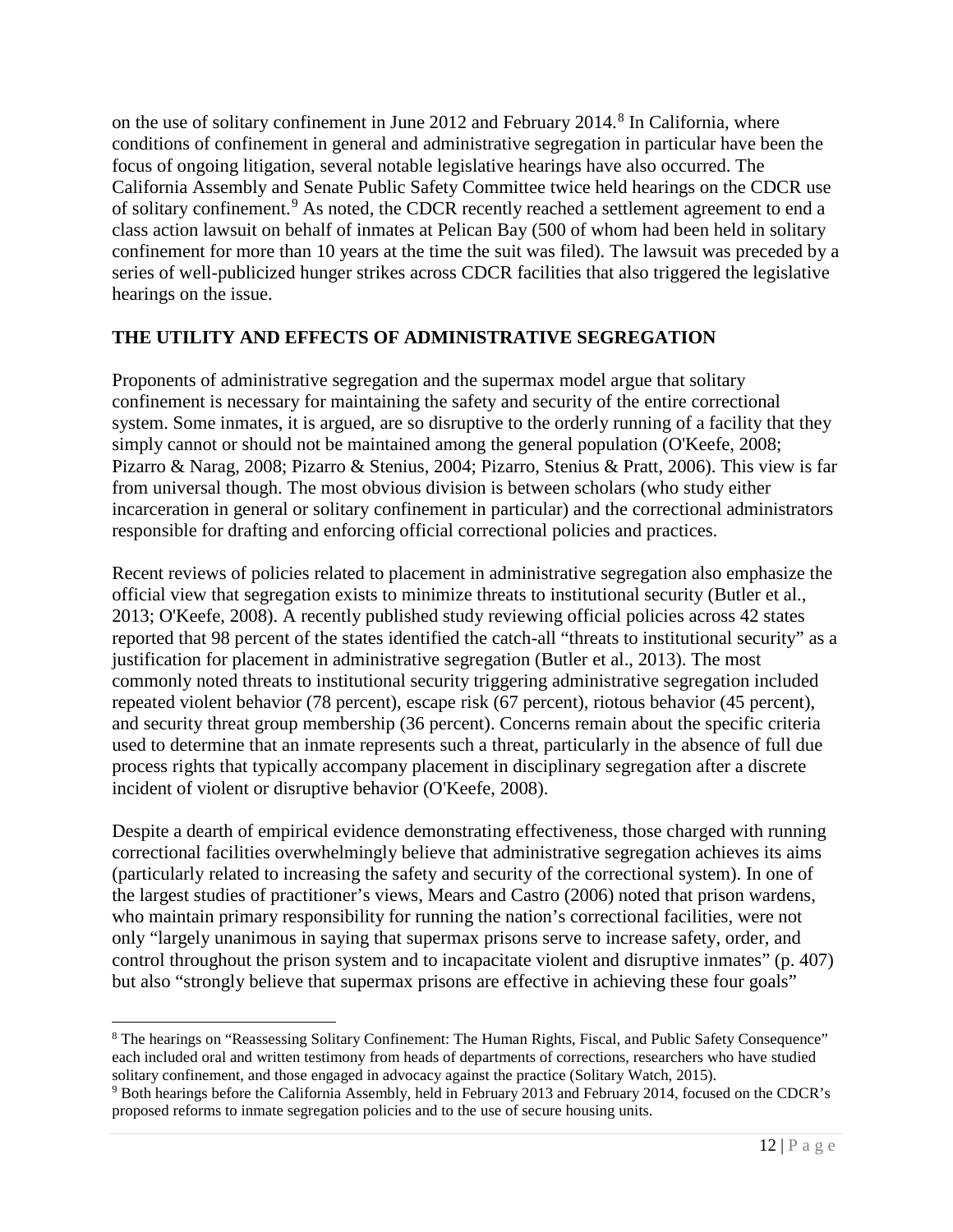on the use of solitary confinement in June 2012 and February 2014.[8] In California, where conditions of confinement in general and administrative segregation in particular have been the focus of ongoing litigation, several notable legislative hearings have also occurred. The California Assembly and Senate Public Safety Committee twice held hearings on the CDCR use of solitary confinement.[9] As noted, the CDCR recently reached a settlement agreement to end a class action lawsuit on behalf of inmates at Pelican Bay (500 of whom had been held in solitary confinement for more than 10 years at the time the suit was filed). The lawsuit was preceded by a series of well-publicized hunger strikes across CDCR facilities that also triggered the legislative hearings on the issue.

## THE UTILITY AND EFFECTS OF ADMINISTRATIVE SEGREGATION

Proponents of administrative segregation and the supermax model argue that solitary confinement is necessary for maintaining the safety and security of the entire correctional system. Some inmates, it is argued, are so disruptive to the orderly running of a facility that they simply cannot or should not be maintained among the general population (O'Keefe, 2008; Pizarro & Narag, 2008; Pizarro & Stenius, 2004; Pizarro, Stenius & Pratt, 2006). This view is far from universal though. The most obvious division is between scholars (who study either incarceration in general or solitary confinement in particular) and the correctional administrators responsible for drafting and enforcing official correctional policies and practices.

Recent reviews of policies related to placement in administrative segregation also emphasize the official view that segregation exists to minimize threats to institutional security (Butler et al., 2013; O'Keefe, 2008). A recently published study reviewing official policies across 42 states reported that 98 percent of the states identified the catch-all "threats to institutional security" as a justification for placement in administrative segregation (Butler et al., 2013). The most commonly noted threats to institutional security triggering administrative segregation included repeated violent behavior (78 percent), escape risk (67 percent), riotous behavior (45 percent), and security threat group membership (36 percent). Concerns remain about the specific criteria used to determine that an inmate represents such a threat, particularly in the absence of full due process rights that typically accompany placement in disciplinary segregation after a discrete incident of violent or disruptive behavior (O'Keefe, 2008).

Despite a dearth of empirical evidence demonstrating effectiveness, those charged with running correctional facilities overwhelmingly believe that administrative segregation achieves its aims (particularly related to increasing the safety and security of the correctional system). In one of the largest studies of practitioner's views, Mears and Castro (2006) noted that prison wardens, who maintain primary responsibility for running the nation's correctional facilities, were not only "largely unanimous in saying that supermax prisons serve to increase safety, order, and control throughout the prison system and to incapacitate violent and disruptive inmates" (p. 407) but also "strongly believe that supermax prisons are effective in achieving these four goals"

---

[8] The hearings on "Reassessing Solitary Confinement: The Human Rights, Fiscal, and Public Safety Consequence" each included oral and written testimony from heads of departments of corrections, researchers who have studied solitary confinement, and those engaged in advocacy against the practice (Solitary Watch, 2015).

[9] Both hearings before the California Assembly, held in February 2013 and February 2014, focused on the CDCR's proposed reforms to inmate segregation policies and to the use of secure housing units.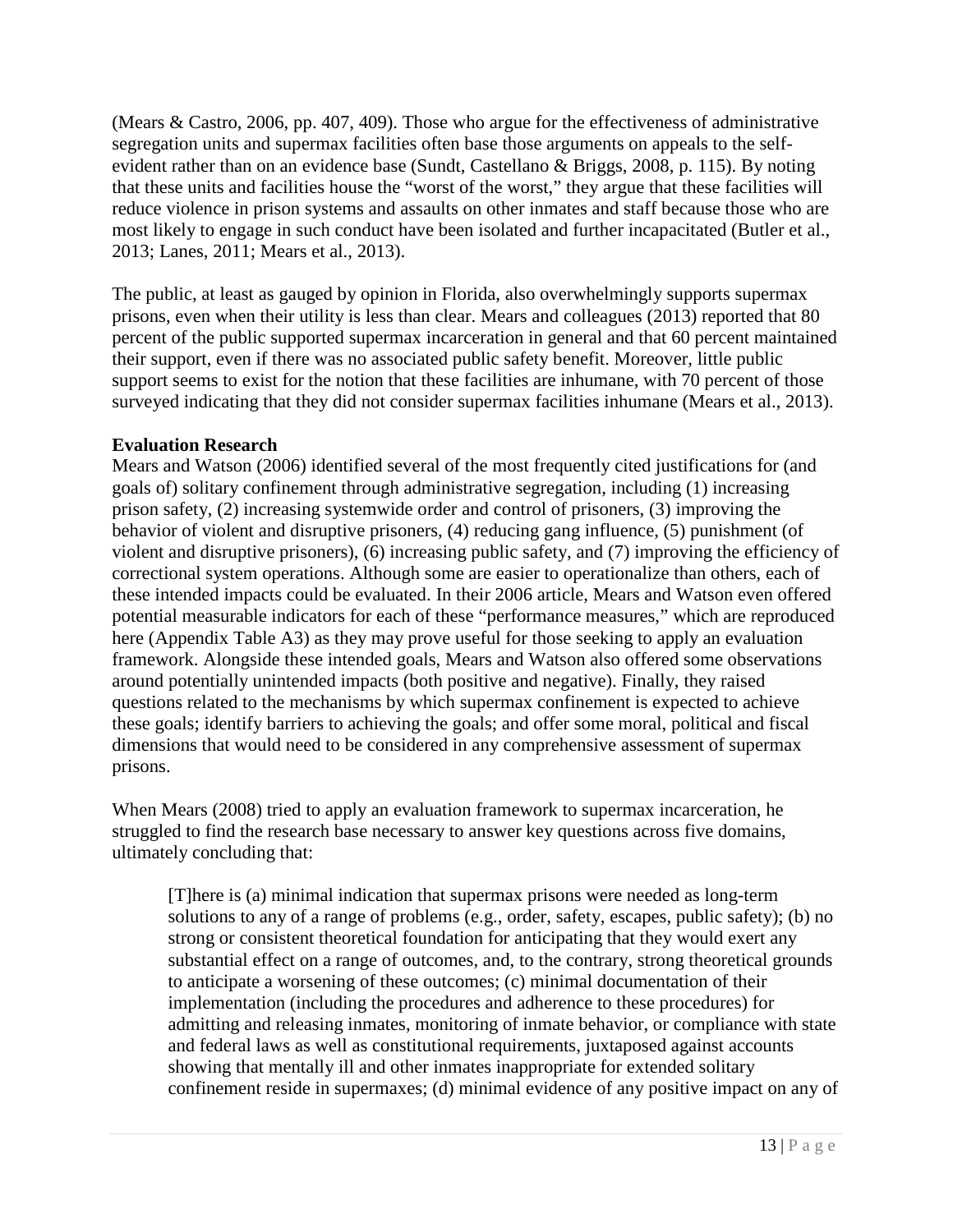(Mears & Castro, 2006, pp. 407, 409). Those who argue for the effectiveness of administrative segregation units and supermax facilities often base those arguments on appeals to the self-evident rather than on an evidence base (Sundt, Castellano & Briggs, 2008, p. 115). By noting that these units and facilities house the "worst of the worst," they argue that these facilities will reduce violence in prison systems and assaults on other inmates and staff because those who are most likely to engage in such conduct have been isolated and further incapacitated (Butler et al., 2013; Lanes, 2011; Mears et al., 2013).

The public, at least as gauged by opinion in Florida, also overwhelmingly supports supermax prisons, even when their utility is less than clear. Mears and colleagues (2013) reported that 80 percent of the public supported supermax incarceration in general and that 60 percent maintained their support, even if there was no associated public safety benefit. Moreover, little public support seems to exist for the notion that these facilities are inhumane, with 70 percent of those surveyed indicating that they did not consider supermax facilities inhumane (Mears et al., 2013).

**Evaluation Research**

Mears and Watson (2006) identified several of the most frequently cited justifications for (and goals of) solitary confinement through administrative segregation, including (1) increasing prison safety, (2) increasing systemwide order and control of prisoners, (3) improving the behavior of violent and disruptive prisoners, (4) reducing gang influence, (5) punishment (of violent and disruptive prisoners), (6) increasing public safety, and (7) improving the efficiency of correctional system operations. Although some are easier to operationalize than others, each of these intended impacts could be evaluated. In their 2006 article, Mears and Watson even offered potential measurable indicators for each of these "performance measures," which are reproduced here (Appendix Table A3) as they may prove useful for those seeking to apply an evaluation framework. Alongside these intended goals, Mears and Watson also offered some observations around potentially unintended impacts (both positive and negative). Finally, they raised questions related to the mechanisms by which supermax confinement is expected to achieve these goals; identify barriers to achieving the goals; and offer some moral, political and fiscal dimensions that would need to be considered in any comprehensive assessment of supermax prisons.

When Mears (2008) tried to apply an evaluation framework to supermax incarceration, he struggled to find the research base necessary to answer key questions across five domains, ultimately concluding that:

> [T]here is (a) minimal indication that supermax prisons were needed as long-term solutions to any of a range of problems (e.g., order, safety, escapes, public safety); (b) no strong or consistent theoretical foundation for anticipating that they would exert any substantial effect on a range of outcomes, and, to the contrary, strong theoretical grounds to anticipate a worsening of these outcomes; (c) minimal documentation of their implementation (including the procedures and adherence to these procedures) for admitting and releasing inmates, monitoring of inmate behavior, or compliance with state and federal laws as well as constitutional requirements, juxtaposed against accounts showing that mentally ill and other inmates inappropriate for extended solitary confinement reside in supermaxes; (d) minimal evidence of any positive impact on any of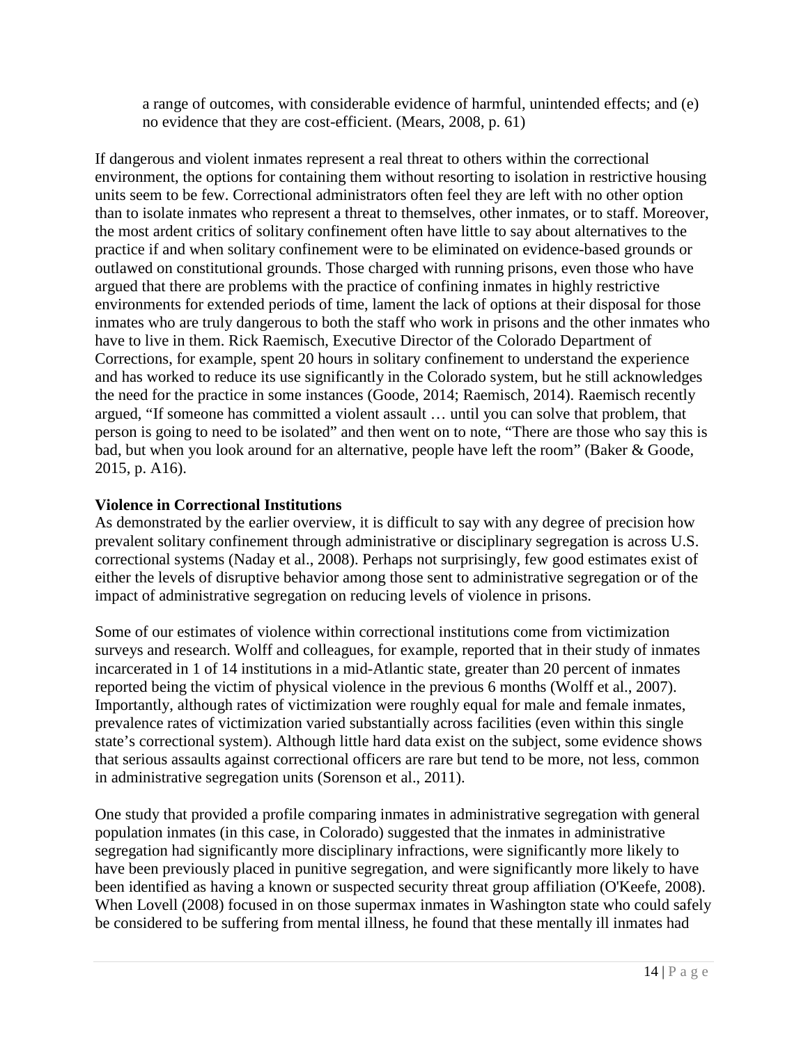> a range of outcomes, with considerable evidence of harmful, unintended effects; and (e) no evidence that they are cost-efficient. (Mears, 2008, p. 61)

If dangerous and violent inmates represent a real threat to others within the correctional environment, the options for containing them without resorting to isolation in restrictive housing units seem to be few. Correctional administrators often feel they are left with no other option than to isolate inmates who represent a threat to themselves, other inmates, or to staff. Moreover, the most ardent critics of solitary confinement often have little to say about alternatives to the practice if and when solitary confinement were to be eliminated on evidence-based grounds or outlawed on constitutional grounds. Those charged with running prisons, even those who have argued that there are problems with the practice of confining inmates in highly restrictive environments for extended periods of time, lament the lack of options at their disposal for those inmates who are truly dangerous to both the staff who work in prisons and the other inmates who have to live in them. Rick Raemisch, Executive Director of the Colorado Department of Corrections, for example, spent 20 hours in solitary confinement to understand the experience and has worked to reduce its use significantly in the Colorado system, but he still acknowledges the need for the practice in some instances (Goode, 2014; Raemisch, 2014). Raemisch recently argued, "If someone has committed a violent assault … until you can solve that problem, that person is going to need to be isolated" and then went on to note, "There are those who say this is bad, but when you look around for an alternative, people have left the room" (Baker & Goode, 2015, p. A16).

**Violence in Correctional Institutions**

As demonstrated by the earlier overview, it is difficult to say with any degree of precision how prevalent solitary confinement through administrative or disciplinary segregation is across U.S. correctional systems (Naday et al., 2008). Perhaps not surprisingly, few good estimates exist of either the levels of disruptive behavior among those sent to administrative segregation or of the impact of administrative segregation on reducing levels of violence in prisons.

Some of our estimates of violence within correctional institutions come from victimization surveys and research. Wolff and colleagues, for example, reported that in their study of inmates incarcerated in 1 of 14 institutions in a mid-Atlantic state, greater than 20 percent of inmates reported being the victim of physical violence in the previous 6 months (Wolff et al., 2007). Importantly, although rates of victimization were roughly equal for male and female inmates, prevalence rates of victimization varied substantially across facilities (even within this single state's correctional system). Although little hard data exist on the subject, some evidence shows that serious assaults against correctional officers are rare but tend to be more, not less, common in administrative segregation units (Sorenson et al., 2011).

One study that provided a profile comparing inmates in administrative segregation with general population inmates (in this case, in Colorado) suggested that the inmates in administrative segregation had significantly more disciplinary infractions, were significantly more likely to have been previously placed in punitive segregation, and were significantly more likely to have been identified as having a known or suspected security threat group affiliation (O'Keefe, 2008). When Lovell (2008) focused in on those supermax inmates in Washington state who could safely be considered to be suffering from mental illness, he found that these mentally ill inmates had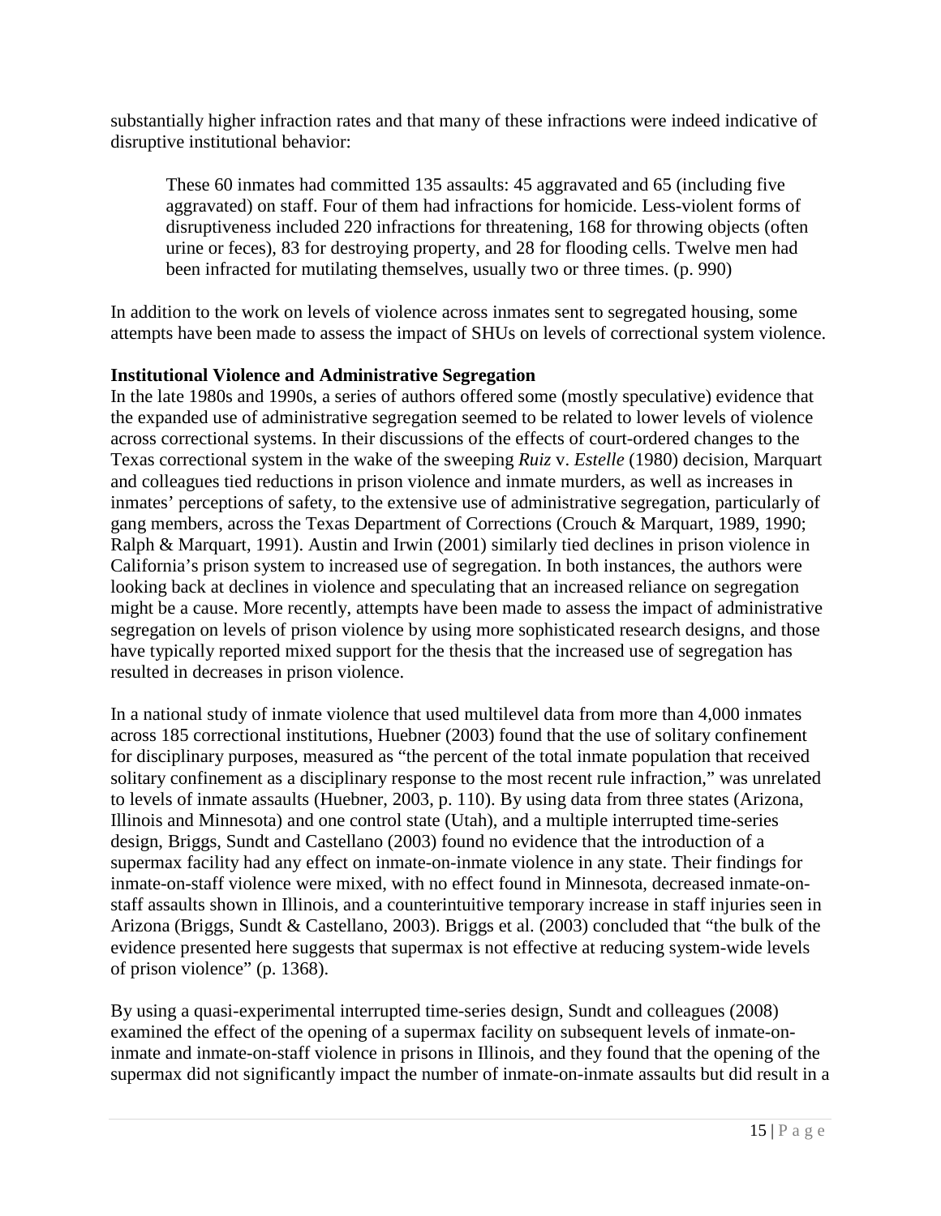substantially higher infraction rates and that many of these infractions were indeed indicative of disruptive institutional behavior:

> These 60 inmates had committed 135 assaults: 45 aggravated and 65 (including five aggravated) on staff. Four of them had infractions for homicide. Less-violent forms of disruptiveness included 220 infractions for threatening, 168 for throwing objects (often urine or feces), 83 for destroying property, and 28 for flooding cells. Twelve men had been infracted for mutilating themselves, usually two or three times. (p. 990)

In addition to the work on levels of violence across inmates sent to segregated housing, some attempts have been made to assess the impact of SHUs on levels of correctional system violence.

**Institutional Violence and Administrative Segregation**

In the late 1980s and 1990s, a series of authors offered some (mostly speculative) evidence that the expanded use of administrative segregation seemed to be related to lower levels of violence across correctional systems. In their discussions of the effects of court-ordered changes to the Texas correctional system in the wake of the sweeping *Ruiz* v. *Estelle* (1980) decision, Marquart and colleagues tied reductions in prison violence and inmate murders, as well as increases in inmates' perceptions of safety, to the extensive use of administrative segregation, particularly of gang members, across the Texas Department of Corrections (Crouch & Marquart, 1989, 1990; Ralph & Marquart, 1991). Austin and Irwin (2001) similarly tied declines in prison violence in California's prison system to increased use of segregation. In both instances, the authors were looking back at declines in violence and speculating that an increased reliance on segregation might be a cause. More recently, attempts have been made to assess the impact of administrative segregation on levels of prison violence by using more sophisticated research designs, and those have typically reported mixed support for the thesis that the increased use of segregation has resulted in decreases in prison violence.

In a national study of inmate violence that used multilevel data from more than 4,000 inmates across 185 correctional institutions, Huebner (2003) found that the use of solitary confinement for disciplinary purposes, measured as "the percent of the total inmate population that received solitary confinement as a disciplinary response to the most recent rule infraction," was unrelated to levels of inmate assaults (Huebner, 2003, p. 110). By using data from three states (Arizona, Illinois and Minnesota) and one control state (Utah), and a multiple interrupted time-series design, Briggs, Sundt and Castellano (2003) found no evidence that the introduction of a supermax facility had any effect on inmate-on-inmate violence in any state. Their findings for inmate-on-staff violence were mixed, with no effect found in Minnesota, decreased inmate-on-staff assaults shown in Illinois, and a counterintuitive temporary increase in staff injuries seen in Arizona (Briggs, Sundt & Castellano, 2003). Briggs et al. (2003) concluded that "the bulk of the evidence presented here suggests that supermax is not effective at reducing system-wide levels of prison violence" (p. 1368).

By using a quasi-experimental interrupted time-series design, Sundt and colleagues (2008) examined the effect of the opening of a supermax facility on subsequent levels of inmate-on-inmate and inmate-on-staff violence in prisons in Illinois, and they found that the opening of the supermax did not significantly impact the number of inmate-on-inmate assaults but did result in a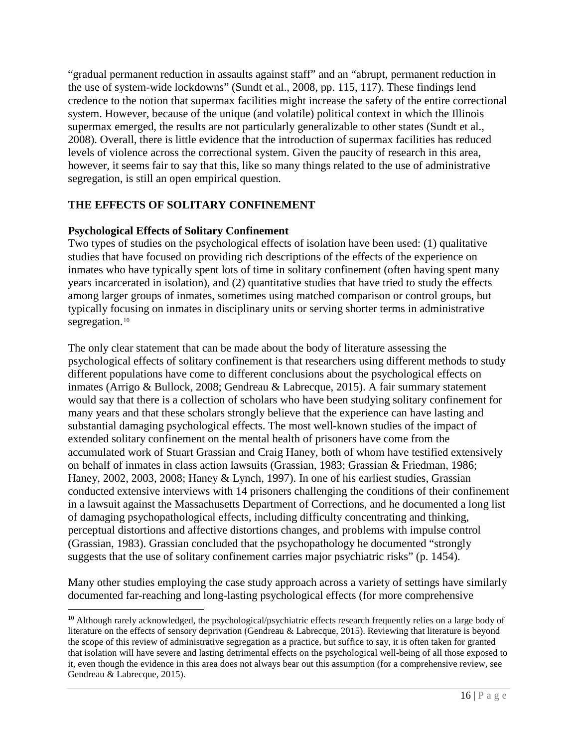"gradual permanent reduction in assaults against staff" and an "abrupt, permanent reduction in the use of system-wide lockdowns" (Sundt et al., 2008, pp. 115, 117). These findings lend credence to the notion that supermax facilities might increase the safety of the entire correctional system. However, because of the unique (and volatile) political context in which the Illinois supermax emerged, the results are not particularly generalizable to other states (Sundt et al., 2008). Overall, there is little evidence that the introduction of supermax facilities has reduced levels of violence across the correctional system. Given the paucity of research in this area, however, it seems fair to say that this, like so many things related to the use of administrative segregation, is still an open empirical question.

## THE EFFECTS OF SOLITARY CONFINEMENT

### Psychological Effects of Solitary Confinement

Two types of studies on the psychological effects of isolation have been used: (1) qualitative studies that have focused on providing rich descriptions of the effects of the experience on inmates who have typically spent lots of time in solitary confinement (often having spent many years incarcerated in isolation), and (2) quantitative studies that have tried to study the effects among larger groups of inmates, sometimes using matched comparison or control groups, but typically focusing on inmates in disciplinary units or serving shorter terms in administrative segregation.[10]

The only clear statement that can be made about the body of literature assessing the psychological effects of solitary confinement is that researchers using different methods to study different populations have come to different conclusions about the psychological effects on inmates (Arrigo & Bullock, 2008; Gendreau & Labrecque, 2015). A fair summary statement would say that there is a collection of scholars who have been studying solitary confinement for many years and that these scholars strongly believe that the experience can have lasting and substantial damaging psychological effects. The most well-known studies of the impact of extended solitary confinement on the mental health of prisoners have come from the accumulated work of Stuart Grassian and Craig Haney, both of whom have testified extensively on behalf of inmates in class action lawsuits (Grassian, 1983; Grassian & Friedman, 1986; Haney, 2002, 2003, 2008; Haney & Lynch, 1997). In one of his earliest studies, Grassian conducted extensive interviews with 14 prisoners challenging the conditions of their confinement in a lawsuit against the Massachusetts Department of Corrections, and he documented a long list of damaging psychopathological effects, including difficulty concentrating and thinking, perceptual distortions and affective distortions changes, and problems with impulse control (Grassian, 1983). Grassian concluded that the psychopathology he documented "strongly suggests that the use of solitary confinement carries major psychiatric risks" (p. 1454).

Many other studies employing the case study approach across a variety of settings have similarly documented far-reaching and long-lasting psychological effects (for more comprehensive

[10] Although rarely acknowledged, the psychological/psychiatric effects research frequently relies on a large body of literature on the effects of sensory deprivation (Gendreau & Labrecque, 2015). Reviewing that literature is beyond the scope of this review of administrative segregation as a practice, but suffice to say, it is often taken for granted that isolation will have severe and lasting detrimental effects on the psychological well-being of all those exposed to it, even though the evidence in this area does not always bear out this assumption (for a comprehensive review, see Gendreau & Labrecque, 2015).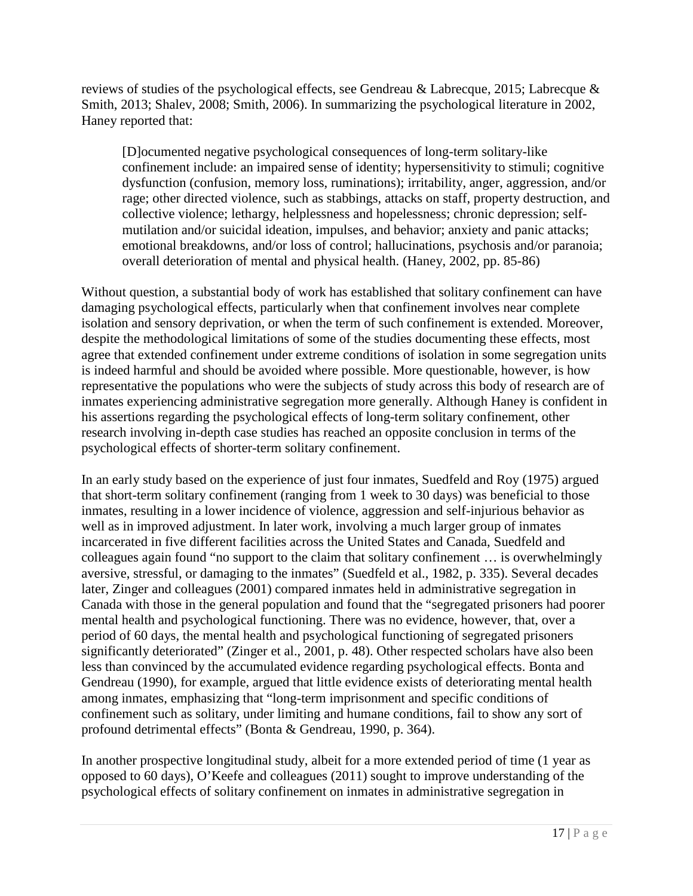reviews of studies of the psychological effects, see Gendreau & Labrecque, 2015; Labrecque & Smith, 2013; Shalev, 2008; Smith, 2006). In summarizing the psychological literature in 2002, Haney reported that:

> [D]ocumented negative psychological consequences of long-term solitary-like confinement include: an impaired sense of identity; hypersensitivity to stimuli; cognitive dysfunction (confusion, memory loss, ruminations); irritability, anger, aggression, and/or rage; other directed violence, such as stabbings, attacks on staff, property destruction, and collective violence; lethargy, helplessness and hopelessness; chronic depression; self-mutilation and/or suicidal ideation, impulses, and behavior; anxiety and panic attacks; emotional breakdowns, and/or loss of control; hallucinations, psychosis and/or paranoia; overall deterioration of mental and physical health. (Haney, 2002, pp. 85-86)

Without question, a substantial body of work has established that solitary confinement can have damaging psychological effects, particularly when that confinement involves near complete isolation and sensory deprivation, or when the term of such confinement is extended. Moreover, despite the methodological limitations of some of the studies documenting these effects, most agree that extended confinement under extreme conditions of isolation in some segregation units is indeed harmful and should be avoided where possible. More questionable, however, is how representative the populations who were the subjects of study across this body of research are of inmates experiencing administrative segregation more generally. Although Haney is confident in his assertions regarding the psychological effects of long-term solitary confinement, other research involving in-depth case studies has reached an opposite conclusion in terms of the psychological effects of shorter-term solitary confinement.

In an early study based on the experience of just four inmates, Suedfeld and Roy (1975) argued that short-term solitary confinement (ranging from 1 week to 30 days) was beneficial to those inmates, resulting in a lower incidence of violence, aggression and self-injurious behavior as well as in improved adjustment. In later work, involving a much larger group of inmates incarcerated in five different facilities across the United States and Canada, Suedfeld and colleagues again found "no support to the claim that solitary confinement … is overwhelmingly aversive, stressful, or damaging to the inmates" (Suedfeld et al., 1982, p. 335). Several decades later, Zinger and colleagues (2001) compared inmates held in administrative segregation in Canada with those in the general population and found that the "segregated prisoners had poorer mental health and psychological functioning. There was no evidence, however, that, over a period of 60 days, the mental health and psychological functioning of segregated prisoners significantly deteriorated" (Zinger et al., 2001, p. 48). Other respected scholars have also been less than convinced by the accumulated evidence regarding psychological effects. Bonta and Gendreau (1990), for example, argued that little evidence exists of deteriorating mental health among inmates, emphasizing that "long-term imprisonment and specific conditions of confinement such as solitary, under limiting and humane conditions, fail to show any sort of profound detrimental effects" (Bonta & Gendreau, 1990, p. 364).

In another prospective longitudinal study, albeit for a more extended period of time (1 year as opposed to 60 days), O'Keefe and colleagues (2011) sought to improve understanding of the psychological effects of solitary confinement on inmates in administrative segregation in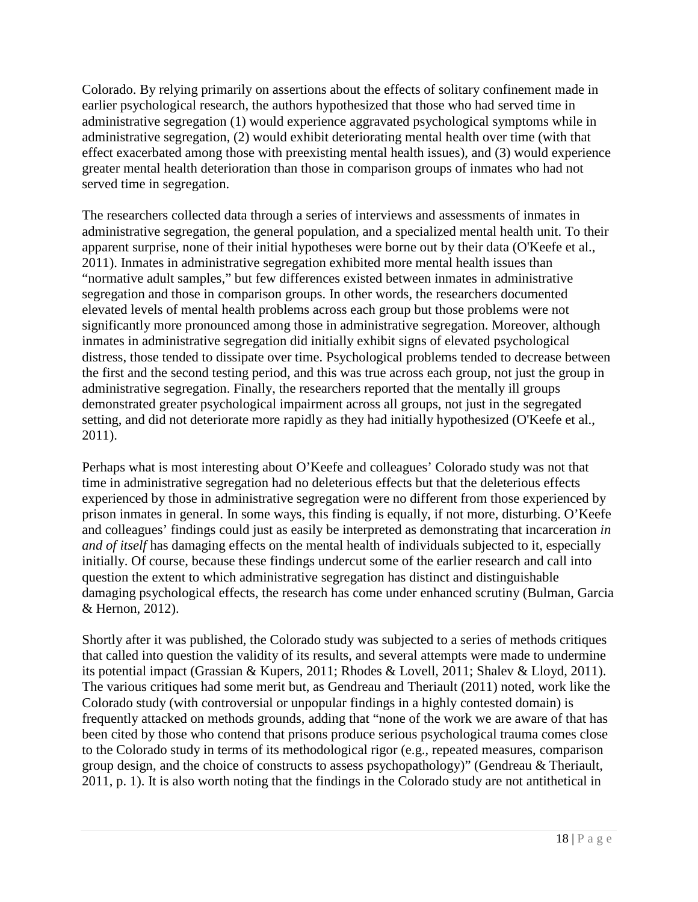Colorado. By relying primarily on assertions about the effects of solitary confinement made in earlier psychological research, the authors hypothesized that those who had served time in administrative segregation (1) would experience aggravated psychological symptoms while in administrative segregation, (2) would exhibit deteriorating mental health over time (with that effect exacerbated among those with preexisting mental health issues), and (3) would experience greater mental health deterioration than those in comparison groups of inmates who had not served time in segregation.

The researchers collected data through a series of interviews and assessments of inmates in administrative segregation, the general population, and a specialized mental health unit. To their apparent surprise, none of their initial hypotheses were borne out by their data (O'Keefe et al., 2011). Inmates in administrative segregation exhibited more mental health issues than "normative adult samples," but few differences existed between inmates in administrative segregation and those in comparison groups. In other words, the researchers documented elevated levels of mental health problems across each group but those problems were not significantly more pronounced among those in administrative segregation. Moreover, although inmates in administrative segregation did initially exhibit signs of elevated psychological distress, those tended to dissipate over time. Psychological problems tended to decrease between the first and the second testing period, and this was true across each group, not just the group in administrative segregation. Finally, the researchers reported that the mentally ill groups demonstrated greater psychological impairment across all groups, not just in the segregated setting, and did not deteriorate more rapidly as they had initially hypothesized (O'Keefe et al., 2011).

Perhaps what is most interesting about O'Keefe and colleagues' Colorado study was not that time in administrative segregation had no deleterious effects but that the deleterious effects experienced by those in administrative segregation were no different from those experienced by prison inmates in general. In some ways, this finding is equally, if not more, disturbing. O'Keefe and colleagues' findings could just as easily be interpreted as demonstrating that incarceration *in and of itself* has damaging effects on the mental health of individuals subjected to it, especially initially. Of course, because these findings undercut some of the earlier research and call into question the extent to which administrative segregation has distinct and distinguishable damaging psychological effects, the research has come under enhanced scrutiny (Bulman, Garcia & Hernon, 2012).

Shortly after it was published, the Colorado study was subjected to a series of methods critiques that called into question the validity of its results, and several attempts were made to undermine its potential impact (Grassian & Kupers, 2011; Rhodes & Lovell, 2011; Shalev & Lloyd, 2011). The various critiques had some merit but, as Gendreau and Theriault (2011) noted, work like the Colorado study (with controversial or unpopular findings in a highly contested domain) is frequently attacked on methods grounds, adding that "none of the work we are aware of that has been cited by those who contend that prisons produce serious psychological trauma comes close to the Colorado study in terms of its methodological rigor (e.g., repeated measures, comparison group design, and the choice of constructs to assess psychopathology)" (Gendreau & Theriault, 2011, p. 1). It is also worth noting that the findings in the Colorado study are not antithetical in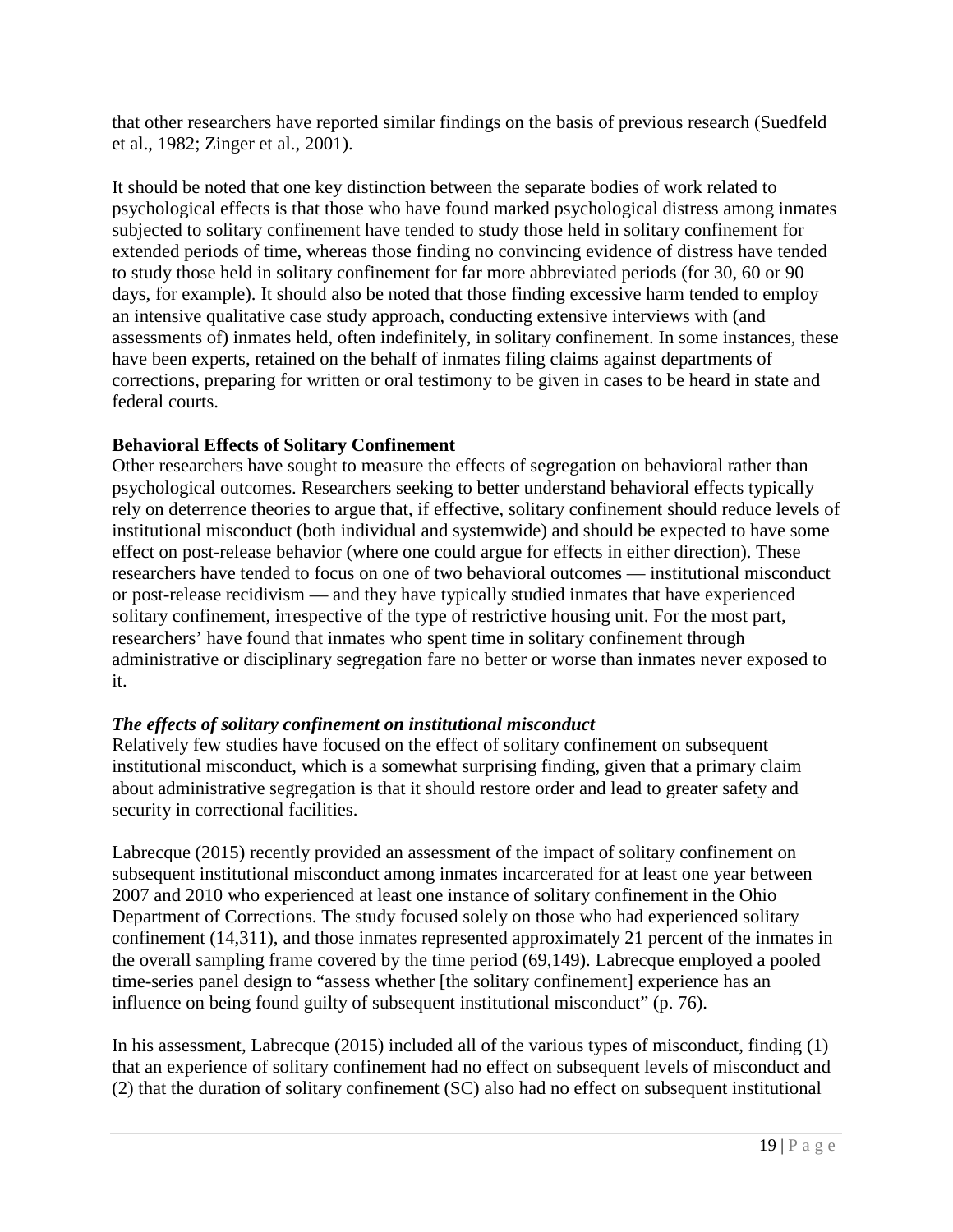that other researchers have reported similar findings on the basis of previous research (Suedfeld et al., 1982; Zinger et al., 2001).

It should be noted that one key distinction between the separate bodies of work related to psychological effects is that those who have found marked psychological distress among inmates subjected to solitary confinement have tended to study those held in solitary confinement for extended periods of time, whereas those finding no convincing evidence of distress have tended to study those held in solitary confinement for far more abbreviated periods (for 30, 60 or 90 days, for example). It should also be noted that those finding excessive harm tended to employ an intensive qualitative case study approach, conducting extensive interviews with (and assessments of) inmates held, often indefinitely, in solitary confinement. In some instances, these have been experts, retained on the behalf of inmates filing claims against departments of corrections, preparing for written or oral testimony to be given in cases to be heard in state and federal courts.

**Behavioral Effects of Solitary Confinement**

Other researchers have sought to measure the effects of segregation on behavioral rather than psychological outcomes. Researchers seeking to better understand behavioral effects typically rely on deterrence theories to argue that, if effective, solitary confinement should reduce levels of institutional misconduct (both individual and systemwide) and should be expected to have some effect on post-release behavior (where one could argue for effects in either direction). These researchers have tended to focus on one of two behavioral outcomes — institutional misconduct or post-release recidivism — and they have typically studied inmates that have experienced solitary confinement, irrespective of the type of restrictive housing unit. For the most part, researchers' have found that inmates who spent time in solitary confinement through administrative or disciplinary segregation fare no better or worse than inmates never exposed to it.

***The effects of solitary confinement on institutional misconduct***

Relatively few studies have focused on the effect of solitary confinement on subsequent institutional misconduct, which is a somewhat surprising finding, given that a primary claim about administrative segregation is that it should restore order and lead to greater safety and security in correctional facilities.

Labrecque (2015) recently provided an assessment of the impact of solitary confinement on subsequent institutional misconduct among inmates incarcerated for at least one year between 2007 and 2010 who experienced at least one instance of solitary confinement in the Ohio Department of Corrections. The study focused solely on those who had experienced solitary confinement (14,311), and those inmates represented approximately 21 percent of the inmates in the overall sampling frame covered by the time period (69,149). Labrecque employed a pooled time-series panel design to "assess whether [the solitary confinement] experience has an influence on being found guilty of subsequent institutional misconduct" (p. 76).

In his assessment, Labrecque (2015) included all of the various types of misconduct, finding (1) that an experience of solitary confinement had no effect on subsequent levels of misconduct and (2) that the duration of solitary confinement (SC) also had no effect on subsequent institutional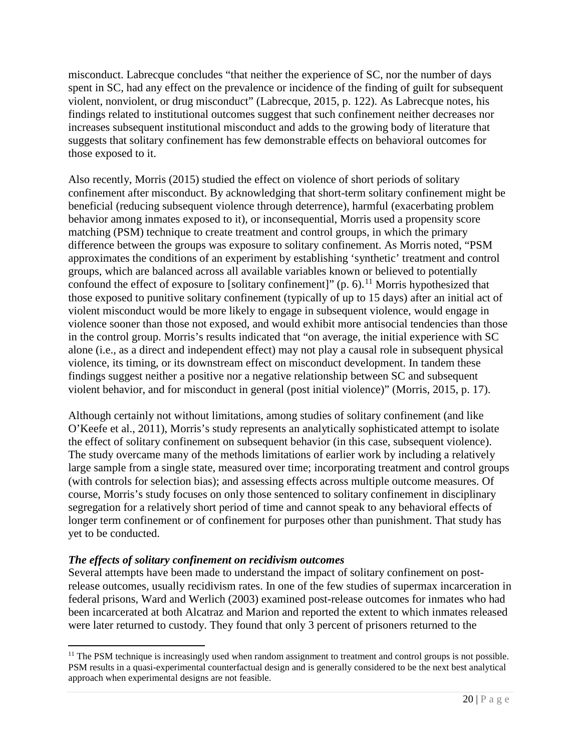misconduct. Labrecque concludes "that neither the experience of SC, nor the number of days spent in SC, had any effect on the prevalence or incidence of the finding of guilt for subsequent violent, nonviolent, or drug misconduct" (Labrecque, 2015, p. 122). As Labrecque notes, his findings related to institutional outcomes suggest that such confinement neither decreases nor increases subsequent institutional misconduct and adds to the growing body of literature that suggests that solitary confinement has few demonstrable effects on behavioral outcomes for those exposed to it.

Also recently, Morris (2015) studied the effect on violence of short periods of solitary confinement after misconduct. By acknowledging that short-term solitary confinement might be beneficial (reducing subsequent violence through deterrence), harmful (exacerbating problem behavior among inmates exposed to it), or inconsequential, Morris used a propensity score matching (PSM) technique to create treatment and control groups, in which the primary difference between the groups was exposure to solitary confinement. As Morris noted, "PSM approximates the conditions of an experiment by establishing 'synthetic' treatment and control groups, which are balanced across all available variables known or believed to potentially confound the effect of exposure to [solitary confinement]" (p. 6).[11] Morris hypothesized that those exposed to punitive solitary confinement (typically of up to 15 days) after an initial act of violent misconduct would be more likely to engage in subsequent violence, would engage in violence sooner than those not exposed, and would exhibit more antisocial tendencies than those in the control group. Morris's results indicated that "on average, the initial experience with SC alone (i.e., as a direct and independent effect) may not play a causal role in subsequent physical violence, its timing, or its downstream effect on misconduct development. In tandem these findings suggest neither a positive nor a negative relationship between SC and subsequent violent behavior, and for misconduct in general (post initial violence)" (Morris, 2015, p. 17).

Although certainly not without limitations, among studies of solitary confinement (and like O'Keefe et al., 2011), Morris's study represents an analytically sophisticated attempt to isolate the effect of solitary confinement on subsequent behavior (in this case, subsequent violence). The study overcame many of the methods limitations of earlier work by including a relatively large sample from a single state, measured over time; incorporating treatment and control groups (with controls for selection bias); and assessing effects across multiple outcome measures. Of course, Morris's study focuses on only those sentenced to solitary confinement in disciplinary segregation for a relatively short period of time and cannot speak to any behavioral effects of longer term confinement or of confinement for purposes other than punishment. That study has yet to be conducted.

***The effects of solitary confinement on recidivism outcomes***

Several attempts have been made to understand the impact of solitary confinement on post-release outcomes, usually recidivism rates. In one of the few studies of supermax incarceration in federal prisons, Ward and Werlich (2003) examined post-release outcomes for inmates who had been incarcerated at both Alcatraz and Marion and reported the extent to which inmates released were later returned to custody. They found that only 3 percent of prisoners returned to the

[11] The PSM technique is increasingly used when random assignment to treatment and control groups is not possible. PSM results in a quasi-experimental counterfactual design and is generally considered to be the next best analytical approach when experimental designs are not feasible.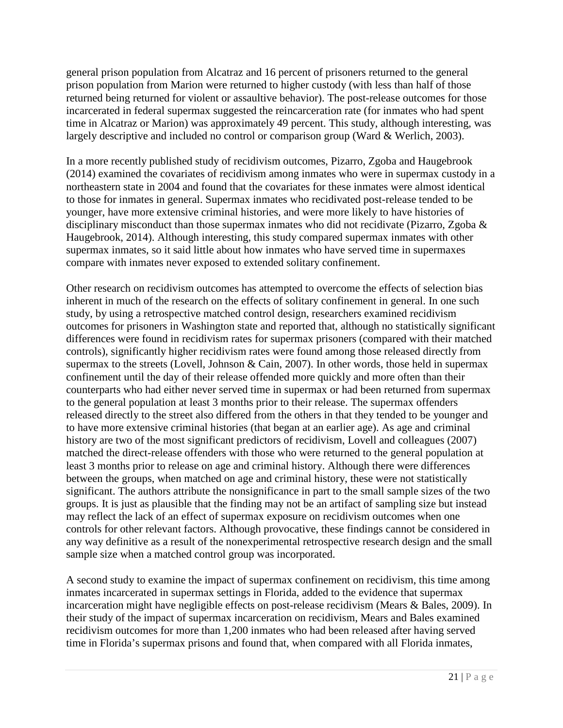general prison population from Alcatraz and 16 percent of prisoners returned to the general prison population from Marion were returned to higher custody (with less than half of those returned being returned for violent or assaultive behavior). The post-release outcomes for those incarcerated in federal supermax suggested the reincarceration rate (for inmates who had spent time in Alcatraz or Marion) was approximately 49 percent. This study, although interesting, was largely descriptive and included no control or comparison group (Ward & Werlich, 2003).

In a more recently published study of recidivism outcomes, Pizarro, Zgoba and Haugebrook (2014) examined the covariates of recidivism among inmates who were in supermax custody in a northeastern state in 2004 and found that the covariates for these inmates were almost identical to those for inmates in general. Supermax inmates who recidivated post-release tended to be younger, have more extensive criminal histories, and were more likely to have histories of disciplinary misconduct than those supermax inmates who did not recidivate (Pizarro, Zgoba & Haugebrook, 2014). Although interesting, this study compared supermax inmates with other supermax inmates, so it said little about how inmates who have served time in supermaxes compare with inmates never exposed to extended solitary confinement.

Other research on recidivism outcomes has attempted to overcome the effects of selection bias inherent in much of the research on the effects of solitary confinement in general. In one such study, by using a retrospective matched control design, researchers examined recidivism outcomes for prisoners in Washington state and reported that, although no statistically significant differences were found in recidivism rates for supermax prisoners (compared with their matched controls), significantly higher recidivism rates were found among those released directly from supermax to the streets (Lovell, Johnson & Cain, 2007). In other words, those held in supermax confinement until the day of their release offended more quickly and more often than their counterparts who had either never served time in supermax or had been returned from supermax to the general population at least 3 months prior to their release. The supermax offenders released directly to the street also differed from the others in that they tended to be younger and to have more extensive criminal histories (that began at an earlier age). As age and criminal history are two of the most significant predictors of recidivism, Lovell and colleagues (2007) matched the direct-release offenders with those who were returned to the general population at least 3 months prior to release on age and criminal history. Although there were differences between the groups, when matched on age and criminal history, these were not statistically significant. The authors attribute the nonsignificance in part to the small sample sizes of the two groups. It is just as plausible that the finding may not be an artifact of sampling size but instead may reflect the lack of an effect of supermax exposure on recidivism outcomes when one controls for other relevant factors. Although provocative, these findings cannot be considered in any way definitive as a result of the nonexperimental retrospective research design and the small sample size when a matched control group was incorporated.

A second study to examine the impact of supermax confinement on recidivism, this time among inmates incarcerated in supermax settings in Florida, added to the evidence that supermax incarceration might have negligible effects on post-release recidivism (Mears & Bales, 2009). In their study of the impact of supermax incarceration on recidivism, Mears and Bales examined recidivism outcomes for more than 1,200 inmates who had been released after having served time in Florida's supermax prisons and found that, when compared with all Florida inmates,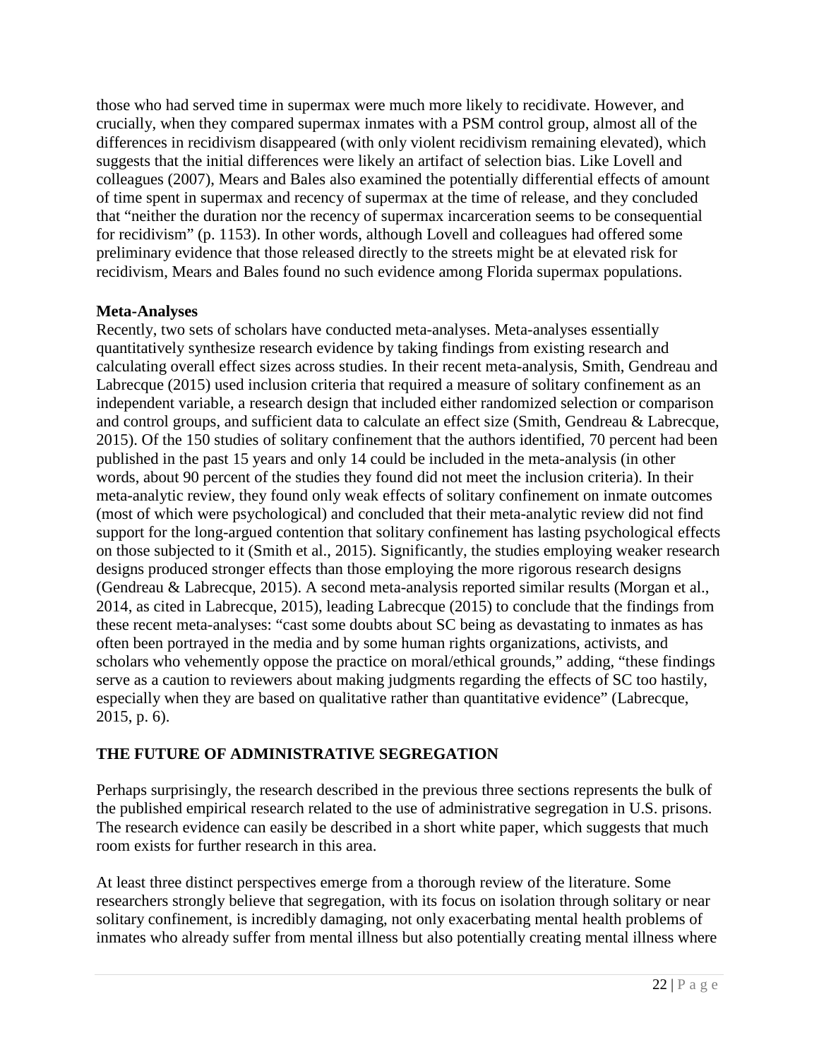those who had served time in supermax were much more likely to recidivate. However, and crucially, when they compared supermax inmates with a PSM control group, almost all of the differences in recidivism disappeared (with only violent recidivism remaining elevated), which suggests that the initial differences were likely an artifact of selection bias. Like Lovell and colleagues (2007), Mears and Bales also examined the potentially differential effects of amount of time spent in supermax and recency of supermax at the time of release, and they concluded that "neither the duration nor the recency of supermax incarceration seems to be consequential for recidivism" (p. 1153). In other words, although Lovell and colleagues had offered some preliminary evidence that those released directly to the streets might be at elevated risk for recidivism, Mears and Bales found no such evidence among Florida supermax populations.

**Meta-Analyses**

Recently, two sets of scholars have conducted meta-analyses. Meta-analyses essentially quantitatively synthesize research evidence by taking findings from existing research and calculating overall effect sizes across studies. In their recent meta-analysis, Smith, Gendreau and Labrecque (2015) used inclusion criteria that required a measure of solitary confinement as an independent variable, a research design that included either randomized selection or comparison and control groups, and sufficient data to calculate an effect size (Smith, Gendreau & Labrecque, 2015). Of the 150 studies of solitary confinement that the authors identified, 70 percent had been published in the past 15 years and only 14 could be included in the meta-analysis (in other words, about 90 percent of the studies they found did not meet the inclusion criteria). In their meta-analytic review, they found only weak effects of solitary confinement on inmate outcomes (most of which were psychological) and concluded that their meta-analytic review did not find support for the long-argued contention that solitary confinement has lasting psychological effects on those subjected to it (Smith et al., 2015). Significantly, the studies employing weaker research designs produced stronger effects than those employing the more rigorous research designs (Gendreau & Labrecque, 2015). A second meta-analysis reported similar results (Morgan et al., 2014, as cited in Labrecque, 2015), leading Labrecque (2015) to conclude that the findings from these recent meta-analyses: "cast some doubts about SC being as devastating to inmates as has often been portrayed in the media and by some human rights organizations, activists, and scholars who vehemently oppose the practice on moral/ethical grounds," adding, "these findings serve as a caution to reviewers about making judgments regarding the effects of SC too hastily, especially when they are based on qualitative rather than quantitative evidence" (Labrecque, 2015, p. 6).

## THE FUTURE OF ADMINISTRATIVE SEGREGATION

Perhaps surprisingly, the research described in the previous three sections represents the bulk of the published empirical research related to the use of administrative segregation in U.S. prisons. The research evidence can easily be described in a short white paper, which suggests that much room exists for further research in this area.

At least three distinct perspectives emerge from a thorough review of the literature. Some researchers strongly believe that segregation, with its focus on isolation through solitary or near solitary confinement, is incredibly damaging, not only exacerbating mental health problems of inmates who already suffer from mental illness but also potentially creating mental illness where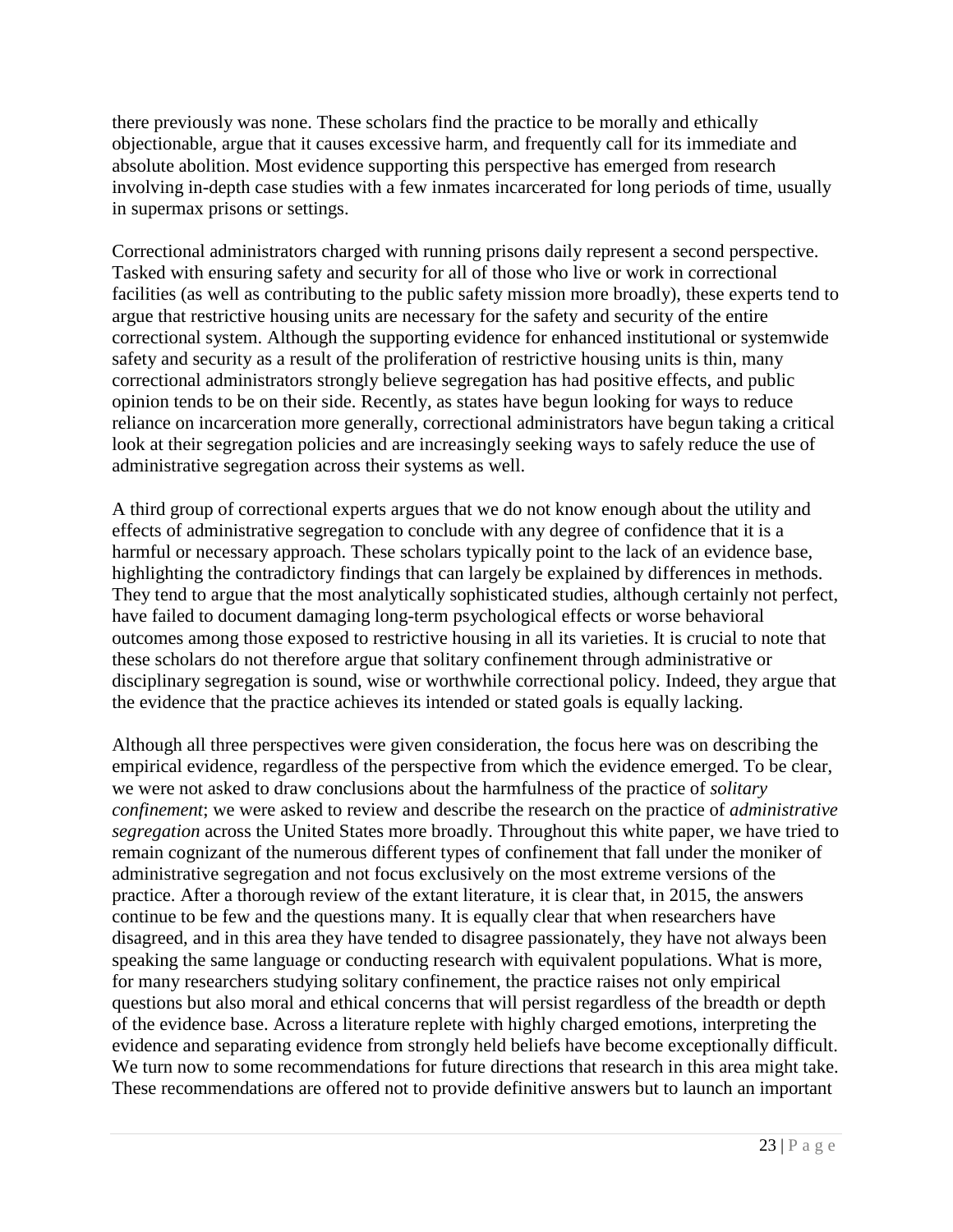there previously was none. These scholars find the practice to be morally and ethically objectionable, argue that it causes excessive harm, and frequently call for its immediate and absolute abolition. Most evidence supporting this perspective has emerged from research involving in-depth case studies with a few inmates incarcerated for long periods of time, usually in supermax prisons or settings.

Correctional administrators charged with running prisons daily represent a second perspective. Tasked with ensuring safety and security for all of those who live or work in correctional facilities (as well as contributing to the public safety mission more broadly), these experts tend to argue that restrictive housing units are necessary for the safety and security of the entire correctional system. Although the supporting evidence for enhanced institutional or systemwide safety and security as a result of the proliferation of restrictive housing units is thin, many correctional administrators strongly believe segregation has had positive effects, and public opinion tends to be on their side. Recently, as states have begun looking for ways to reduce reliance on incarceration more generally, correctional administrators have begun taking a critical look at their segregation policies and are increasingly seeking ways to safely reduce the use of administrative segregation across their systems as well.

A third group of correctional experts argues that we do not know enough about the utility and effects of administrative segregation to conclude with any degree of confidence that it is a harmful or necessary approach. These scholars typically point to the lack of an evidence base, highlighting the contradictory findings that can largely be explained by differences in methods. They tend to argue that the most analytically sophisticated studies, although certainly not perfect, have failed to document damaging long-term psychological effects or worse behavioral outcomes among those exposed to restrictive housing in all its varieties. It is crucial to note that these scholars do not therefore argue that solitary confinement through administrative or disciplinary segregation is sound, wise or worthwhile correctional policy. Indeed, they argue that the evidence that the practice achieves its intended or stated goals is equally lacking.

Although all three perspectives were given consideration, the focus here was on describing the empirical evidence, regardless of the perspective from which the evidence emerged. To be clear, we were not asked to draw conclusions about the harmfulness of the practice of *solitary confinement*; we were asked to review and describe the research on the practice of *administrative segregation* across the United States more broadly. Throughout this white paper, we have tried to remain cognizant of the numerous different types of confinement that fall under the moniker of administrative segregation and not focus exclusively on the most extreme versions of the practice. After a thorough review of the extant literature, it is clear that, in 2015, the answers continue to be few and the questions many. It is equally clear that when researchers have disagreed, and in this area they have tended to disagree passionately, they have not always been speaking the same language or conducting research with equivalent populations. What is more, for many researchers studying solitary confinement, the practice raises not only empirical questions but also moral and ethical concerns that will persist regardless of the breadth or depth of the evidence base. Across a literature replete with highly charged emotions, interpreting the evidence and separating evidence from strongly held beliefs have become exceptionally difficult. We turn now to some recommendations for future directions that research in this area might take. These recommendations are offered not to provide definitive answers but to launch an important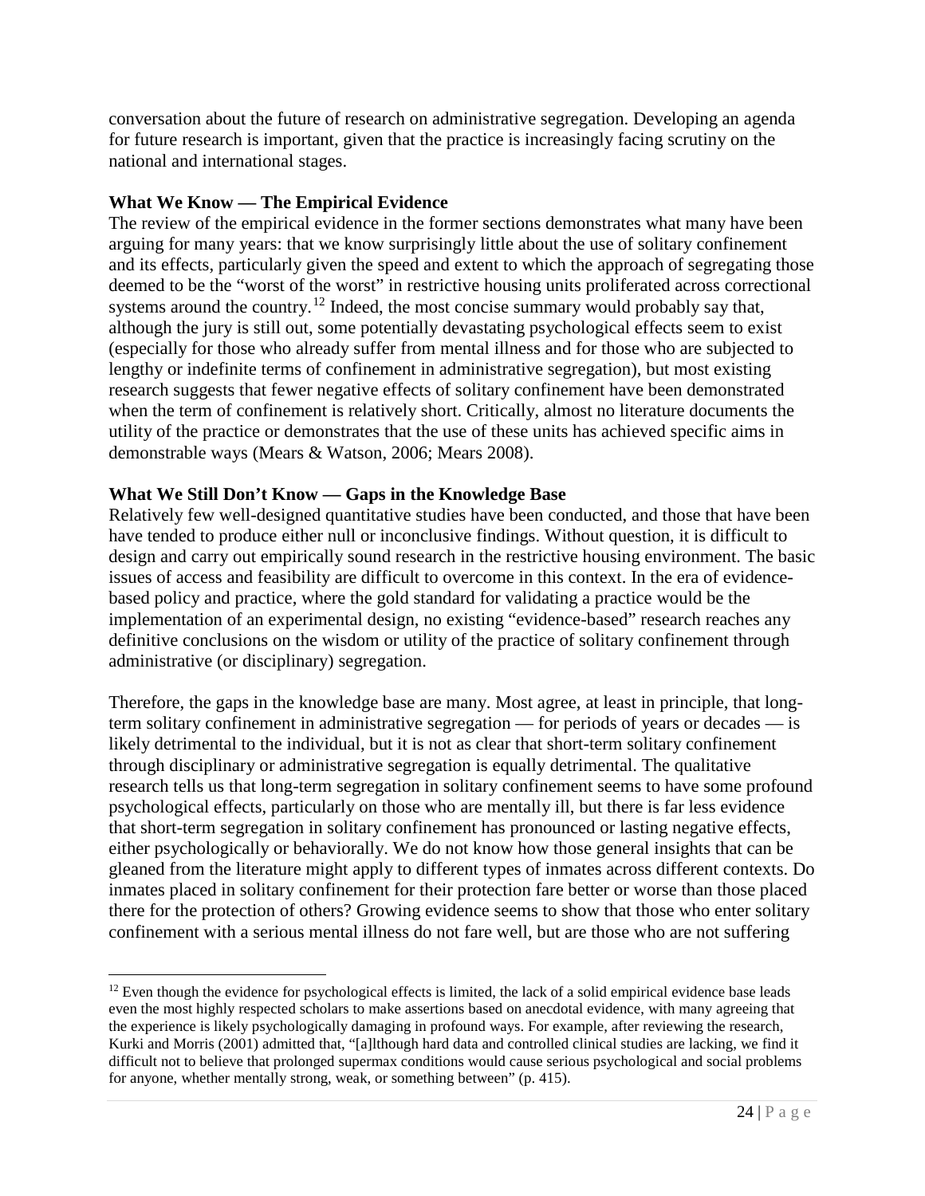conversation about the future of research on administrative segregation. Developing an agenda for future research is important, given that the practice is increasingly facing scrutiny on the national and international stages.

**What We Know — The Empirical Evidence**

The review of the empirical evidence in the former sections demonstrates what many have been arguing for many years: that we know surprisingly little about the use of solitary confinement and its effects, particularly given the speed and extent to which the approach of segregating those deemed to be the "worst of the worst" in restrictive housing units proliferated across correctional systems around the country.[12] Indeed, the most concise summary would probably say that, although the jury is still out, some potentially devastating psychological effects seem to exist (especially for those who already suffer from mental illness and for those who are subjected to lengthy or indefinite terms of confinement in administrative segregation), but most existing research suggests that fewer negative effects of solitary confinement have been demonstrated when the term of confinement is relatively short. Critically, almost no literature documents the utility of the practice or demonstrates that the use of these units has achieved specific aims in demonstrable ways (Mears & Watson, 2006; Mears 2008).

**What We Still Don't Know — Gaps in the Knowledge Base**

Relatively few well-designed quantitative studies have been conducted, and those that have been have tended to produce either null or inconclusive findings. Without question, it is difficult to design and carry out empirically sound research in the restrictive housing environment. The basic issues of access and feasibility are difficult to overcome in this context. In the era of evidence-based policy and practice, where the gold standard for validating a practice would be the implementation of an experimental design, no existing "evidence-based" research reaches any definitive conclusions on the wisdom or utility of the practice of solitary confinement through administrative (or disciplinary) segregation.

Therefore, the gaps in the knowledge base are many. Most agree, at least in principle, that long-term solitary confinement in administrative segregation — for periods of years or decades — is likely detrimental to the individual, but it is not as clear that short-term solitary confinement through disciplinary or administrative segregation is equally detrimental. The qualitative research tells us that long-term segregation in solitary confinement seems to have some profound psychological effects, particularly on those who are mentally ill, but there is far less evidence that short-term segregation in solitary confinement has pronounced or lasting negative effects, either psychologically or behaviorally. We do not know how those general insights that can be gleaned from the literature might apply to different types of inmates across different contexts. Do inmates placed in solitary confinement for their protection fare better or worse than those placed there for the protection of others? Growing evidence seems to show that those who enter solitary confinement with a serious mental illness do not fare well, but are those who are not suffering

---

[12] Even though the evidence for psychological effects is limited, the lack of a solid empirical evidence base leads even the most highly respected scholars to make assertions based on anecdotal evidence, with many agreeing that the experience is likely psychologically damaging in profound ways. For example, after reviewing the research, Kurki and Morris (2001) admitted that, "[a]lthough hard data and controlled clinical studies are lacking, we find it difficult not to believe that prolonged supermax conditions would cause serious psychological and social problems for anyone, whether mentally strong, weak, or something between" (p. 415).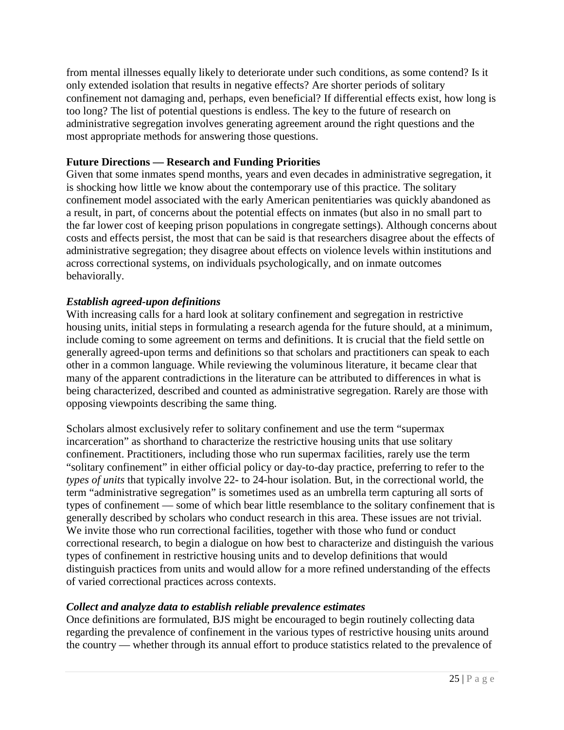from mental illnesses equally likely to deteriorate under such conditions, as some contend? Is it only extended isolation that results in negative effects? Are shorter periods of solitary confinement not damaging and, perhaps, even beneficial? If differential effects exist, how long is too long? The list of potential questions is endless. The key to the future of research on administrative segregation involves generating agreement around the right questions and the most appropriate methods for answering those questions.

**Future Directions — Research and Funding Priorities**

Given that some inmates spend months, years and even decades in administrative segregation, it is shocking how little we know about the contemporary use of this practice. The solitary confinement model associated with the early American penitentiaries was quickly abandoned as a result, in part, of concerns about the potential effects on inmates (but also in no small part to the far lower cost of keeping prison populations in congregate settings). Although concerns about costs and effects persist, the most that can be said is that researchers disagree about the effects of administrative segregation; they disagree about effects on violence levels within institutions and across correctional systems, on individuals psychologically, and on inmate outcomes behaviorally.

***Establish agreed-upon definitions***

With increasing calls for a hard look at solitary confinement and segregation in restrictive housing units, initial steps in formulating a research agenda for the future should, at a minimum, include coming to some agreement on terms and definitions. It is crucial that the field settle on generally agreed-upon terms and definitions so that scholars and practitioners can speak to each other in a common language. While reviewing the voluminous literature, it became clear that many of the apparent contradictions in the literature can be attributed to differences in what is being characterized, described and counted as administrative segregation. Rarely are those with opposing viewpoints describing the same thing.

Scholars almost exclusively refer to solitary confinement and use the term "supermax incarceration" as shorthand to characterize the restrictive housing units that use solitary confinement. Practitioners, including those who run supermax facilities, rarely use the term "solitary confinement" in either official policy or day-to-day practice, preferring to refer to the *types of units* that typically involve 22- to 24-hour isolation. But, in the correctional world, the term "administrative segregation" is sometimes used as an umbrella term capturing all sorts of types of confinement — some of which bear little resemblance to the solitary confinement that is generally described by scholars who conduct research in this area. These issues are not trivial. We invite those who run correctional facilities, together with those who fund or conduct correctional research, to begin a dialogue on how best to characterize and distinguish the various types of confinement in restrictive housing units and to develop definitions that would distinguish practices from units and would allow for a more refined understanding of the effects of varied correctional practices across contexts.

***Collect and analyze data to establish reliable prevalence estimates***

Once definitions are formulated, BJS might be encouraged to begin routinely collecting data regarding the prevalence of confinement in the various types of restrictive housing units around the country — whether through its annual effort to produce statistics related to the prevalence of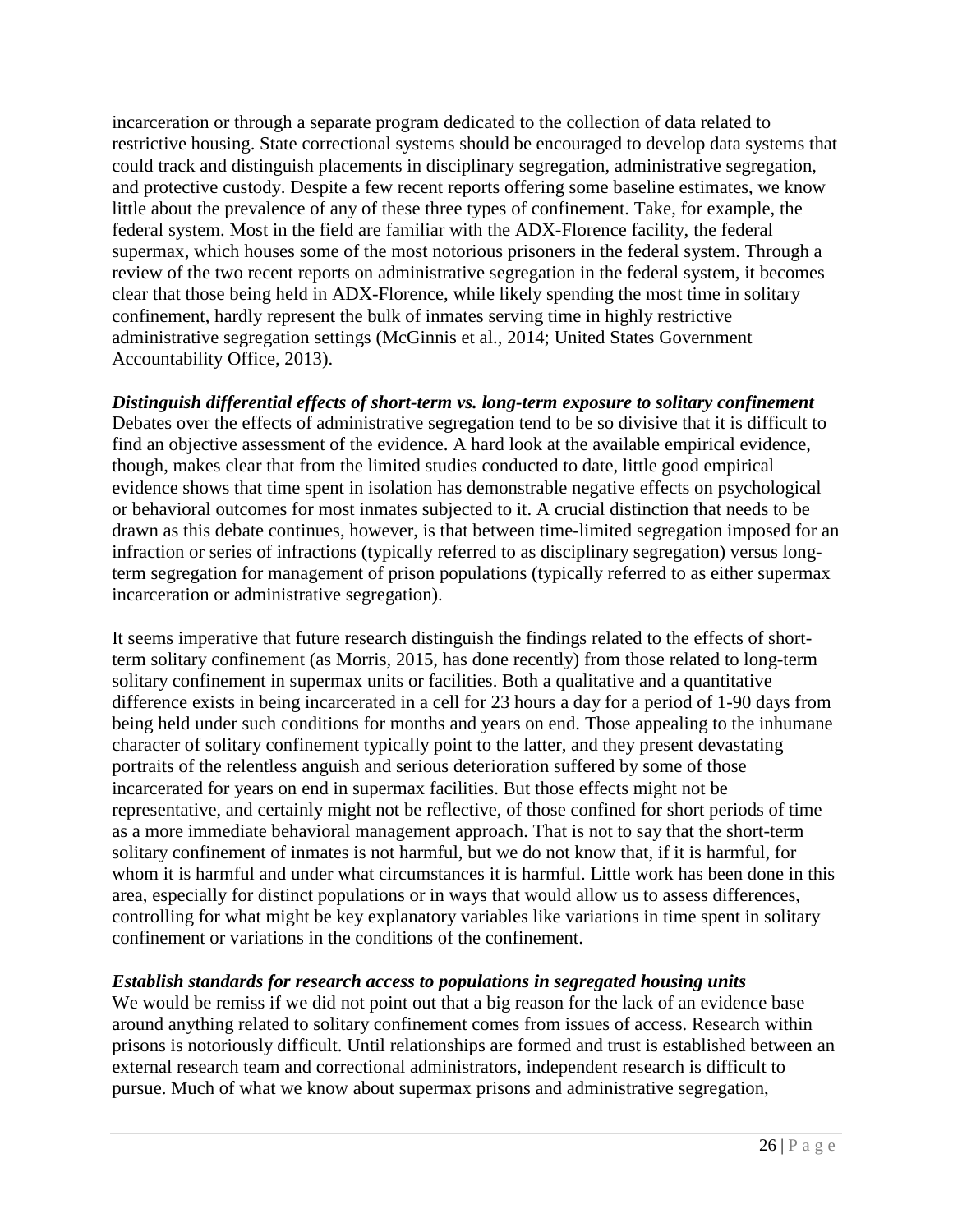incarceration or through a separate program dedicated to the collection of data related to restrictive housing. State correctional systems should be encouraged to develop data systems that could track and distinguish placements in disciplinary segregation, administrative segregation, and protective custody. Despite a few recent reports offering some baseline estimates, we know little about the prevalence of any of these three types of confinement. Take, for example, the federal system. Most in the field are familiar with the ADX-Florence facility, the federal supermax, which houses some of the most notorious prisoners in the federal system. Through a review of the two recent reports on administrative segregation in the federal system, it becomes clear that those being held in ADX-Florence, while likely spending the most time in solitary confinement, hardly represent the bulk of inmates serving time in highly restrictive administrative segregation settings (McGinnis et al., 2014; United States Government Accountability Office, 2013).

***Distinguish differential effects of short-term vs. long-term exposure to solitary confinement***

Debates over the effects of administrative segregation tend to be so divisive that it is difficult to find an objective assessment of the evidence. A hard look at the available empirical evidence, though, makes clear that from the limited studies conducted to date, little good empirical evidence shows that time spent in isolation has demonstrable negative effects on psychological or behavioral outcomes for most inmates subjected to it. A crucial distinction that needs to be drawn as this debate continues, however, is that between time-limited segregation imposed for an infraction or series of infractions (typically referred to as disciplinary segregation) versus long-term segregation for management of prison populations (typically referred to as either supermax incarceration or administrative segregation).

It seems imperative that future research distinguish the findings related to the effects of short-term solitary confinement (as Morris, 2015, has done recently) from those related to long-term solitary confinement in supermax units or facilities. Both a qualitative and a quantitative difference exists in being incarcerated in a cell for 23 hours a day for a period of 1-90 days from being held under such conditions for months and years on end. Those appealing to the inhumane character of solitary confinement typically point to the latter, and they present devastating portraits of the relentless anguish and serious deterioration suffered by some of those incarcerated for years on end in supermax facilities. But those effects might not be representative, and certainly might not be reflective, of those confined for short periods of time as a more immediate behavioral management approach. That is not to say that the short-term solitary confinement of inmates is not harmful, but we do not know that, if it is harmful, for whom it is harmful and under what circumstances it is harmful. Little work has been done in this area, especially for distinct populations or in ways that would allow us to assess differences, controlling for what might be key explanatory variables like variations in time spent in solitary confinement or variations in the conditions of the confinement.

***Establish standards for research access to populations in segregated housing units***

We would be remiss if we did not point out that a big reason for the lack of an evidence base around anything related to solitary confinement comes from issues of access. Research within prisons is notoriously difficult. Until relationships are formed and trust is established between an external research team and correctional administrators, independent research is difficult to pursue. Much of what we know about supermax prisons and administrative segregation,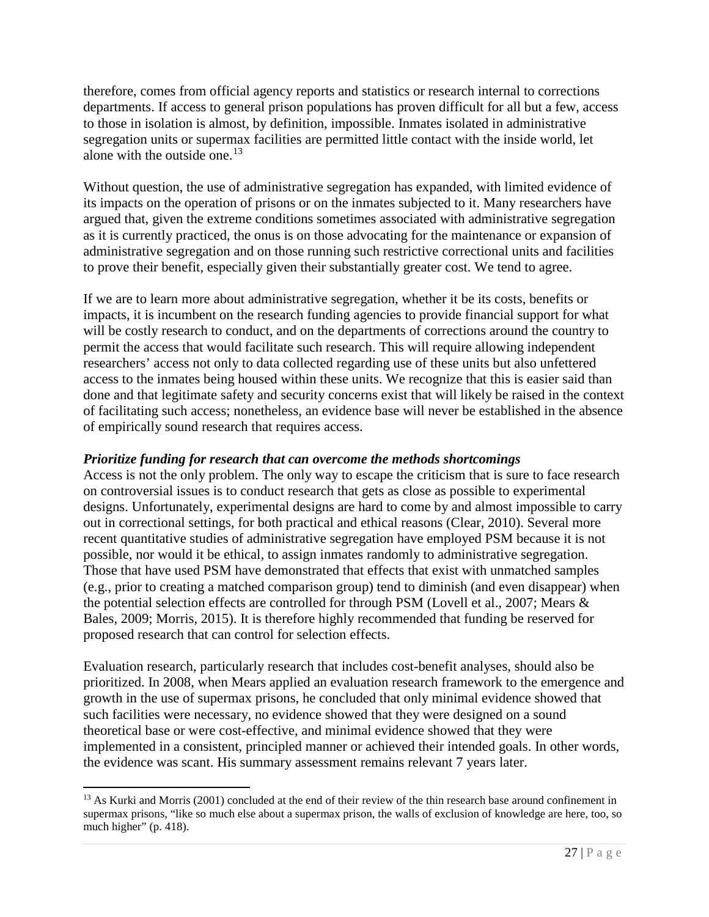therefore, comes from official agency reports and statistics or research internal to corrections departments. If access to general prison populations has proven difficult for all but a few, access to those in isolation is almost, by definition, impossible. Inmates isolated in administrative segregation units or supermax facilities are permitted little contact with the inside world, let alone with the outside one.[13]

Without question, the use of administrative segregation has expanded, with limited evidence of its impacts on the operation of prisons or on the inmates subjected to it. Many researchers have argued that, given the extreme conditions sometimes associated with administrative segregation as it is currently practiced, the onus is on those advocating for the maintenance or expansion of administrative segregation and on those running such restrictive correctional units and facilities to prove their benefit, especially given their substantially greater cost. We tend to agree.

If we are to learn more about administrative segregation, whether it be its costs, benefits or impacts, it is incumbent on the research funding agencies to provide financial support for what will be costly research to conduct, and on the departments of corrections around the country to permit the access that would facilitate such research. This will require allowing independent researchers' access not only to data collected regarding use of these units but also unfettered access to the inmates being housed within these units. We recognize that this is easier said than done and that legitimate safety and security concerns exist that will likely be raised in the context of facilitating such access; nonetheless, an evidence base will never be established in the absence of empirically sound research that requires access.

***Prioritize funding for research that can overcome the methods shortcomings***

Access is not the only problem. The only way to escape the criticism that is sure to face research on controversial issues is to conduct research that gets as close as possible to experimental designs. Unfortunately, experimental designs are hard to come by and almost impossible to carry out in correctional settings, for both practical and ethical reasons (Clear, 2010). Several more recent quantitative studies of administrative segregation have employed PSM because it is not possible, nor would it be ethical, to assign inmates randomly to administrative segregation. Those that have used PSM have demonstrated that effects that exist with unmatched samples (e.g., prior to creating a matched comparison group) tend to diminish (and even disappear) when the potential selection effects are controlled for through PSM (Lovell et al., 2007; Mears & Bales, 2009; Morris, 2015). It is therefore highly recommended that funding be reserved for proposed research that can control for selection effects.

Evaluation research, particularly research that includes cost-benefit analyses, should also be prioritized. In 2008, when Mears applied an evaluation research framework to the emergence and growth in the use of supermax prisons, he concluded that only minimal evidence showed that such facilities were necessary, no evidence showed that they were designed on a sound theoretical base or were cost-effective, and minimal evidence showed that they were implemented in a consistent, principled manner or achieved their intended goals. In other words, the evidence was scant. His summary assessment remains relevant 7 years later.

---

[13] As Kurki and Morris (2001) concluded at the end of their review of the thin research base around confinement in supermax prisons, "like so much else about a supermax prison, the walls of exclusion of knowledge are here, too, so much higher" (p. 418).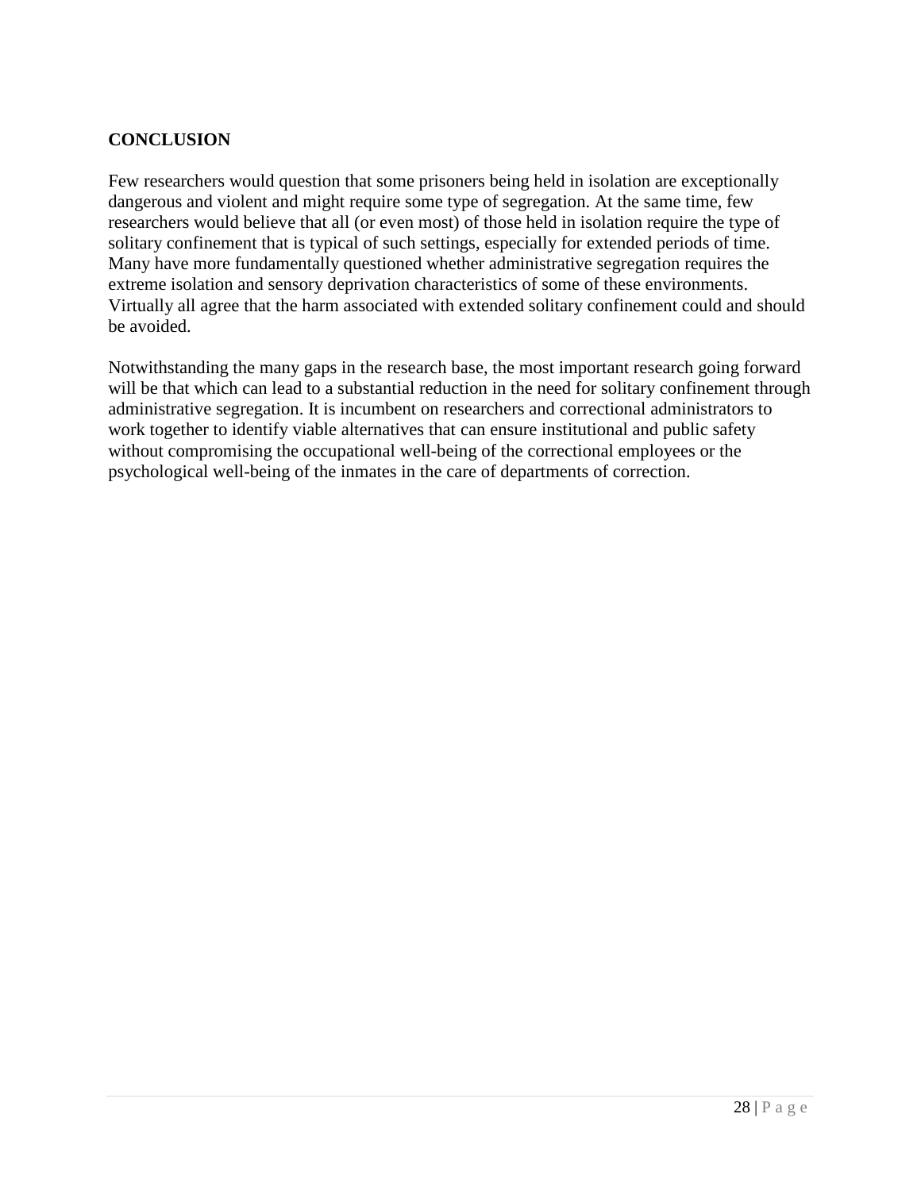## CONCLUSION

Few researchers would question that some prisoners being held in isolation are exceptionally dangerous and violent and might require some type of segregation. At the same time, few researchers would believe that all (or even most) of those held in isolation require the type of solitary confinement that is typical of such settings, especially for extended periods of time. Many have more fundamentally questioned whether administrative segregation requires the extreme isolation and sensory deprivation characteristics of some of these environments. Virtually all agree that the harm associated with extended solitary confinement could and should be avoided.

Notwithstanding the many gaps in the research base, the most important research going forward will be that which can lead to a substantial reduction in the need for solitary confinement through administrative segregation. It is incumbent on researchers and correctional administrators to work together to identify viable alternatives that can ensure institutional and public safety without compromising the occupational well-being of the correctional employees or the psychological well-being of the inmates in the care of departments of correction.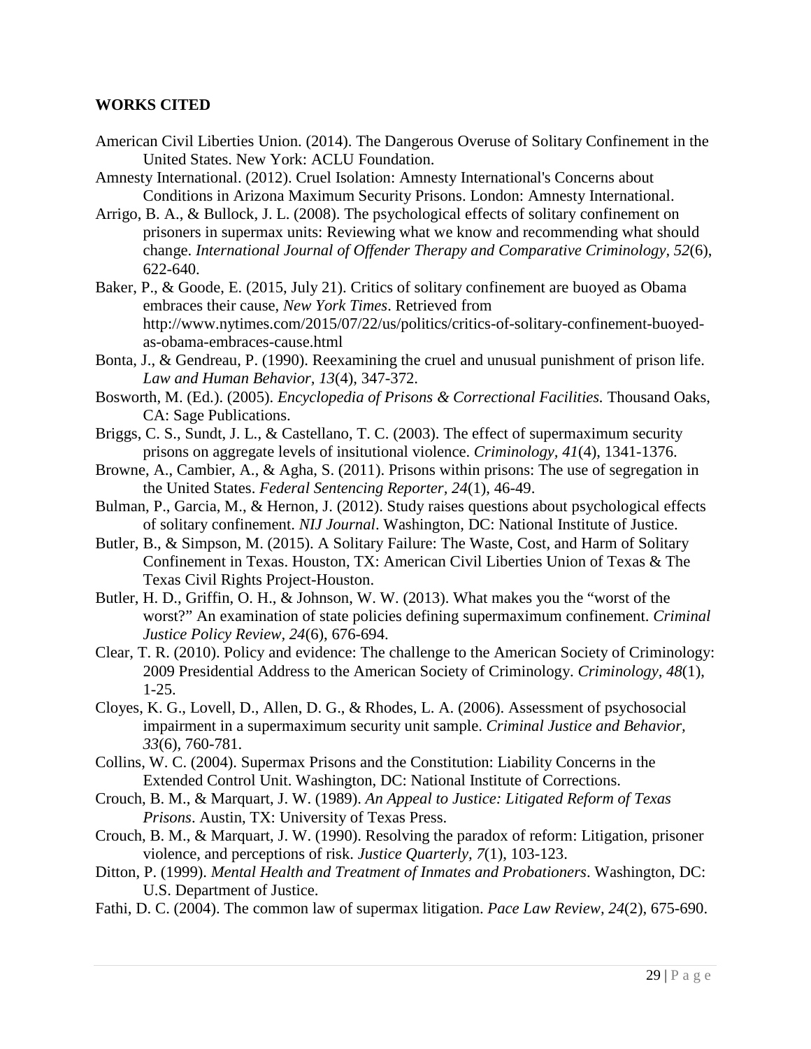## WORKS CITED

American Civil Liberties Union. (2014). The Dangerous Overuse of Solitary Confinement in the United States. New York: ACLU Foundation.

Amnesty International. (2012). Cruel Isolation: Amnesty International's Concerns about Conditions in Arizona Maximum Security Prisons. London: Amnesty International.

Arrigo, B. A., & Bullock, J. L. (2008). The psychological effects of solitary confinement on prisoners in supermax units: Reviewing what we know and recommending what should change. *International Journal of Offender Therapy and Comparative Criminology, 52*(6), 622-640.

Baker, P., & Goode, E. (2015, July 21). Critics of solitary confinement are buoyed as Obama embraces their cause, *New York Times*. Retrieved from http://www.nytimes.com/2015/07/22/us/politics/critics-of-solitary-confinement-buoyed-as-obama-embraces-cause.html

Bonta, J., & Gendreau, P. (1990). Reexamining the cruel and unusual punishment of prison life. *Law and Human Behavior, 13*(4), 347-372.

Bosworth, M. (Ed.). (2005). *Encyclopedia of Prisons & Correctional Facilities.* Thousand Oaks, CA: Sage Publications.

Briggs, C. S., Sundt, J. L., & Castellano, T. C. (2003). The effect of supermaximum security prisons on aggregate levels of insitutional violence. *Criminology, 41*(4), 1341-1376.

Browne, A., Cambier, A., & Agha, S. (2011). Prisons within prisons: The use of segregation in the United States. *Federal Sentencing Reporter, 24*(1), 46-49.

Bulman, P., Garcia, M., & Hernon, J. (2012). Study raises questions about psychological effects of solitary confinement. *NIJ Journal*. Washington, DC: National Institute of Justice.

Butler, B., & Simpson, M. (2015). A Solitary Failure: The Waste, Cost, and Harm of Solitary Confinement in Texas. Houston, TX: American Civil Liberties Union of Texas & The Texas Civil Rights Project-Houston.

Butler, H. D., Griffin, O. H., & Johnson, W. W. (2013). What makes you the "worst of the worst?" An examination of state policies defining supermaximum confinement. *Criminal Justice Policy Review, 24*(6), 676-694.

Clear, T. R. (2010). Policy and evidence: The challenge to the American Society of Criminology: 2009 Presidential Address to the American Society of Criminology. *Criminology, 48*(1), 1-25.

Cloyes, K. G., Lovell, D., Allen, D. G., & Rhodes, L. A. (2006). Assessment of psychosocial impairment in a supermaximum security unit sample. *Criminal Justice and Behavior, 33*(6), 760-781.

Collins, W. C. (2004). Supermax Prisons and the Constitution: Liability Concerns in the Extended Control Unit. Washington, DC: National Institute of Corrections.

Crouch, B. M., & Marquart, J. W. (1989). *An Appeal to Justice: Litigated Reform of Texas Prisons*. Austin, TX: University of Texas Press.

Crouch, B. M., & Marquart, J. W. (1990). Resolving the paradox of reform: Litigation, prisoner violence, and perceptions of risk. *Justice Quarterly, 7*(1), 103-123.

Ditton, P. (1999). *Mental Health and Treatment of Inmates and Probationers*. Washington, DC: U.S. Department of Justice.

Fathi, D. C. (2004). The common law of supermax litigation. *Pace Law Review, 24*(2), 675-690.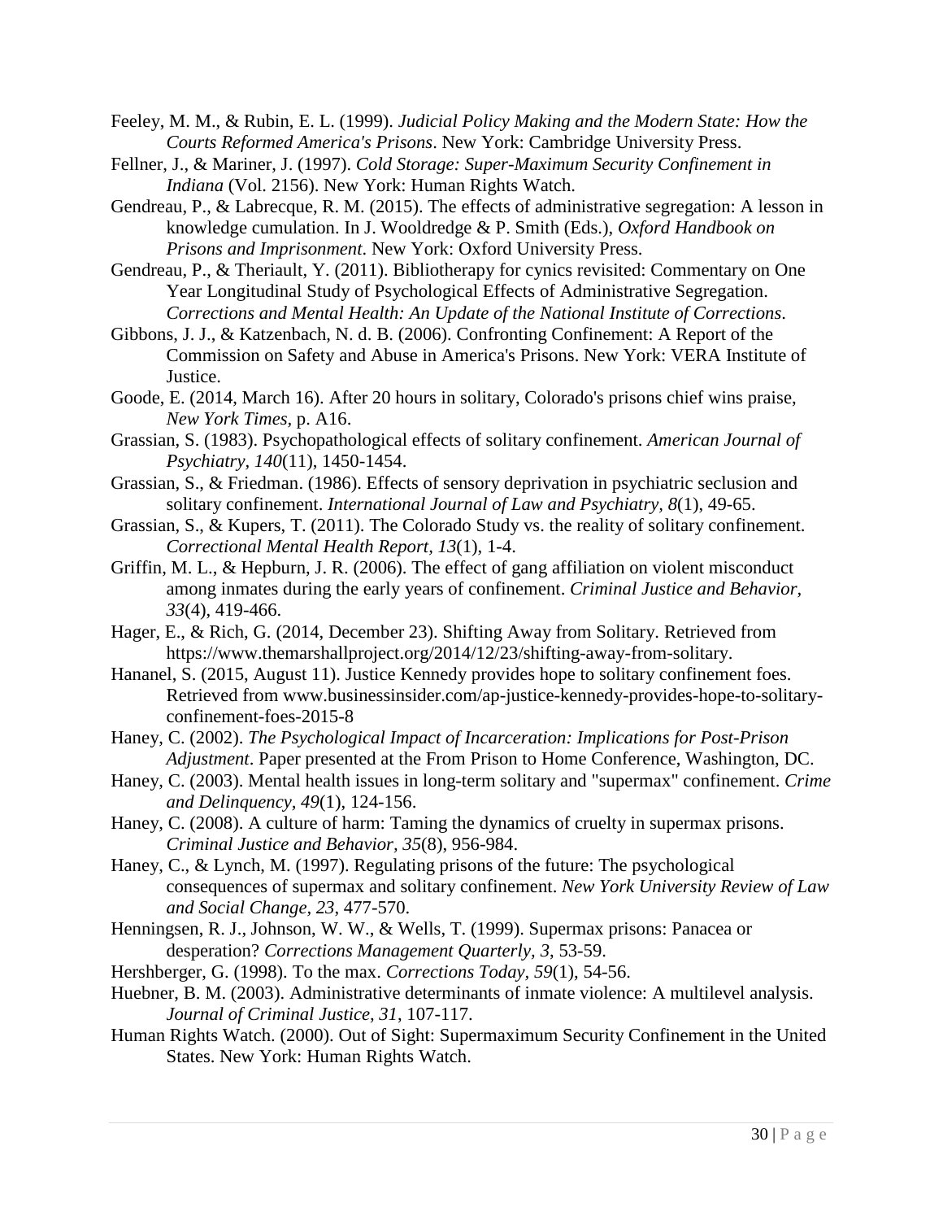Feeley, M. M., & Rubin, E. L. (1999). *Judicial Policy Making and the Modern State: How the Courts Reformed America's Prisons*. New York: Cambridge University Press.

Fellner, J., & Mariner, J. (1997). *Cold Storage: Super-Maximum Security Confinement in Indiana* (Vol. 2156). New York: Human Rights Watch.

Gendreau, P., & Labrecque, R. M. (2015). The effects of administrative segregation: A lesson in knowledge cumulation. In J. Wooldredge & P. Smith (Eds.), *Oxford Handbook on Prisons and Imprisonment*. New York: Oxford University Press.

Gendreau, P., & Theriault, Y. (2011). Bibliotherapy for cynics revisited: Commentary on One Year Longitudinal Study of Psychological Effects of Administrative Segregation. *Corrections and Mental Health: An Update of the National Institute of Corrections*.

Gibbons, J. J., & Katzenbach, N. d. B. (2006). Confronting Confinement: A Report of the Commission on Safety and Abuse in America's Prisons. New York: VERA Institute of Justice.

Goode, E. (2014, March 16). After 20 hours in solitary, Colorado's prisons chief wins praise, *New York Times*, p. A16.

Grassian, S. (1983). Psychopathological effects of solitary confinement. *American Journal of Psychiatry, 140*(11), 1450-1454.

Grassian, S., & Friedman. (1986). Effects of sensory deprivation in psychiatric seclusion and solitary confinement. *International Journal of Law and Psychiatry, 8*(1), 49-65.

Grassian, S., & Kupers, T. (2011). The Colorado Study vs. the reality of solitary confinement. *Correctional Mental Health Report, 13*(1), 1-4.

Griffin, M. L., & Hepburn, J. R. (2006). The effect of gang affiliation on violent misconduct among inmates during the early years of confinement. *Criminal Justice and Behavior, 33*(4), 419-466.

Hager, E., & Rich, G. (2014, December 23). Shifting Away from Solitary. Retrieved from https://www.themarshallproject.org/2014/12/23/shifting-away-from-solitary.

Hananel, S. (2015, August 11). Justice Kennedy provides hope to solitary confinement foes. Retrieved from www.businessinsider.com/ap-justice-kennedy-provides-hope-to-solitary-confinement-foes-2015-8

Haney, C. (2002). *The Psychological Impact of Incarceration: Implications for Post-Prison Adjustment*. Paper presented at the From Prison to Home Conference, Washington, DC.

Haney, C. (2003). Mental health issues in long-term solitary and "supermax" confinement. *Crime and Delinquency, 49*(1), 124-156.

Haney, C. (2008). A culture of harm: Taming the dynamics of cruelty in supermax prisons. *Criminal Justice and Behavior, 35*(8), 956-984.

Haney, C., & Lynch, M. (1997). Regulating prisons of the future: The psychological consequences of supermax and solitary confinement. *New York University Review of Law and Social Change, 23*, 477-570.

Henningsen, R. J., Johnson, W. W., & Wells, T. (1999). Supermax prisons: Panacea or desperation? *Corrections Management Quarterly, 3*, 53-59.

Hershberger, G. (1998). To the max. *Corrections Today, 59*(1), 54-56.

Huebner, B. M. (2003). Administrative determinants of inmate violence: A multilevel analysis. *Journal of Criminal Justice, 31*, 107-117.

Human Rights Watch. (2000). Out of Sight: Supermaximum Security Confinement in the United States. New York: Human Rights Watch.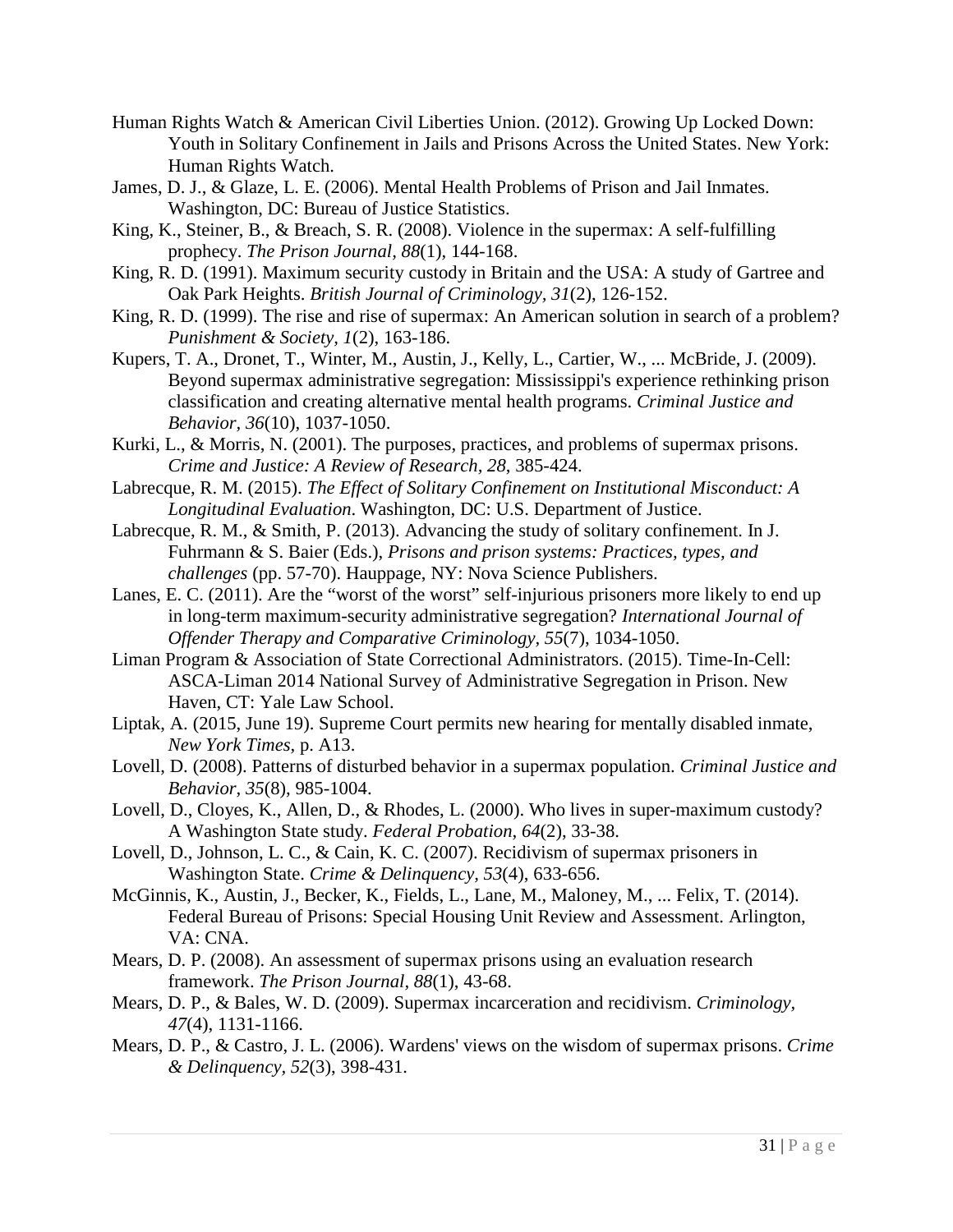Human Rights Watch & American Civil Liberties Union. (2012). Growing Up Locked Down: Youth in Solitary Confinement in Jails and Prisons Across the United States. New York: Human Rights Watch.

James, D. J., & Glaze, L. E. (2006). Mental Health Problems of Prison and Jail Inmates. Washington, DC: Bureau of Justice Statistics.

King, K., Steiner, B., & Breach, S. R. (2008). Violence in the supermax: A self-fulfilling prophecy. *The Prison Journal, 88*(1), 144-168.

King, R. D. (1991). Maximum security custody in Britain and the USA: A study of Gartree and Oak Park Heights. *British Journal of Criminology, 31*(2), 126-152.

King, R. D. (1999). The rise and rise of supermax: An American solution in search of a problem? *Punishment & Society, 1*(2), 163-186.

Kupers, T. A., Dronet, T., Winter, M., Austin, J., Kelly, L., Cartier, W., ... McBride, J. (2009). Beyond supermax administrative segregation: Mississippi's experience rethinking prison classification and creating alternative mental health programs. *Criminal Justice and Behavior, 36*(10), 1037-1050.

Kurki, L., & Morris, N. (2001). The purposes, practices, and problems of supermax prisons. *Crime and Justice: A Review of Research, 28*, 385-424.

Labrecque, R. M. (2015). *The Effect of Solitary Confinement on Institutional Misconduct: A Longitudinal Evaluation*. Washington, DC: U.S. Department of Justice.

Labrecque, R. M., & Smith, P. (2013). Advancing the study of solitary confinement. In J. Fuhrmann & S. Baier (Eds.), *Prisons and prison systems: Practices, types, and challenges* (pp. 57-70). Hauppage, NY: Nova Science Publishers.

Lanes, E. C. (2011). Are the "worst of the worst" self-injurious prisoners more likely to end up in long-term maximum-security administrative segregation? *International Journal of Offender Therapy and Comparative Criminology, 55*(7), 1034-1050.

Liman Program & Association of State Correctional Administrators. (2015). Time-In-Cell: ASCA-Liman 2014 National Survey of Administrative Segregation in Prison. New Haven, CT: Yale Law School.

Liptak, A. (2015, June 19). Supreme Court permits new hearing for mentally disabled inmate, *New York Times*, p. A13.

Lovell, D. (2008). Patterns of disturbed behavior in a supermax population. *Criminal Justice and Behavior, 35*(8), 985-1004.

Lovell, D., Cloyes, K., Allen, D., & Rhodes, L. (2000). Who lives in super-maximum custody? A Washington State study. *Federal Probation, 64*(2), 33-38.

Lovell, D., Johnson, L. C., & Cain, K. C. (2007). Recidivism of supermax prisoners in Washington State. *Crime & Delinquency, 53*(4), 633-656.

McGinnis, K., Austin, J., Becker, K., Fields, L., Lane, M., Maloney, M., ... Felix, T. (2014). Federal Bureau of Prisons: Special Housing Unit Review and Assessment. Arlington, VA: CNA.

Mears, D. P. (2008). An assessment of supermax prisons using an evaluation research framework. *The Prison Journal, 88*(1), 43-68.

Mears, D. P., & Bales, W. D. (2009). Supermax incarceration and recidivism. *Criminology, 47*(4), 1131-1166.

Mears, D. P., & Castro, J. L. (2006). Wardens' views on the wisdom of supermax prisons. *Crime & Delinquency, 52*(3), 398-431.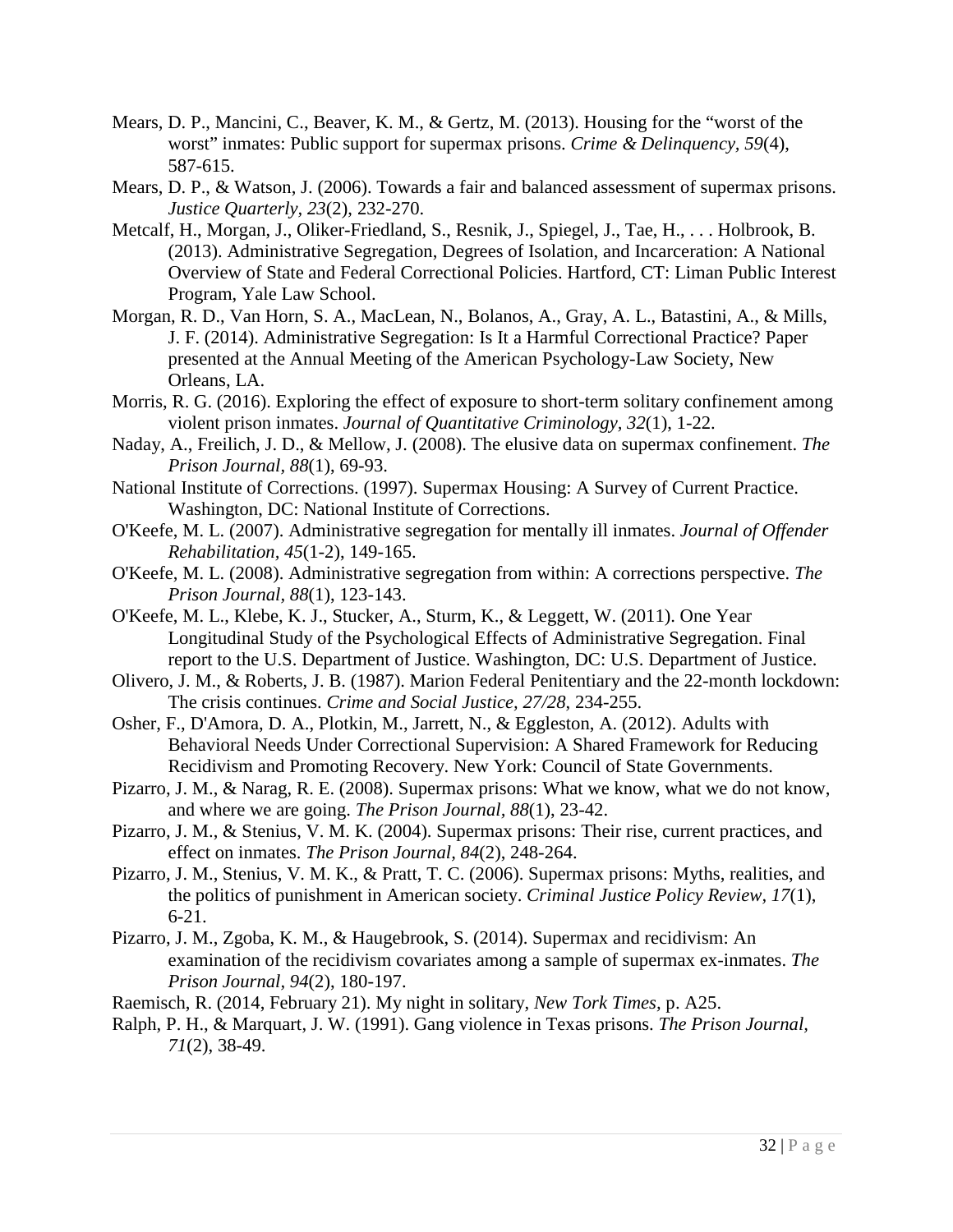Mears, D. P., Mancini, C., Beaver, K. M., & Gertz, M. (2013). Housing for the "worst of the worst" inmates: Public support for supermax prisons. *Crime & Delinquency, 59*(4), 587-615.

Mears, D. P., & Watson, J. (2006). Towards a fair and balanced assessment of supermax prisons. *Justice Quarterly, 23*(2), 232-270.

Metcalf, H., Morgan, J., Oliker-Friedland, S., Resnik, J., Spiegel, J., Tae, H., . . . Holbrook, B. (2013). Administrative Segregation, Degrees of Isolation, and Incarceration: A National Overview of State and Federal Correctional Policies. Hartford, CT: Liman Public Interest Program, Yale Law School.

Morgan, R. D., Van Horn, S. A., MacLean, N., Bolanos, A., Gray, A. L., Batastini, A., & Mills, J. F. (2014). Administrative Segregation: Is It a Harmful Correctional Practice? Paper presented at the Annual Meeting of the American Psychology-Law Society, New Orleans, LA.

Morris, R. G. (2016). Exploring the effect of exposure to short-term solitary confinement among violent prison inmates. *Journal of Quantitative Criminology, 32*(1), 1-22.

Naday, A., Freilich, J. D., & Mellow, J. (2008). The elusive data on supermax confinement. *The Prison Journal, 88*(1), 69-93.

National Institute of Corrections. (1997). Supermax Housing: A Survey of Current Practice. Washington, DC: National Institute of Corrections.

O'Keefe, M. L. (2007). Administrative segregation for mentally ill inmates. *Journal of Offender Rehabilitation, 45*(1-2), 149-165.

O'Keefe, M. L. (2008). Administrative segregation from within: A corrections perspective. *The Prison Journal, 88*(1), 123-143.

O'Keefe, M. L., Klebe, K. J., Stucker, A., Sturm, K., & Leggett, W. (2011). One Year Longitudinal Study of the Psychological Effects of Administrative Segregation. Final report to the U.S. Department of Justice. Washington, DC: U.S. Department of Justice.

Olivero, J. M., & Roberts, J. B. (1987). Marion Federal Penitentiary and the 22-month lockdown: The crisis continues. *Crime and Social Justice, 27/28*, 234-255.

Osher, F., D'Amora, D. A., Plotkin, M., Jarrett, N., & Eggleston, A. (2012). Adults with Behavioral Needs Under Correctional Supervision: A Shared Framework for Reducing Recidivism and Promoting Recovery. New York: Council of State Governments.

Pizarro, J. M., & Narag, R. E. (2008). Supermax prisons: What we know, what we do not know, and where we are going. *The Prison Journal, 88*(1), 23-42.

Pizarro, J. M., & Stenius, V. M. K. (2004). Supermax prisons: Their rise, current practices, and effect on inmates. *The Prison Journal, 84*(2), 248-264.

Pizarro, J. M., Stenius, V. M. K., & Pratt, T. C. (2006). Supermax prisons: Myths, realities, and the politics of punishment in American society. *Criminal Justice Policy Review, 17*(1), 6-21.

Pizarro, J. M., Zgoba, K. M., & Haugebrook, S. (2014). Supermax and recidivism: An examination of the recidivism covariates among a sample of supermax ex-inmates. *The Prison Journal, 94*(2), 180-197.

Raemisch, R. (2014, February 21). My night in solitary, *New Tork Times*, p. A25.

Ralph, P. H., & Marquart, J. W. (1991). Gang violence in Texas prisons. *The Prison Journal, 71*(2), 38-49.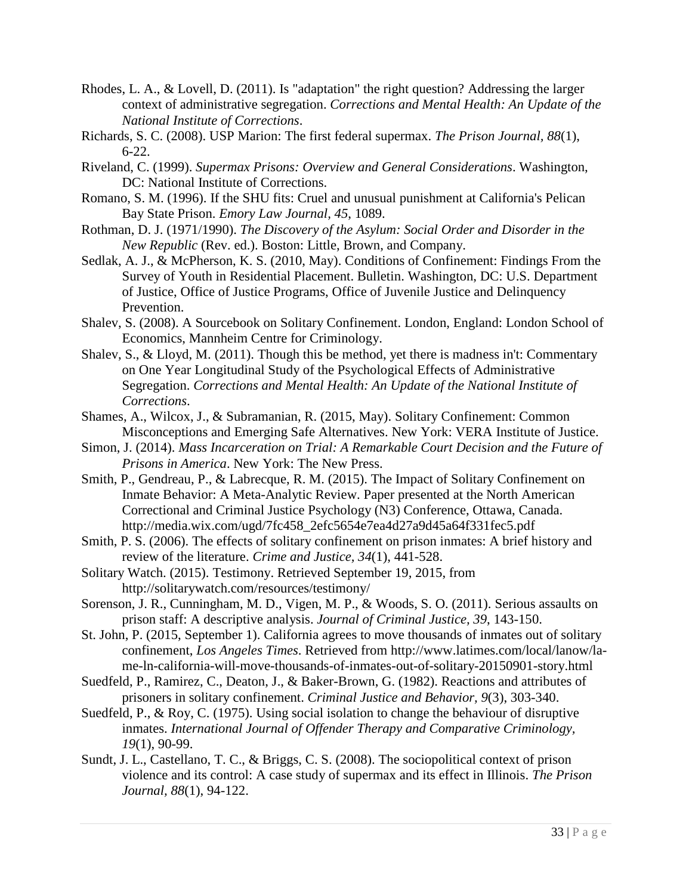Rhodes, L. A., & Lovell, D. (2011). Is "adaptation" the right question? Addressing the larger context of administrative segregation. *Corrections and Mental Health: An Update of the National Institute of Corrections*.

Richards, S. C. (2008). USP Marion: The first federal supermax. *The Prison Journal, 88*(1), 6-22.

Riveland, C. (1999). *Supermax Prisons: Overview and General Considerations*. Washington, DC: National Institute of Corrections.

Romano, S. M. (1996). If the SHU fits: Cruel and unusual punishment at California's Pelican Bay State Prison. *Emory Law Journal, 45*, 1089.

Rothman, D. J. (1971/1990). *The Discovery of the Asylum: Social Order and Disorder in the New Republic* (Rev. ed.). Boston: Little, Brown, and Company.

Sedlak, A. J., & McPherson, K. S. (2010, May). Conditions of Confinement: Findings From the Survey of Youth in Residential Placement. Bulletin. Washington, DC: U.S. Department of Justice, Office of Justice Programs, Office of Juvenile Justice and Delinquency Prevention.

Shalev, S. (2008). A Sourcebook on Solitary Confinement. London, England: London School of Economics, Mannheim Centre for Criminology.

Shalev, S., & Lloyd, M. (2011). Though this be method, yet there is madness in't: Commentary on One Year Longitudinal Study of the Psychological Effects of Administrative Segregation. *Corrections and Mental Health: An Update of the National Institute of Corrections*.

Shames, A., Wilcox, J., & Subramanian, R. (2015, May). Solitary Confinement: Common Misconceptions and Emerging Safe Alternatives. New York: VERA Institute of Justice.

Simon, J. (2014). *Mass Incarceration on Trial: A Remarkable Court Decision and the Future of Prisons in America*. New York: The New Press.

Smith, P., Gendreau, P., & Labrecque, R. M. (2015). The Impact of Solitary Confinement on Inmate Behavior: A Meta-Analytic Review. Paper presented at the North American Correctional and Criminal Justice Psychology (N3) Conference, Ottawa, Canada. http://media.wix.com/ugd/7fc458_2efc5654e7ea4d27a9d45a64f331fec5.pdf

Smith, P. S. (2006). The effects of solitary confinement on prison inmates: A brief history and review of the literature. *Crime and Justice, 34*(1), 441-528.

Solitary Watch. (2015). Testimony. Retrieved September 19, 2015, from http://solitarywatch.com/resources/testimony/

Sorenson, J. R., Cunningham, M. D., Vigen, M. P., & Woods, S. O. (2011). Serious assaults on prison staff: A descriptive analysis. *Journal of Criminal Justice, 39*, 143-150.

St. John, P. (2015, September 1). California agrees to move thousands of inmates out of solitary confinement, *Los Angeles Times*. Retrieved from http://www.latimes.com/local/lanow/la-me-ln-california-will-move-thousands-of-inmates-out-of-solitary-20150901-story.html

Suedfeld, P., Ramirez, C., Deaton, J., & Baker-Brown, G. (1982). Reactions and attributes of prisoners in solitary confinement. *Criminal Justice and Behavior, 9*(3), 303-340.

Suedfeld, P., & Roy, C. (1975). Using social isolation to change the behaviour of disruptive inmates. *International Journal of Offender Therapy and Comparative Criminology, 19*(1), 90-99.

Sundt, J. L., Castellano, T. C., & Briggs, C. S. (2008). The sociopolitical context of prison violence and its control: A case study of supermax and its effect in Illinois. *The Prison Journal, 88*(1), 94-122.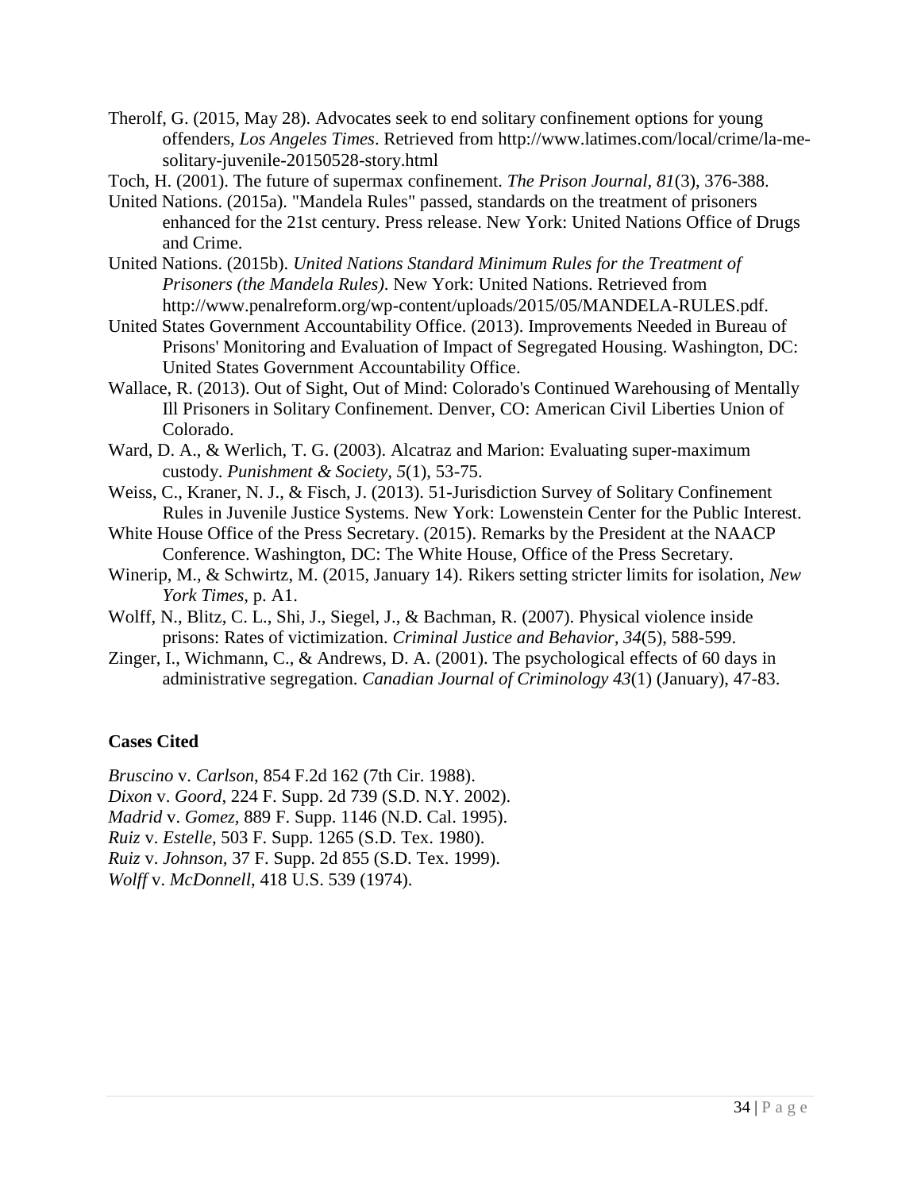Therolf, G. (2015, May 28). Advocates seek to end solitary confinement options for young offenders, *Los Angeles Times*. Retrieved from http://www.latimes.com/local/crime/la-me-solitary-juvenile-20150528-story.html

Toch, H. (2001). The future of supermax confinement. *The Prison Journal, 81*(3), 376-388.

United Nations. (2015a). "Mandela Rules" passed, standards on the treatment of prisoners enhanced for the 21st century. Press release. New York: United Nations Office of Drugs and Crime.

United Nations. (2015b). *United Nations Standard Minimum Rules for the Treatment of Prisoners (the Mandela Rules)*. New York: United Nations. Retrieved from http://www.penalreform.org/wp-content/uploads/2015/05/MANDELA-RULES.pdf.

United States Government Accountability Office. (2013). Improvements Needed in Bureau of Prisons' Monitoring and Evaluation of Impact of Segregated Housing. Washington, DC: United States Government Accountability Office.

Wallace, R. (2013). Out of Sight, Out of Mind: Colorado's Continued Warehousing of Mentally Ill Prisoners in Solitary Confinement. Denver, CO: American Civil Liberties Union of Colorado.

Ward, D. A., & Werlich, T. G. (2003). Alcatraz and Marion: Evaluating super-maximum custody. *Punishment & Society, 5*(1), 53-75.

Weiss, C., Kraner, N. J., & Fisch, J. (2013). 51-Jurisdiction Survey of Solitary Confinement Rules in Juvenile Justice Systems. New York: Lowenstein Center for the Public Interest.

White House Office of the Press Secretary. (2015). Remarks by the President at the NAACP Conference. Washington, DC: The White House, Office of the Press Secretary.

Winerip, M., & Schwirtz, M. (2015, January 14). Rikers setting stricter limits for isolation, *New York Times*, p. A1.

Wolff, N., Blitz, C. L., Shi, J., Siegel, J., & Bachman, R. (2007). Physical violence inside prisons: Rates of victimization. *Criminal Justice and Behavior, 34*(5), 588-599.

Zinger, I., Wichmann, C., & Andrews, D. A. (2001). The psychological effects of 60 days in administrative segregation. *Canadian Journal of Criminology 43*(1) (January), 47-83.

**Cases Cited**

*Bruscino* v. *Carlson*, 854 F.2d 162 (7th Cir. 1988).
*Dixon* v. *Goord*, 224 F. Supp. 2d 739 (S.D. N.Y. 2002).
*Madrid* v. *Gomez*, 889 F. Supp. 1146 (N.D. Cal. 1995).
*Ruiz* v. *Estelle*, 503 F. Supp. 1265 (S.D. Tex. 1980).
*Ruiz* v. *Johnson*, 37 F. Supp. 2d 855 (S.D. Tex. 1999).
*Wolff* v. *McDonnell*, 418 U.S. 539 (1974).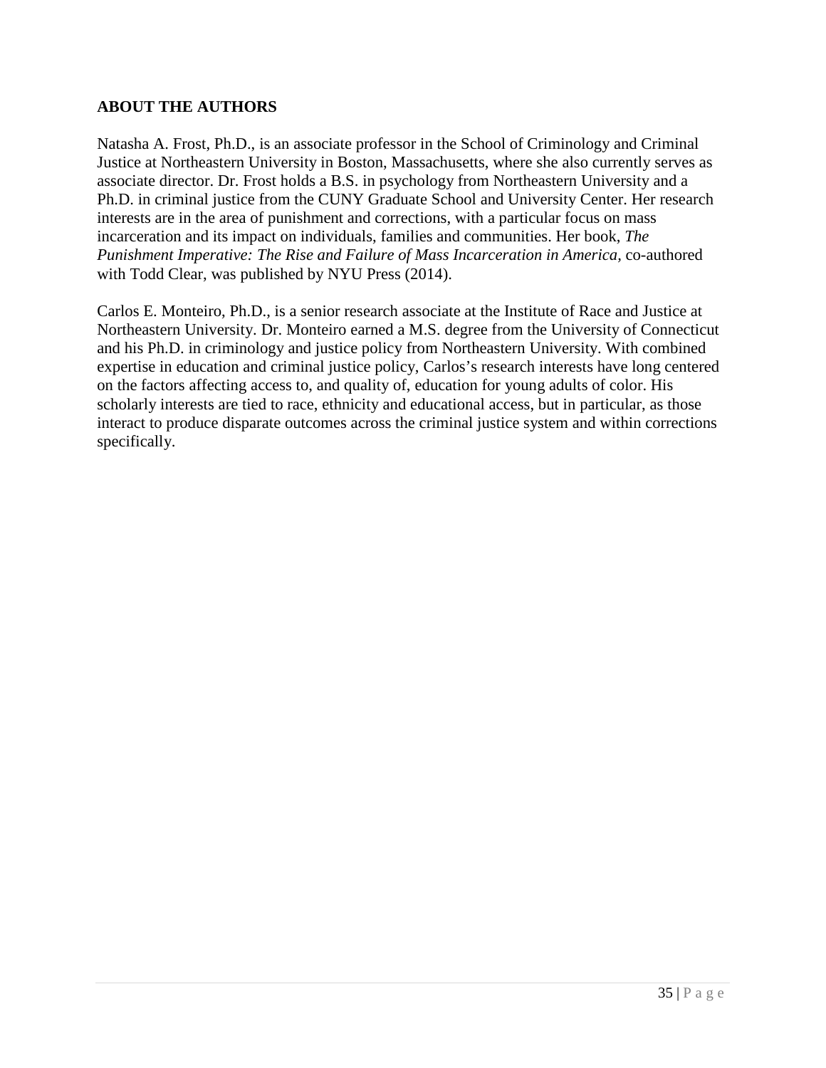## ABOUT THE AUTHORS

Natasha A. Frost, Ph.D., is an associate professor in the School of Criminology and Criminal Justice at Northeastern University in Boston, Massachusetts, where she also currently serves as associate director. Dr. Frost holds a B.S. in psychology from Northeastern University and a Ph.D. in criminal justice from the CUNY Graduate School and University Center. Her research interests are in the area of punishment and corrections, with a particular focus on mass incarceration and its impact on individuals, families and communities. Her book, *The Punishment Imperative: The Rise and Failure of Mass Incarceration in America,* co-authored with Todd Clear, was published by NYU Press (2014).

Carlos E. Monteiro, Ph.D., is a senior research associate at the Institute of Race and Justice at Northeastern University. Dr. Monteiro earned a M.S. degree from the University of Connecticut and his Ph.D. in criminology and justice policy from Northeastern University. With combined expertise in education and criminal justice policy, Carlos's research interests have long centered on the factors affecting access to, and quality of, education for young adults of color. His scholarly interests are tied to race, ethnicity and educational access, but in particular, as those interact to produce disparate outcomes across the criminal justice system and within corrections specifically.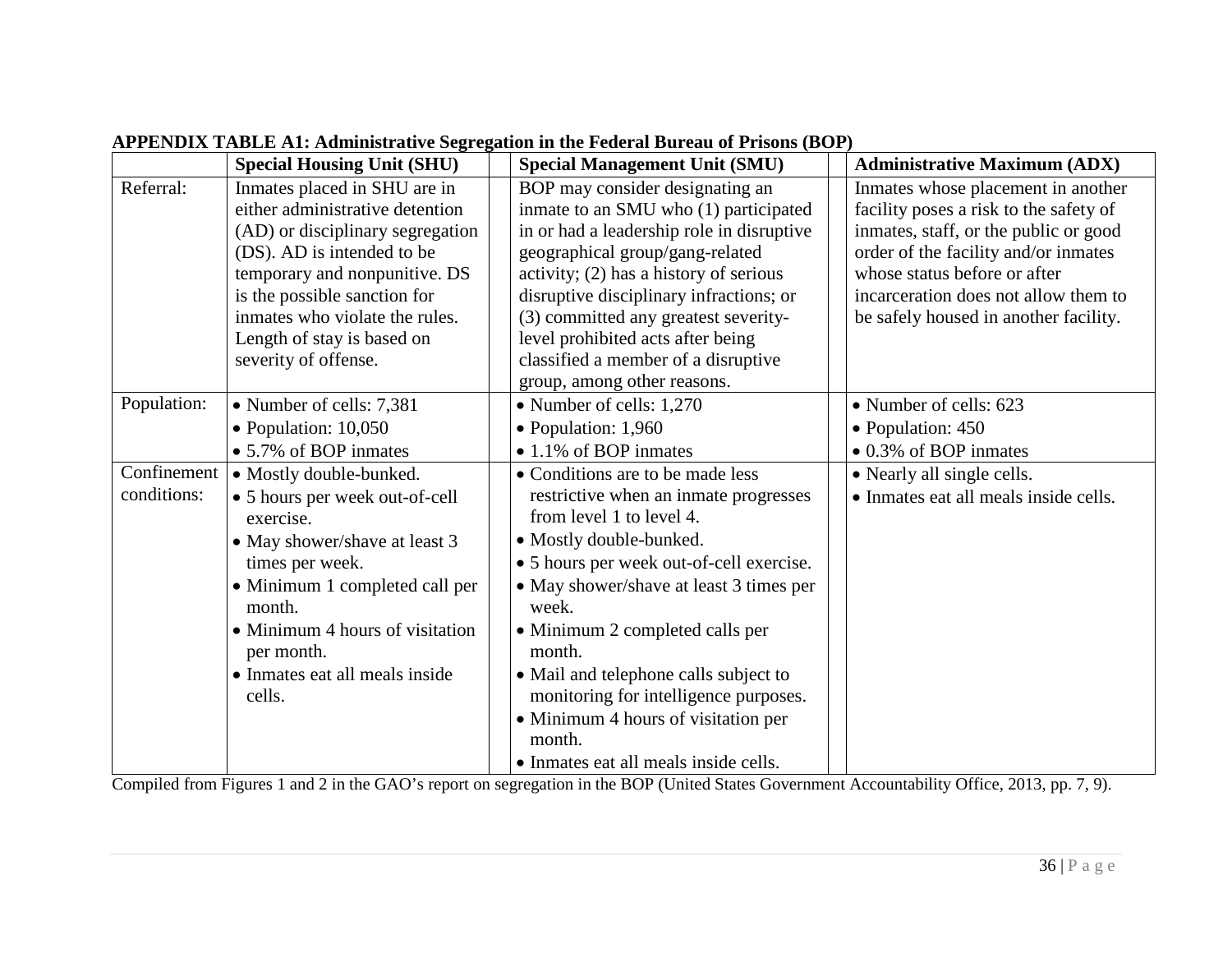**APPENDIX TABLE A1: Administrative Segregation in the Federal Bureau of Prisons (BOP)**

| | Special Housing Unit (SHU) | Special Management Unit (SMU) | Administrative Maximum (ADX) |
|---|---|---|---|
| Referral: | Inmates placed in SHU are in either administrative detention (AD) or disciplinary segregation (DS). AD is intended to be temporary and nonpunitive. DS is the possible sanction for inmates who violate the rules. Length of stay is based on severity of offense. | BOP may consider designating an inmate to an SMU who (1) participated in or had a leadership role in disruptive geographical group/gang-related activity; (2) has a history of serious disruptive disciplinary infractions; or (3) committed any greatest severity-level prohibited acts after being classified a member of a disruptive group, among other reasons. | Inmates whose placement in another facility poses a risk to the safety of inmates, staff, or the public or good order of the facility and/or inmates whose status before or after incarceration does not allow them to be safely housed in another facility. |
| Population: | • Number of cells: 7,381<br>• Population: 10,050<br>• 5.7% of BOP inmates | • Number of cells: 1,270<br>• Population: 1,960<br>• 1.1% of BOP inmates | • Number of cells: 623<br>• Population: 450<br>• 0.3% of BOP inmates |
| Confinement conditions: | • Mostly double-bunked.<br>• 5 hours per week out-of-cell exercise.<br>• May shower/shave at least 3 times per week.<br>• Minimum 1 completed call per month.<br>• Minimum 4 hours of visitation per month.<br>• Inmates eat all meals inside cells. | • Conditions are to be made less restrictive when an inmate progresses from level 1 to level 4.<br>• Mostly double-bunked.<br>• 5 hours per week out-of-cell exercise.<br>• May shower/shave at least 3 times per week.<br>• Minimum 2 completed calls per month.<br>• Mail and telephone calls subject to monitoring for intelligence purposes.<br>• Minimum 4 hours of visitation per month.<br>• Inmates eat all meals inside cells. | • Nearly all single cells.<br>• Inmates eat all meals inside cells. |

Compiled from Figures 1 and 2 in the GAO's report on segregation in the BOP (United States Government Accountability Office, 2013, pp. 7, 9).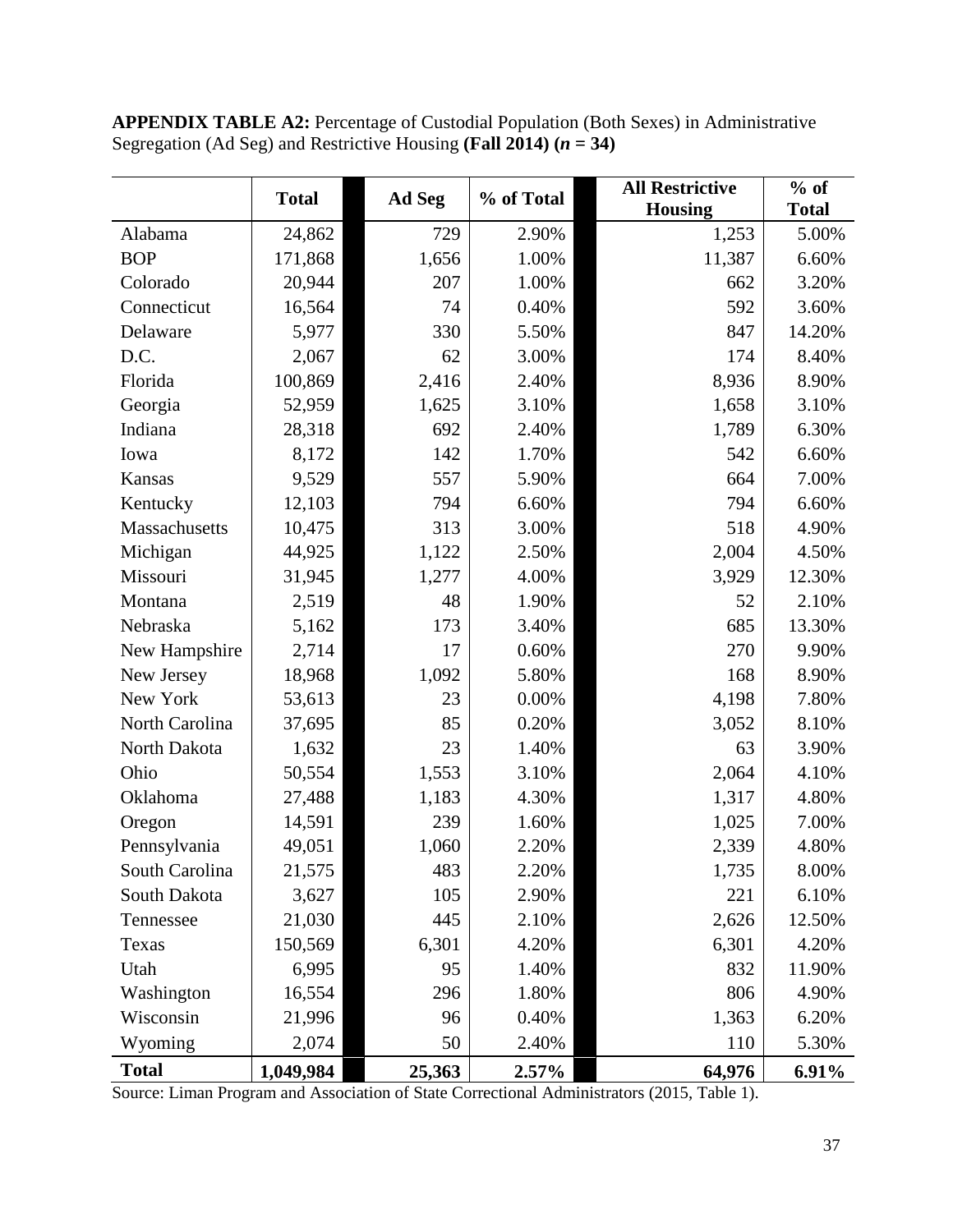**APPENDIX TABLE A2:** Percentage of Custodial Population (Both Sexes) in Administrative Segregation (Ad Seg) and Restrictive Housing **(Fall 2014) (*n* = 34)**

| | Total | Ad Seg | % of Total | All Restrictive Housing | % of Total |
|---|---|---|---|---|---|
| Alabama | 24,862 | 729 | 2.90% | 1,253 | 5.00% |
| BOP | 171,868 | 1,656 | 1.00% | 11,387 | 6.60% |
| Colorado | 20,944 | 207 | 1.00% | 662 | 3.20% |
| Connecticut | 16,564 | 74 | 0.40% | 592 | 3.60% |
| Delaware | 5,977 | 330 | 5.50% | 847 | 14.20% |
| D.C. | 2,067 | 62 | 3.00% | 174 | 8.40% |
| Florida | 100,869 | 2,416 | 2.40% | 8,936 | 8.90% |
| Georgia | 52,959 | 1,625 | 3.10% | 1,658 | 3.10% |
| Indiana | 28,318 | 692 | 2.40% | 1,789 | 6.30% |
| Iowa | 8,172 | 142 | 1.70% | 542 | 6.60% |
| Kansas | 9,529 | 557 | 5.90% | 664 | 7.00% |
| Kentucky | 12,103 | 794 | 6.60% | 794 | 6.60% |
| Massachusetts | 10,475 | 313 | 3.00% | 518 | 4.90% |
| Michigan | 44,925 | 1,122 | 2.50% | 2,004 | 4.50% |
| Missouri | 31,945 | 1,277 | 4.00% | 3,929 | 12.30% |
| Montana | 2,519 | 48 | 1.90% | 52 | 2.10% |
| Nebraska | 5,162 | 173 | 3.40% | 685 | 13.30% |
| New Hampshire | 2,714 | 17 | 0.60% | 270 | 9.90% |
| New Jersey | 18,968 | 1,092 | 5.80% | 168 | 8.90% |
| New York | 53,613 | 23 | 0.00% | 4,198 | 7.80% |
| North Carolina | 37,695 | 85 | 0.20% | 3,052 | 8.10% |
| North Dakota | 1,632 | 23 | 1.40% | 63 | 3.90% |
| Ohio | 50,554 | 1,553 | 3.10% | 2,064 | 4.10% |
| Oklahoma | 27,488 | 1,183 | 4.30% | 1,317 | 4.80% |
| Oregon | 14,591 | 239 | 1.60% | 1,025 | 7.00% |
| Pennsylvania | 49,051 | 1,060 | 2.20% | 2,339 | 4.80% |
| South Carolina | 21,575 | 483 | 2.20% | 1,735 | 8.00% |
| South Dakota | 3,627 | 105 | 2.90% | 221 | 6.10% |
| Tennessee | 21,030 | 445 | 2.10% | 2,626 | 12.50% |
| Texas | 150,569 | 6,301 | 4.20% | 6,301 | 4.20% |
| Utah | 6,995 | 95 | 1.40% | 832 | 11.90% |
| Washington | 16,554 | 296 | 1.80% | 806 | 4.90% |
| Wisconsin | 21,996 | 96 | 0.40% | 1,363 | 6.20% |
| Wyoming | 2,074 | 50 | 2.40% | 110 | 5.30% |
| **Total** | **1,049,984** | **25,363** | **2.57%** | **64,976** | **6.91%** |

Source: Liman Program and Association of State Correctional Administrators (2015, Table 1).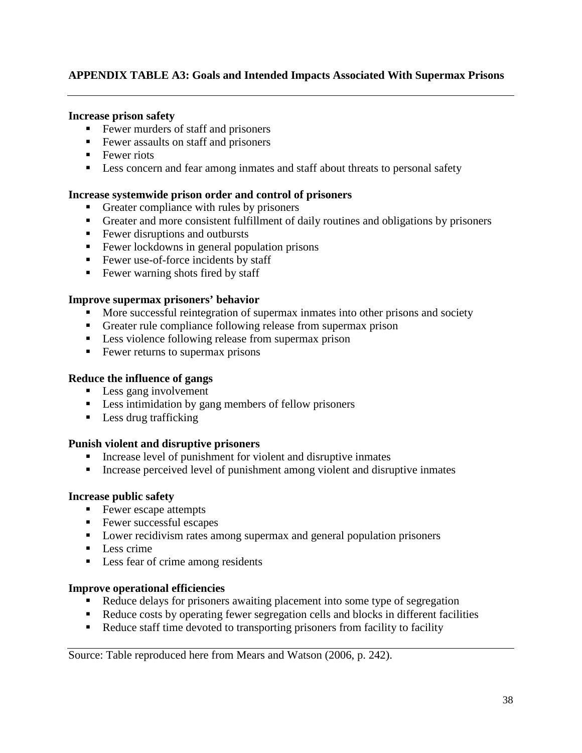### APPENDIX TABLE A3: Goals and Intended Impacts Associated With Supermax Prisons

---

**Increase prison safety**

- Fewer murders of staff and prisoners
- Fewer assaults on staff and prisoners
- Fewer riots
- Less concern and fear among inmates and staff about threats to personal safety

**Increase systemwide prison order and control of prisoners**

- Greater compliance with rules by prisoners
- Greater and more consistent fulfillment of daily routines and obligations by prisoners
- Fewer disruptions and outbursts
- Fewer lockdowns in general population prisons
- Fewer use-of-force incidents by staff
- Fewer warning shots fired by staff

**Improve supermax prisoners' behavior**

- More successful reintegration of supermax inmates into other prisons and society
- Greater rule compliance following release from supermax prison
- Less violence following release from supermax prison
- Fewer returns to supermax prisons

**Reduce the influence of gangs**

- Less gang involvement
- Less intimidation by gang members of fellow prisoners
- Less drug trafficking

**Punish violent and disruptive prisoners**

- Increase level of punishment for violent and disruptive inmates
- Increase perceived level of punishment among violent and disruptive inmates

**Increase public safety**

- Fewer escape attempts
- Fewer successful escapes
- Lower recidivism rates among supermax and general population prisoners
- Less crime
- Less fear of crime among residents

**Improve operational efficiencies**

- Reduce delays for prisoners awaiting placement into some type of segregation
- Reduce costs by operating fewer segregation cells and blocks in different facilities
- Reduce staff time devoted to transporting prisoners from facility to facility

---

Source: Table reproduced here from Mears and Watson (2006, p. 242).